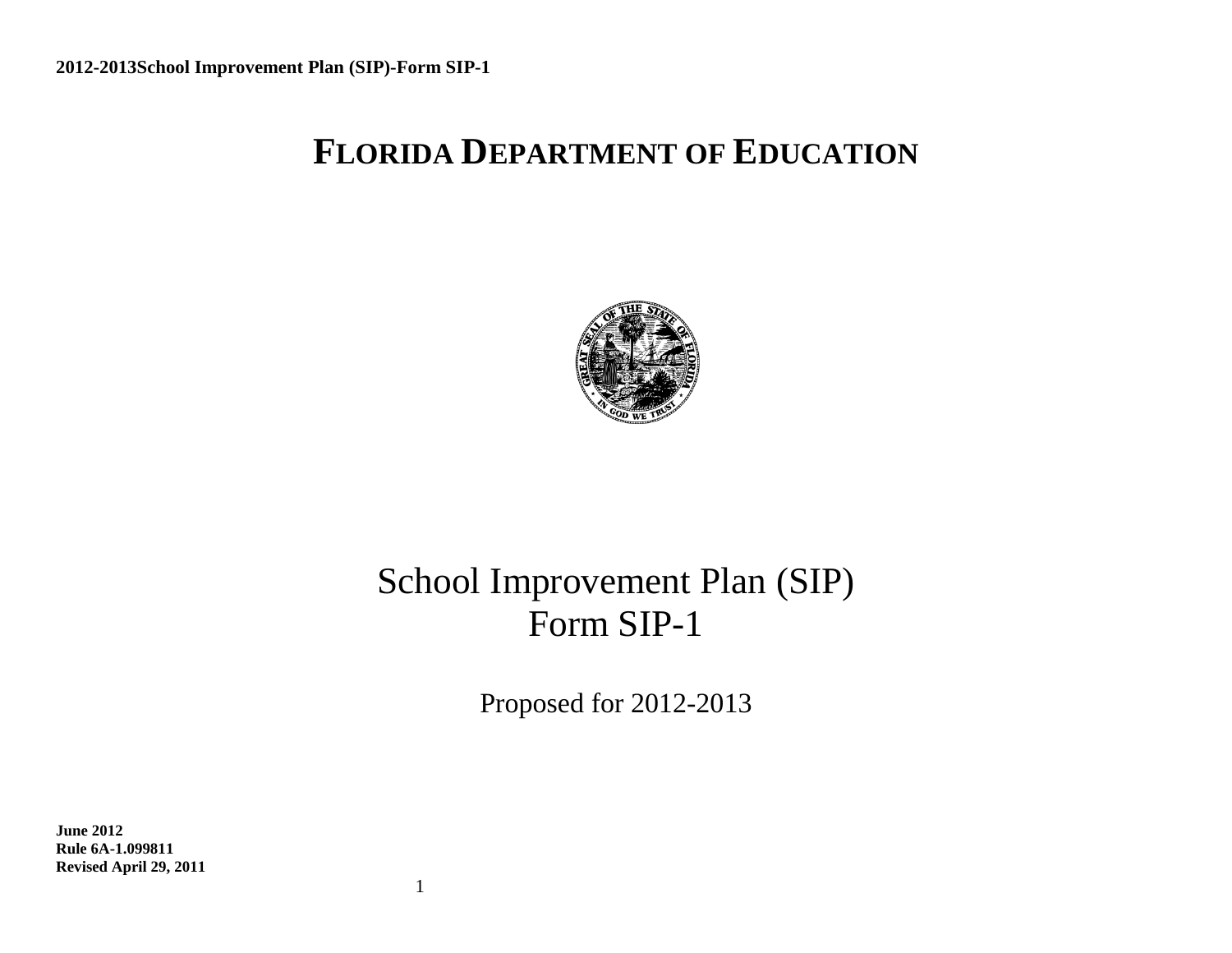# FLORIDA DEPARTMENT OF EDUCATION

# School Improvement Plan (SIP)
# Form SIP-1

Proposed for 2012-2013

**June 2012**
**Rule 6A-1.099811**
**Revised April 29, 2011**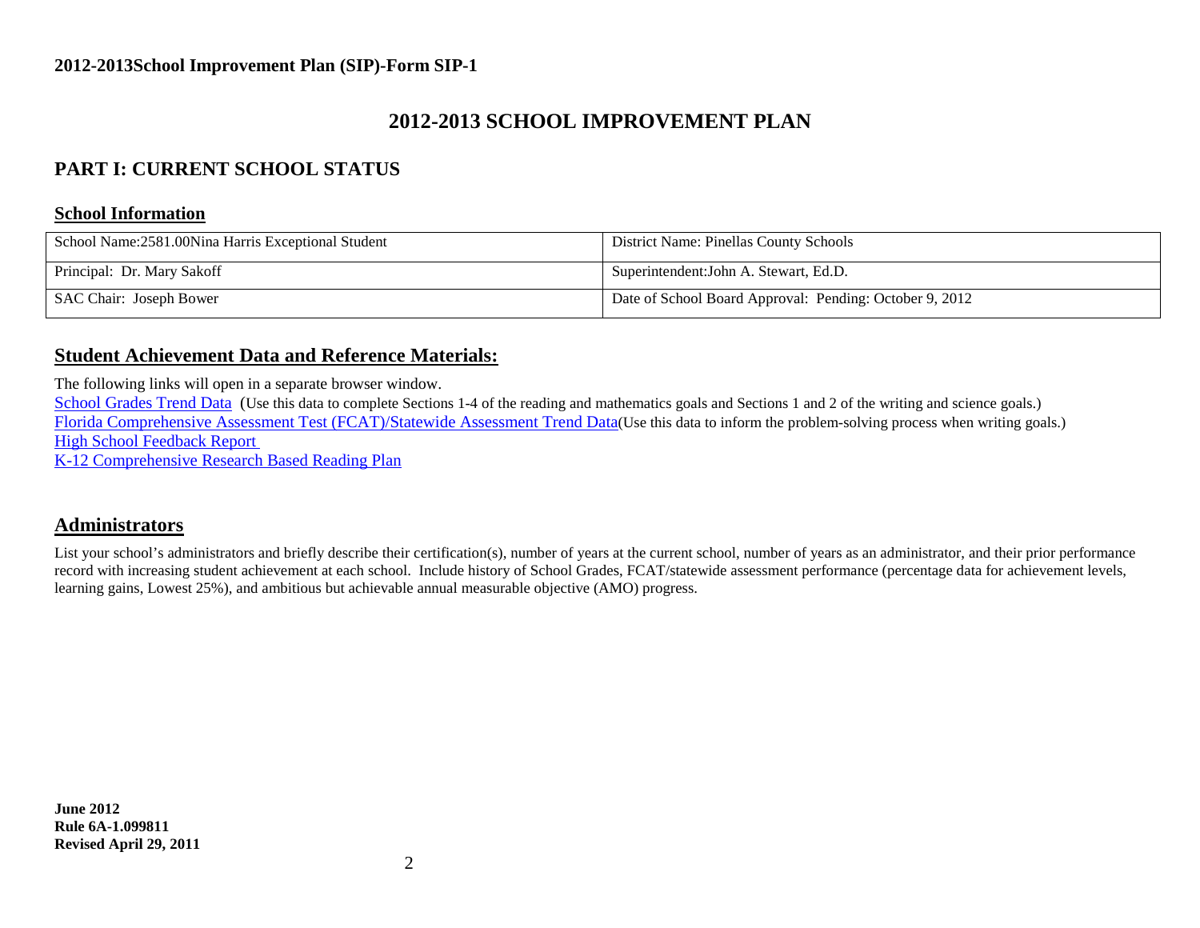**2012-2013School Improvement Plan (SIP)-Form SIP-1**

# 2012-2013 SCHOOL IMPROVEMENT PLAN

## PART I: CURRENT SCHOOL STATUS

### School Information

| | |
|---|---|
| School Name:2581.00Nina Harris Exceptional Student | District Name: Pinellas County Schools |
| Principal: Dr. Mary Sakoff | Superintendent:John A. Stewart, Ed.D. |
| SAC Chair: Joseph Bower | Date of School Board Approval: Pending: October 9, 2012 |

## Student Achievement Data and Reference Materials:

The following links will open in a separate browser window.
School Grades Trend Data (Use this data to complete Sections 1-4 of the reading and mathematics goals and Sections 1 and 2 of the writing and science goals.)
Florida Comprehensive Assessment Test (FCAT)/Statewide Assessment Trend Data(Use this data to inform the problem-solving process when writing goals.)
High School Feedback Report
K-12 Comprehensive Research Based Reading Plan

## Administrators

List your school's administrators and briefly describe their certification(s), number of years at the current school, number of years as an administrator, and their prior performance record with increasing student achievement at each school. Include history of School Grades, FCAT/statewide assessment performance (percentage data for achievement levels, learning gains, Lowest 25%), and ambitious but achievable annual measurable objective (AMO) progress.

**June 2012**
**Rule 6A-1.099811**
**Revised April 29, 2011**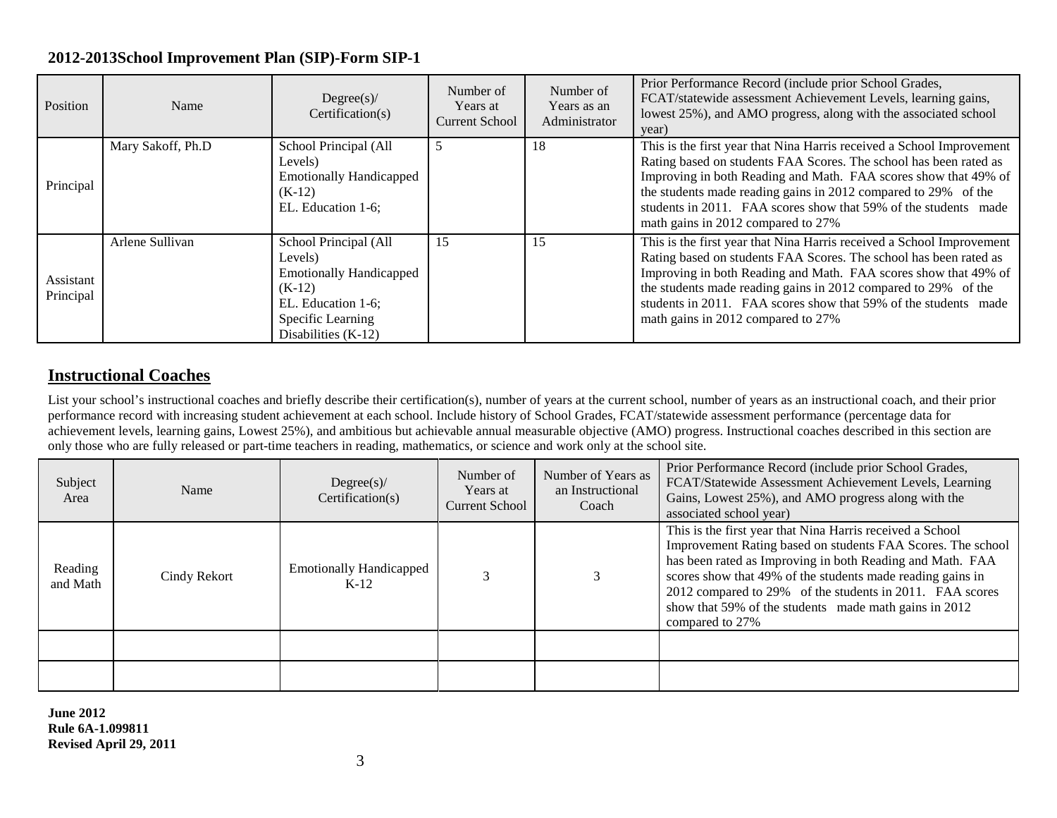## 2012-2013School Improvement Plan (SIP)-Form SIP-1

| Position | Name | Degree(s)/ Certification(s) | Number of Years at Current School | Number of Years as an Administrator | Prior Performance Record (include prior School Grades, FCAT/statewide assessment Achievement Levels, learning gains, lowest 25%), and AMO progress, along with the associated school year) |
|---|---|---|---|---|---|
| Principal | Mary Sakoff, Ph.D | School Principal (All Levels)<br>Emotionally Handicapped (K-12)<br>EL. Education 1-6; | 5 | 18 | This is the first year that Nina Harris received a School Improvement Rating based on students FAA Scores. The school has been rated as Improving in both Reading and Math. FAA scores show that 49% of the students made reading gains in 2012 compared to 29% of the students in 2011. FAA scores show that 59% of the students made math gains in 2012 compared to 27% |
| Assistant Principal | Arlene Sullivan | School Principal (All Levels)<br>Emotionally Handicapped (K-12)<br>EL. Education 1-6;<br>Specific Learning Disabilities (K-12) | 15 | 15 | This is the first year that Nina Harris received a School Improvement Rating based on students FAA Scores. The school has been rated as Improving in both Reading and Math. FAA scores show that 49% of the students made reading gains in 2012 compared to 29% of the students in 2011. FAA scores show that 59% of the students made math gains in 2012 compared to 27% |

## Instructional Coaches

List your school's instructional coaches and briefly describe their certification(s), number of years at the current school, number of years as an instructional coach, and their prior performance record with increasing student achievement at each school. Include history of School Grades, FCAT/statewide assessment performance (percentage data for achievement levels, learning gains, Lowest 25%), and ambitious but achievable annual measurable objective (AMO) progress. Instructional coaches described in this section are only those who are fully released or part-time teachers in reading, mathematics, or science and work only at the school site.

| Subject Area | Name | Degree(s)/ Certification(s) | Number of Years at Current School | Number of Years as an Instructional Coach | Prior Performance Record (include prior School Grades, FCAT/Statewide Assessment Achievement Levels, Learning Gains, Lowest 25%), and AMO progress along with the associated school year) |
|---|---|---|---|---|---|
| Reading and Math | Cindy Rekort | Emotionally Handicapped K-12 | 3 | 3 | This is the first year that Nina Harris received a School Improvement Rating based on students FAA Scores. The school has been rated as Improving in both Reading and Math. FAA scores show that 49% of the students made reading gains in 2012 compared to 29% of the students in 2011. FAA scores show that 59% of the students made math gains in 2012 compared to 27% |
| | | | | | |
| | | | | | |

**June 2012**
**Rule 6A-1.099811**
**Revised April 29, 2011**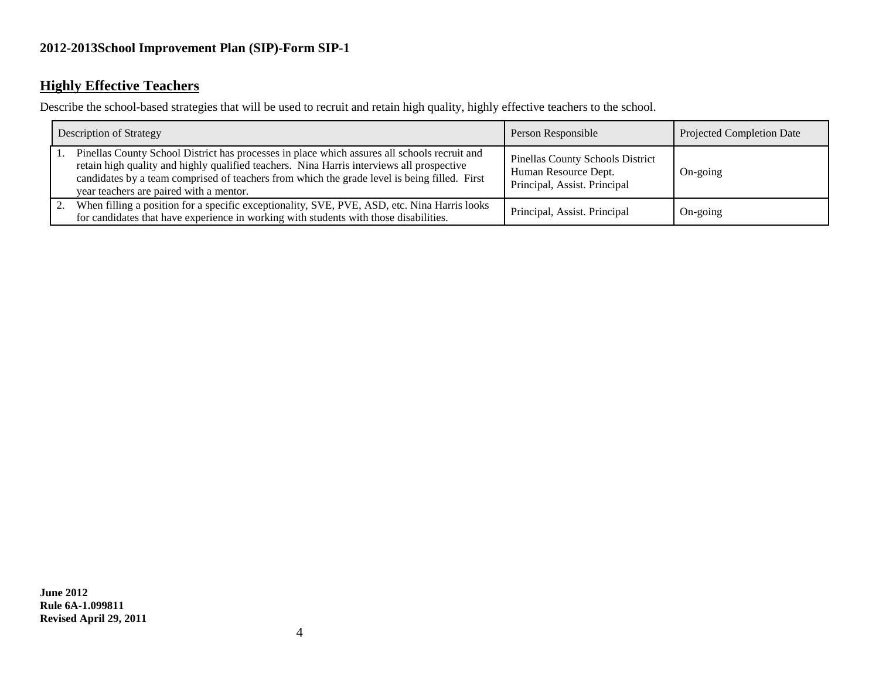**2012-2013School Improvement Plan (SIP)-Form SIP-1**

## Highly Effective Teachers

Describe the school-based strategies that will be used to recruit and retain high quality, highly effective teachers to the school.

| Description of Strategy | Person Responsible | Projected Completion Date |
|---|---|---|
| 1. Pinellas County School District has processes in place which assures all schools recruit and retain high quality and highly qualified teachers. Nina Harris interviews all prospective candidates by a team comprised of teachers from which the grade level is being filled. First year teachers are paired with a mentor. | Pinellas County Schools District Human Resource Dept. Principal, Assist. Principal | On-going |
| 2. When filling a position for a specific exceptionality, SVE, PVE, ASD, etc. Nina Harris looks for candidates that have experience in working with students with those disabilities. | Principal, Assist. Principal | On-going |

**June 2012**
**Rule 6A-1.099811**
**Revised April 29, 2011**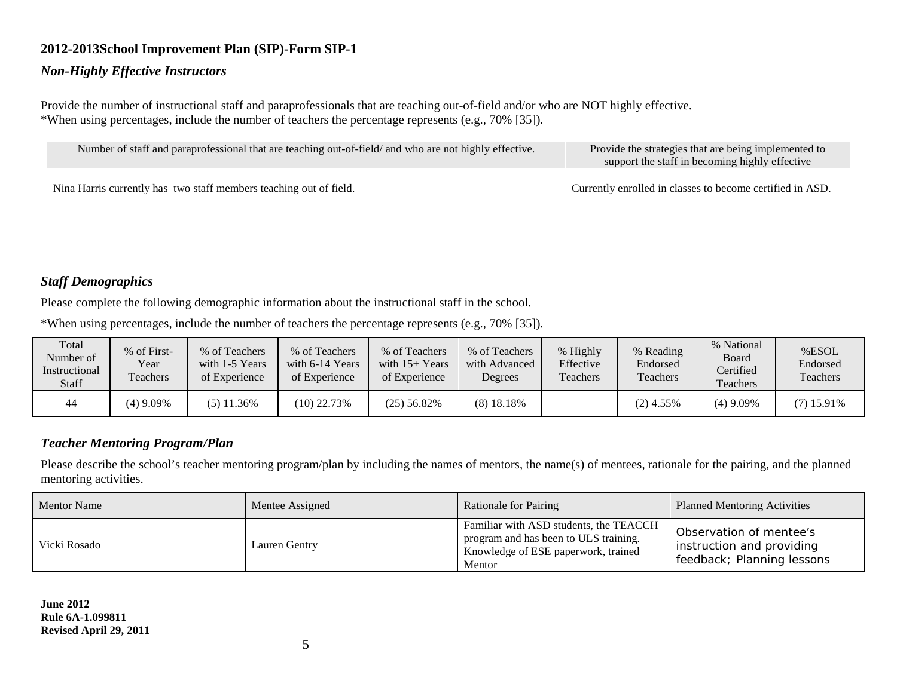## 2012-2013School Improvement Plan (SIP)-Form SIP-1

### *Non-Highly Effective Instructors*

Provide the number of instructional staff and paraprofessionals that are teaching out-of-field and/or who are NOT highly effective.
*When using percentages, include the number of teachers the percentage represents (e.g., 70% [35]).

| Number of staff and paraprofessional that are teaching out-of-field/ and who are not highly effective. | Provide the strategies that are being implemented to support the staff in becoming highly effective |
|---|---|
| Nina Harris currently has two staff members teaching out of field. | Currently enrolled in classes to become certified in ASD. |

### *Staff Demographics*

Please complete the following demographic information about the instructional staff in the school.

*When using percentages, include the number of teachers the percentage represents (e.g., 70% [35]).

| Total Number of Instructional Staff | % of First-Year Teachers | % of Teachers with 1-5 Years of Experience | % of Teachers with 6-14 Years of Experience | % of Teachers with 15+ Years of Experience | % of Teachers with Advanced Degrees | % Highly Effective Teachers | % Reading Endorsed Teachers | % National Board Certified Teachers | %ESOL Endorsed Teachers |
|---|---|---|---|---|---|---|---|---|---|
| 44 | (4) 9.09% | (5) 11.36% | (10) 22.73% | (25) 56.82% | (8) 18.18% | | (2) 4.55% | (4) 9.09% | (7) 15.91% |

### *Teacher Mentoring Program/Plan*

Please describe the school's teacher mentoring program/plan by including the names of mentors, the name(s) of mentees, rationale for the pairing, and the planned mentoring activities.

| Mentor Name | Mentee Assigned | Rationale for Pairing | Planned Mentoring Activities |
|---|---|---|---|
| Vicki Rosado | Lauren Gentry | Familiar with ASD students, the TEACCH program and has been to ULS training. Knowledge of ESE paperwork, trained Mentor | Observation of mentee's instruction and providing feedback; Planning lessons |

**June 2012**
**Rule 6A-1.099811**
**Revised April 29, 2011**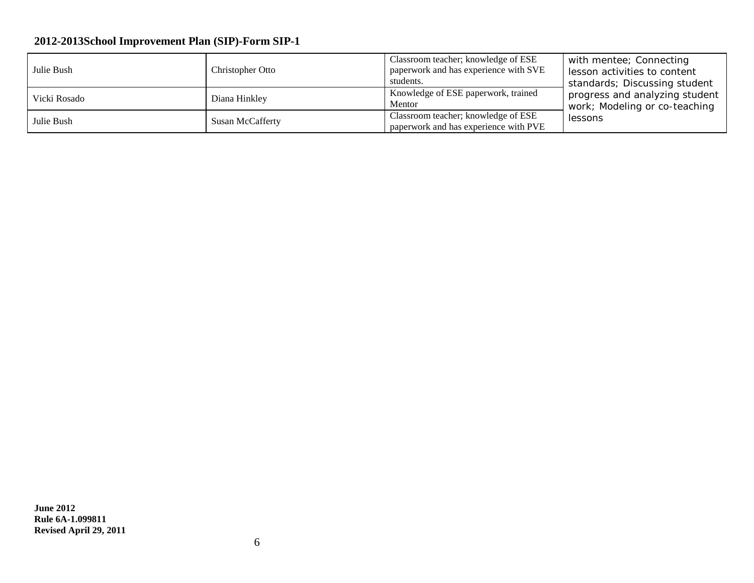## 2012-2013School Improvement Plan (SIP)-Form SIP-1

| | | | |
|---|---|---|---|
| Julie Bush | Christopher Otto | Classroom teacher; knowledge of ESE paperwork and has experience with SVE students. | with mentee; Connecting lesson activities to content standards; Discussing student progress and analyzing student work; Modeling or co-teaching lessons |
| Vicki Rosado | Diana Hinkley | Knowledge of ESE paperwork, trained Mentor | |
| Julie Bush | Susan McCafferty | Classroom teacher; knowledge of ESE paperwork and has experience with PVE | |

**June 2012**
**Rule 6A-1.099811**
**Revised April 29, 2011**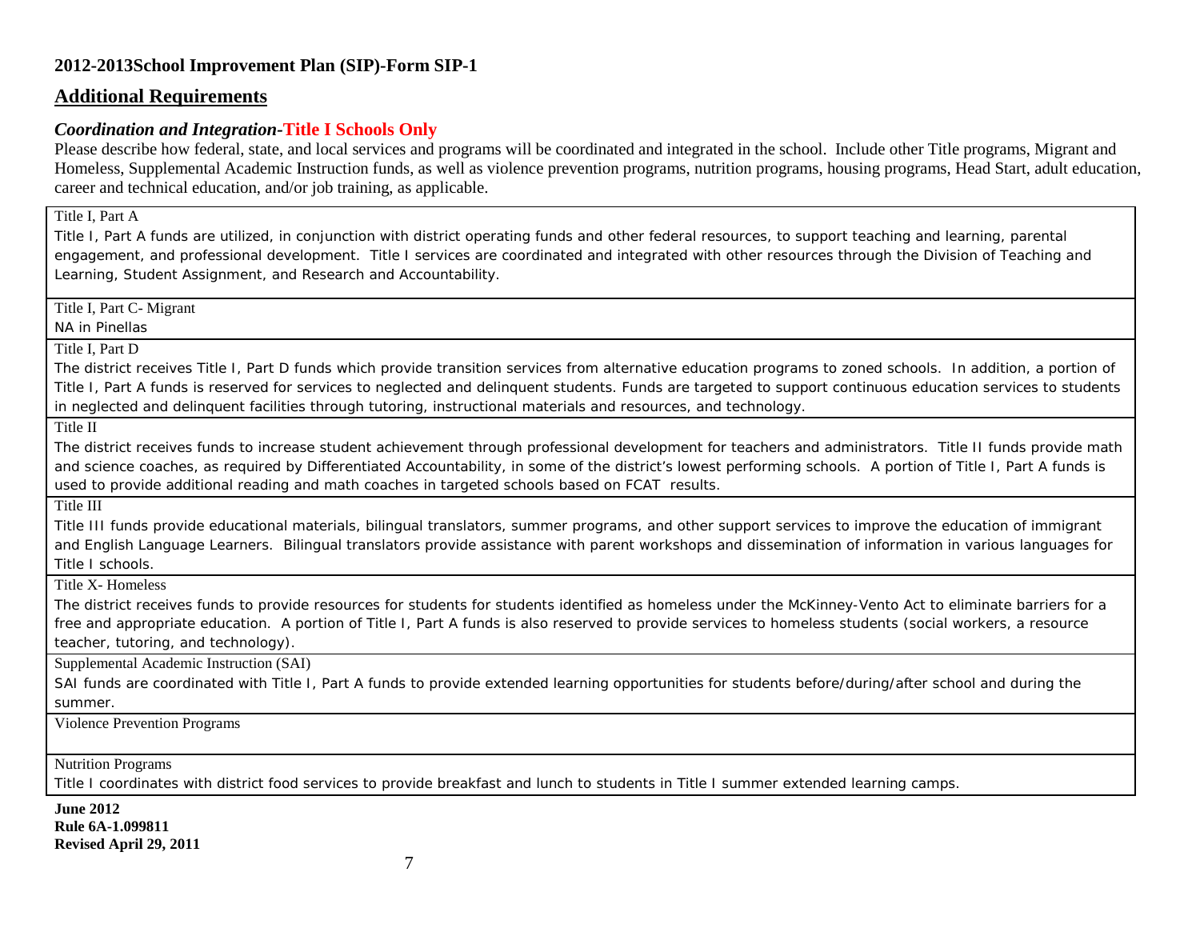## 2012-2013School Improvement Plan (SIP)-Form SIP-1

## Additional Requirements

### *Coordination and Integration*-Title I Schools Only

Please describe how federal, state, and local services and programs will be coordinated and integrated in the school. Include other Title programs, Migrant and Homeless, Supplemental Academic Instruction funds, as well as violence prevention programs, nutrition programs, housing programs, Head Start, adult education, career and technical education, and/or job training, as applicable.

| |
|---|
| Title I, Part A<br>Title I, Part A funds are utilized, in conjunction with district operating funds and other federal resources, to support teaching and learning, parental engagement, and professional development. Title I services are coordinated and integrated with other resources through the Division of Teaching and Learning, Student Assignment, and Research and Accountability. |
| Title I, Part C- Migrant<br>NA in Pinellas |
| Title I, Part D<br>The district receives Title I, Part D funds which provide transition services from alternative education programs to zoned schools. In addition, a portion of Title I, Part A funds is reserved for services to neglected and delinquent students. Funds are targeted to support continuous education services to students in neglected and delinquent facilities through tutoring, instructional materials and resources, and technology. |
| Title II<br>The district receives funds to increase student achievement through professional development for teachers and administrators. Title II funds provide math and science coaches, as required by Differentiated Accountability, in some of the district's lowest performing schools. A portion of Title I, Part A funds is used to provide additional reading and math coaches in targeted schools based on FCAT results. |
| Title III<br>Title III funds provide educational materials, bilingual translators, summer programs, and other support services to improve the education of immigrant and English Language Learners. Bilingual translators provide assistance with parent workshops and dissemination of information in various languages for Title I schools. |
| Title X- Homeless<br>The district receives funds to provide resources for students for students identified as homeless under the McKinney-Vento Act to eliminate barriers for a free and appropriate education. A portion of Title I, Part A funds is also reserved to provide services to homeless students (social workers, a resource teacher, tutoring, and technology). |
| Supplemental Academic Instruction (SAI)<br>SAI funds are coordinated with Title I, Part A funds to provide extended learning opportunities for students before/during/after school and during the summer. |
| Violence Prevention Programs |
| Nutrition Programs<br>Title I coordinates with district food services to provide breakfast and lunch to students in Title I summer extended learning camps. |

**June 2012**
**Rule 6A-1.099811**
**Revised April 29, 2011**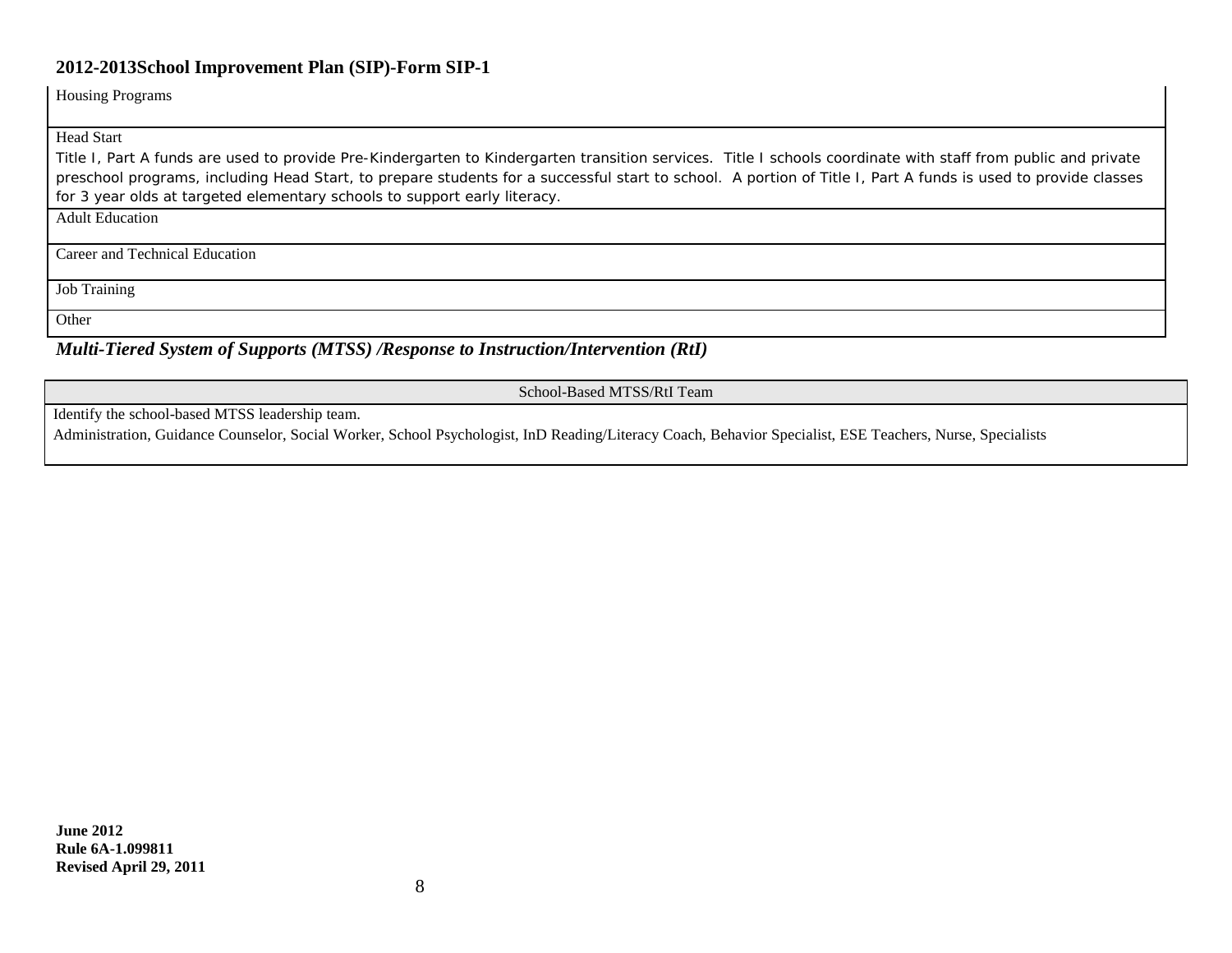Housing Programs

Head Start

Title I, Part A funds are used to provide Pre-Kindergarten to Kindergarten transition services. Title I schools coordinate with staff from public and private preschool programs, including Head Start, to prepare students for a successful start to school. A portion of Title I, Part A funds is used to provide classes for 3 year olds at targeted elementary schools to support early literacy.

Adult Education

Career and Technical Education

Job Training

Other

## *Multi-Tiered System of Supports (MTSS) /Response to Instruction/Intervention (RtI)*

| School-Based MTSS/RtI Team |
| --- |
| Identify the school-based MTSS leadership team.<br>Administration, Guidance Counselor, Social Worker, School Psychologist, InD Reading/Literacy Coach, Behavior Specialist, ESE Teachers, Nurse, Specialists |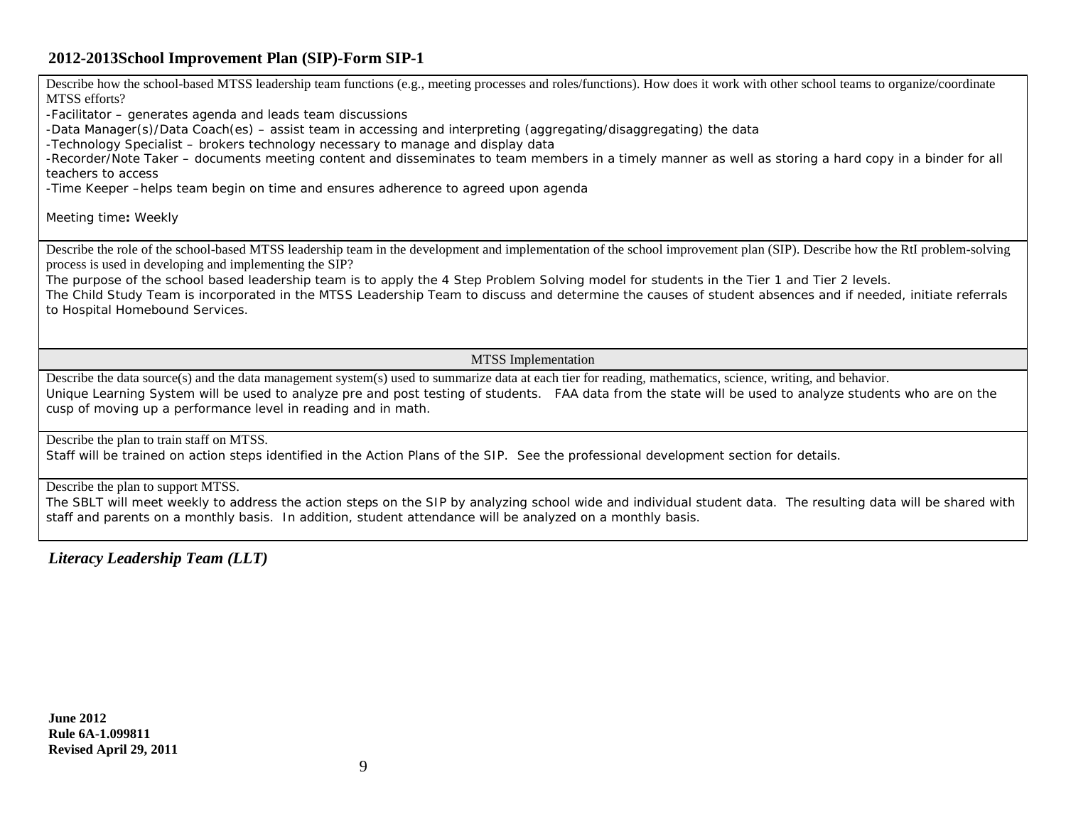## 2012-2013School Improvement Plan (SIP)-Form SIP-1

Describe how the school-based MTSS leadership team functions (e.g., meeting processes and roles/functions). How does it work with other school teams to organize/coordinate MTSS efforts?

-Facilitator – generates agenda and leads team discussions
-Data Manager(s)/Data Coach(es) – assist team in accessing and interpreting (aggregating/disaggregating) the data
-Technology Specialist – brokers technology necessary to manage and display data
-Recorder/Note Taker – documents meeting content and disseminates to team members in a timely manner as well as storing a hard copy in a binder for all teachers to access
-Time Keeper –helps team begin on time and ensures adherence to agreed upon agenda

Meeting time**:** Weekly

Describe the role of the school-based MTSS leadership team in the development and implementation of the school improvement plan (SIP). Describe how the RtI problem-solving process is used in developing and implementing the SIP?

The purpose of the school based leadership team is to apply the 4 Step Problem Solving model for students in the Tier 1 and Tier 2 levels.
The Child Study Team is incorporated in the MTSS Leadership Team to discuss and determine the causes of student absences and if needed, initiate referrals to Hospital Homebound Services.

### MTSS Implementation

Describe the data source(s) and the data management system(s) used to summarize data at each tier for reading, mathematics, science, writing, and behavior.

Unique Learning System will be used to analyze pre and post testing of students. FAA data from the state will be used to analyze students who are on the cusp of moving up a performance level in reading and in math.

Describe the plan to train staff on MTSS.

Staff will be trained on action steps identified in the Action Plans of the SIP. See the professional development section for details.

Describe the plan to support MTSS.

The SBLT will meet weekly to address the action steps on the SIP by analyzing school wide and individual student data. The resulting data will be shared with staff and parents on a monthly basis. In addition, student attendance will be analyzed on a monthly basis.

### *Literacy Leadership Team (LLT)*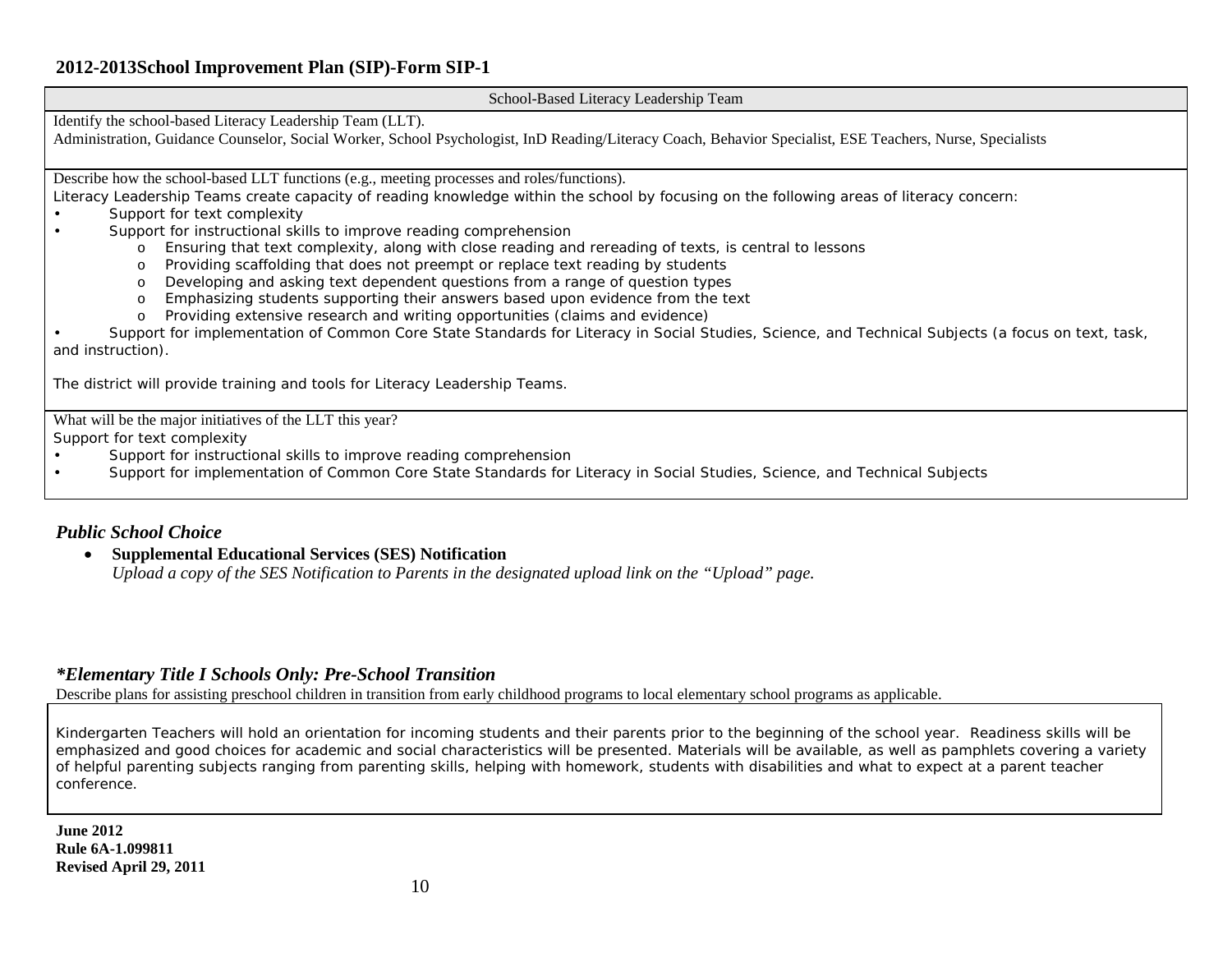## 2012-2013School Improvement Plan (SIP)-Form SIP-1

| School-Based Literacy Leadership Team |
| --- |
| Identify the school-based Literacy Leadership Team (LLT).<br>Administration, Guidance Counselor, Social Worker, School Psychologist, InD Reading/Literacy Coach, Behavior Specialist, ESE Teachers, Nurse, Specialists |
| Describe how the school-based LLT functions (e.g., meeting processes and roles/functions).<br>Literacy Leadership Teams create capacity of reading knowledge within the school by focusing on the following areas of literacy concern:<br>• Support for text complexity<br>• Support for instructional skills to improve reading comprehension<br>o Ensuring that text complexity, along with close reading and rereading of texts, is central to lessons<br>o Providing scaffolding that does not preempt or replace text reading by students<br>o Developing and asking text dependent questions from a range of question types<br>o Emphasizing students supporting their answers based upon evidence from the text<br>o Providing extensive research and writing opportunities (claims and evidence)<br>• Support for implementation of Common Core State Standards for Literacy in Social Studies, Science, and Technical Subjects (a focus on text, task, and instruction).<br><br>The district will provide training and tools for Literacy Leadership Teams. |
| What will be the major initiatives of the LLT this year?<br>Support for text complexity<br>• Support for instructional skills to improve reading comprehension<br>• Support for implementation of Common Core State Standards for Literacy in Social Studies, Science, and Technical Subjects |

### *Public School Choice*

- **Supplemental Educational Services (SES) Notification**
  *Upload a copy of the SES Notification to Parents in the designated upload link on the "Upload" page.*

### *\*Elementary Title I Schools Only: Pre-School Transition*

Describe plans for assisting preschool children in transition from early childhood programs to local elementary school programs as applicable.

Kindergarten Teachers will hold an orientation for incoming students and their parents prior to the beginning of the school year. Readiness skills will be emphasized and good choices for academic and social characteristics will be presented. Materials will be available, as well as pamphlets covering a variety of helpful parenting subjects ranging from parenting skills, helping with homework, students with disabilities and what to expect at a parent teacher conference.

**June 2012**
**Rule 6A-1.099811**
**Revised April 29, 2011**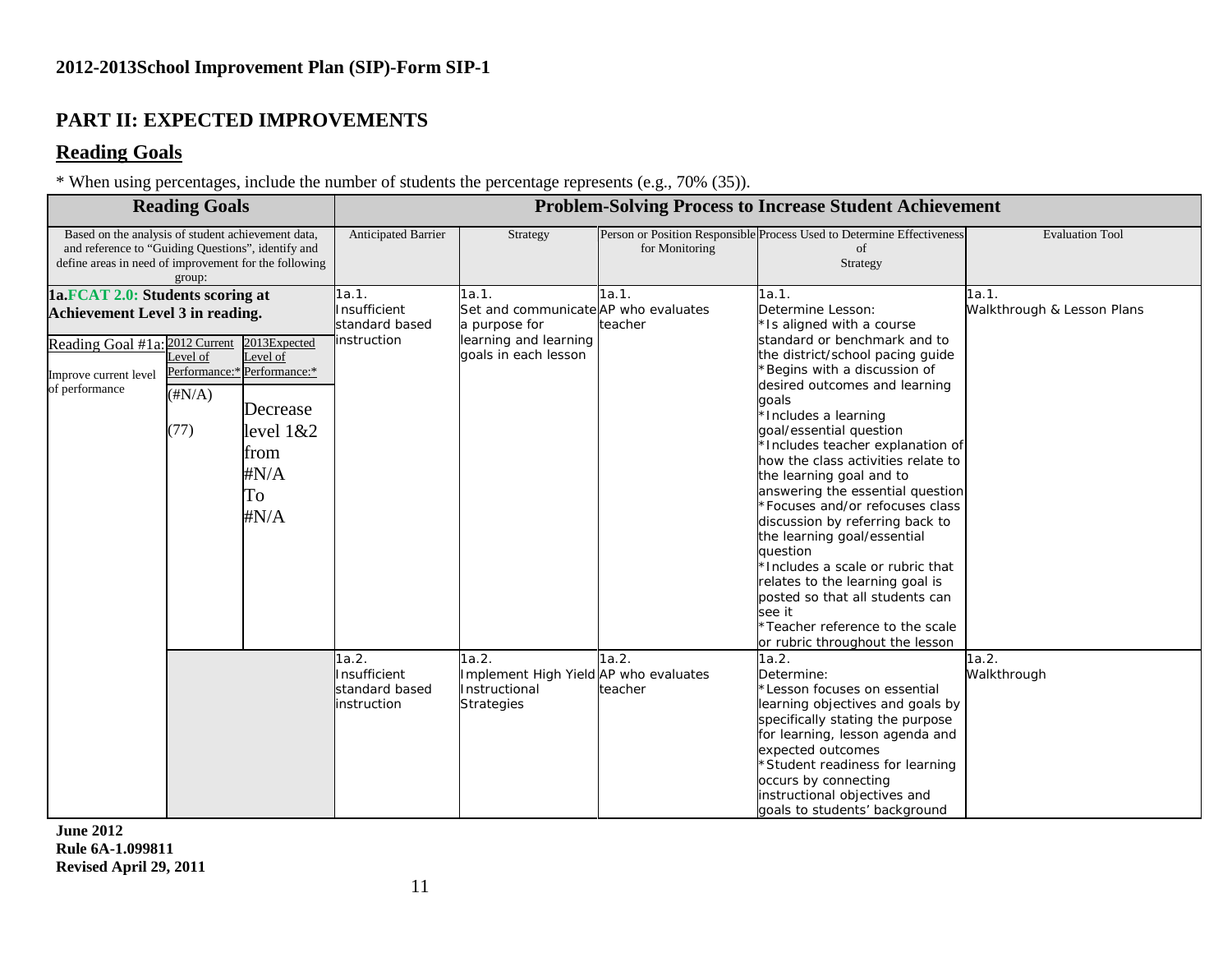## 2012-2013School Improvement Plan (SIP)-Form SIP-1

# PART II: EXPECTED IMPROVEMENTS

## Reading Goals

* When using percentages, include the number of students the percentage represents (e.g., 70% (35)).

| Reading Goals | | | Problem-Solving Process to Increase Student Achievement | | | | |
|---|---|---|---|---|---|---|---|
| Based on the analysis of student achievement data, and reference to "Guiding Questions", identify and define areas in need of improvement for the following group: | | | Anticipated Barrier | Strategy | Person or Position Responsible for Monitoring | Process Used to Determine Effectiveness of Strategy | Evaluation Tool |
| **1a.FCAT 2.0: Students scoring at Achievement Level 3 in reading.** | | | 1a.1. Insufficient standard based instruction | 1a.1. Set and communicate a purpose for learning and learning goals in each lesson | 1a.1. AP who evaluates teacher | 1a.1. Determine Lesson: *Is aligned with a course standard or benchmark and to the district/school pacing guide *Begins with a discussion of desired outcomes and learning goals *Includes a learning goal/essential question *Includes teacher explanation of how the class activities relate to the learning goal and to answering the essential question *Focuses and/or refocuses class discussion by referring back to the learning goal/essential question *Includes a scale or rubric that relates to the learning goal is posted so that all students can see it *Teacher reference to the scale or rubric throughout the lesson | 1a.1. Walkthrough & Lesson Plans |
| Reading Goal #1a: Improve current level of performance | 2012 Current Level of Performance:* (#N/A) (77) | 2013Expected Level of Performance:* Decrease level 1&2 from #N/A To #N/A | | | | | |
| | | | 1a.2. Insufficient standard based instruction | 1a.2. Implement High Yield Instructional Strategies | 1a.2. AP who evaluates teacher | 1a.2. Determine: *Lesson focuses on essential learning objectives and goals by specifically stating the purpose for learning, lesson agenda and expected outcomes *Student readiness for learning occurs by connecting instructional objectives and goals to students' background | 1a.2. Walkthrough |

**June 2012**
**Rule 6A-1.099811**
**Revised April 29, 2011**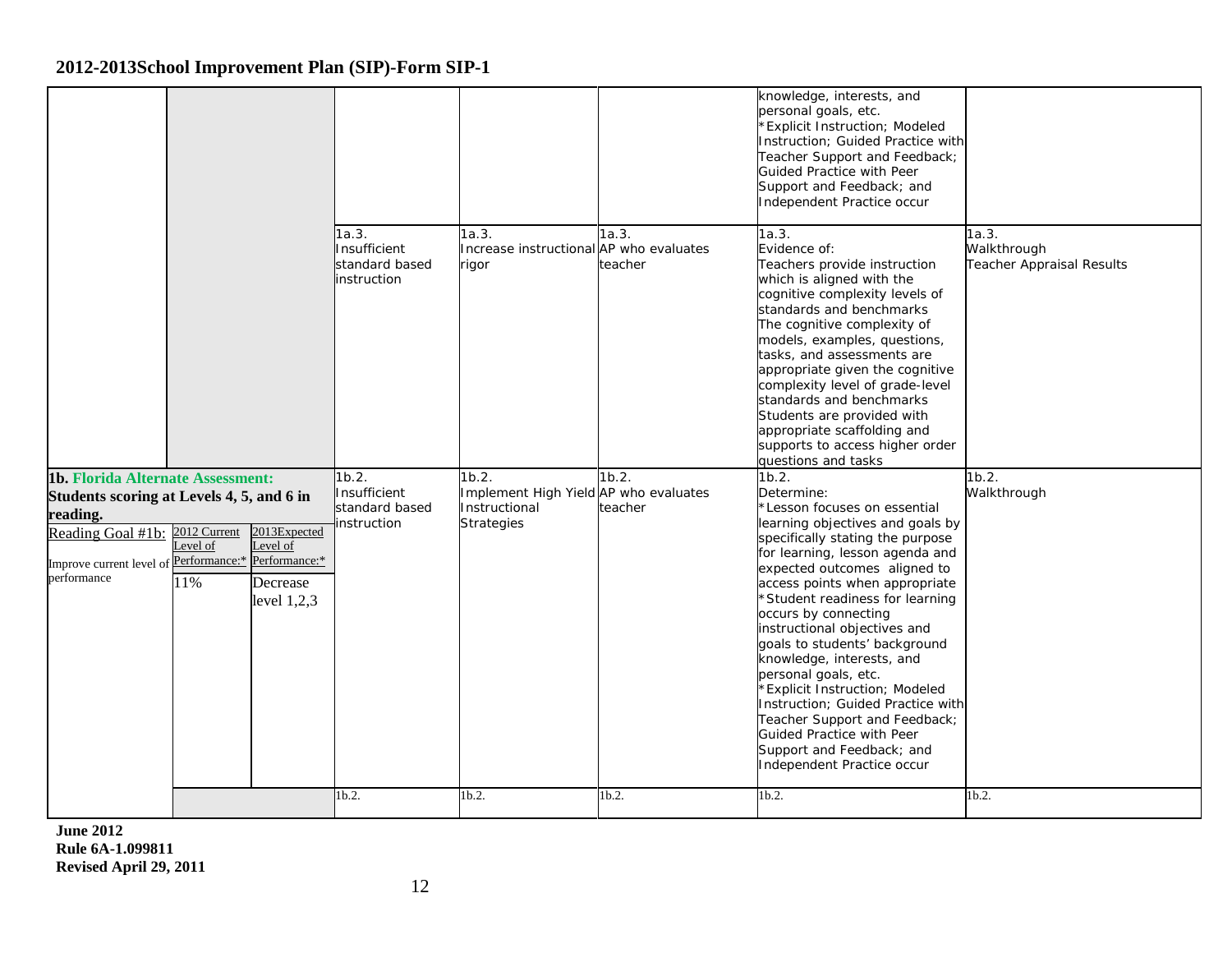## 2012-2013School Improvement Plan (SIP)-Form SIP-1

| | | | | | | | |
|---|---|---|---|---|---|---|---|
| | | | | | | knowledge, interests, and personal goals, etc.<br>*Explicit Instruction; Modeled Instruction; Guided Practice with Teacher Support and Feedback; Guided Practice with Peer Support and Feedback; and Independent Practice occur | |
| | | | 1a.3.<br>Insufficient standard based instruction | 1a.3.<br>Increase instructional rigor | 1a.3.<br>AP who evaluates teacher | 1a.3.<br>Evidence of:<br>Teachers provide instruction which is aligned with the cognitive complexity levels of standards and benchmarks<br>The cognitive complexity of models, examples, questions, tasks, and assessments are appropriate given the cognitive complexity level of grade-level standards and benchmarks<br>Students are provided with appropriate scaffolding and supports to access higher order questions and tasks | 1a.3.<br>Walkthrough<br>Teacher Appraisal Results |
| **1b. Florida Alternate Assessment: Students scoring at Levels 4, 5, and 6 in reading.**<br>Reading Goal #1b:<br>Improve current level of performance | 2012 Current Level of Performance:*<br>11% | 2013Expected Level of Performance:*<br>Decrease level 1,2,3 | 1b.2.<br>Insufficient standard based instruction | 1b.2.<br>Implement High Yield Instructional Strategies | 1b.2.<br>AP who evaluates teacher | 1b.2.<br>Determine:<br>*Lesson focuses on essential learning objectives and goals by specifically stating the purpose for learning, lesson agenda and expected outcomes aligned to access points when appropriate<br>*Student readiness for learning occurs by connecting instructional objectives and goals to students' background knowledge, interests, and personal goals, etc.<br>*Explicit Instruction; Modeled Instruction; Guided Practice with Teacher Support and Feedback; Guided Practice with Peer Support and Feedback; and Independent Practice occur | 1b.2.<br>Walkthrough |
| | | | 1b.2. | 1b.2. | 1b.2. | 1b.2. | 1b.2. |

June 2012
Rule 6A-1.099811
Revised April 29, 2011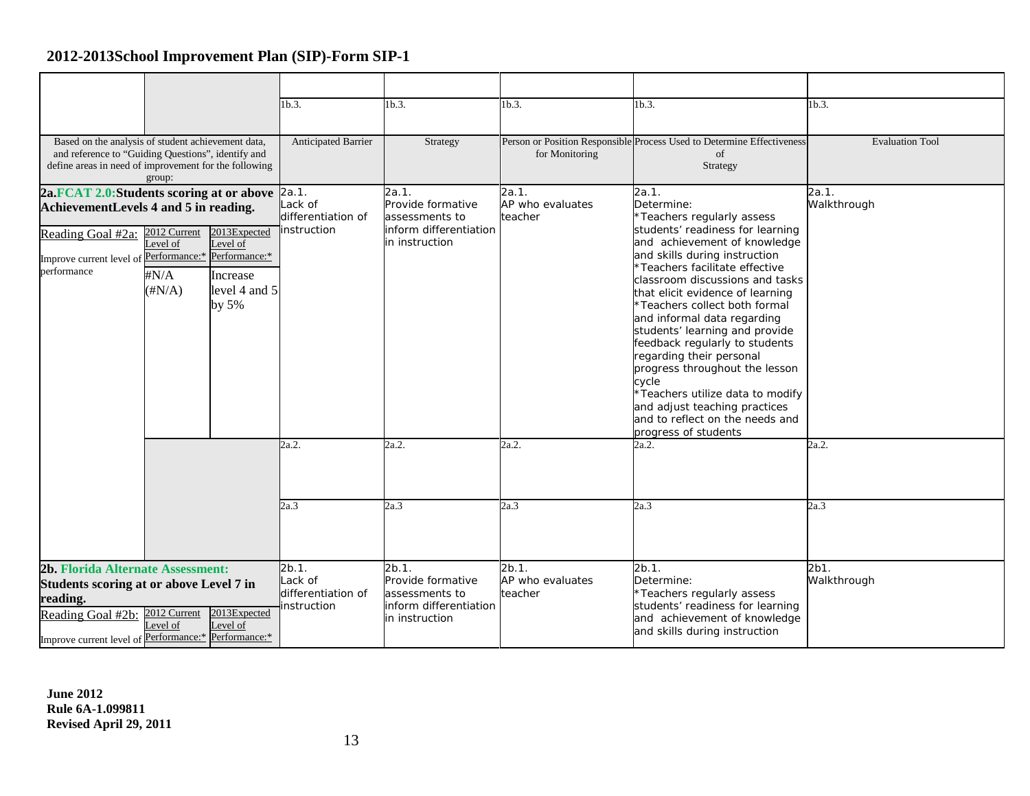## 2012-2013School Improvement Plan (SIP)-Form SIP-1

| | | | | | | | |
|---|---|---|---|---|---|---|---|
| | | | | | | | |
| | | | 1b.3. | 1b.3. | 1b.3. | 1b.3. | 1b.3. |
| Based on the analysis of student achievement data, and reference to "Guiding Questions", identify and define areas in need of improvement for the following group: | | | Anticipated Barrier | Strategy | Person or Position Responsible for Monitoring | Process Used to Determine Effectiveness of Strategy | Evaluation Tool |
| **2a.FCAT 2.0:Students scoring at or above AchievementLevels 4 and 5 in reading.** | | | 2a.1.<br>Lack of differentiation of instruction | 2a.1.<br>Provide formative assessments to inform differentiation in instruction | 2a.1.<br>AP who evaluates teacher | 2a.1.<br>Determine:<br>*Teachers regularly assess students' readiness for learning and achievement of knowledge and skills during instruction<br>*Teachers facilitate effective classroom discussions and tasks that elicit evidence of learning<br>*Teachers collect both formal and informal data regarding students' learning and provide feedback regularly to students regarding their personal progress throughout the lesson cycle<br>*Teachers utilize data to modify and adjust teaching practices and to reflect on the needs and progress of students | 2a.1.<br>Walkthrough |
| Reading Goal #2a:<br>Improve current level of performance | 2012 Current Level of Performance:*<br>#N/A<br>(#N/A) | 2013Expected Level of Performance:*<br>Increase level 4 and 5 by 5% | | | | | |
| | | | 2a.2. | 2a.2. | 2a.2. | 2a.2. | 2a.2. |
| | | | 2a.3 | 2a.3 | 2a.3 | 2a.3 | 2a.3 |
| **2b. Florida Alternate Assessment: Students scoring at or above Level 7 in reading.** | | | 2b.1.<br>Lack of differentiation of instruction | 2b.1.<br>Provide formative assessments to inform differentiation in instruction | 2b.1.<br>AP who evaluates teacher | 2b.1.<br>Determine:<br>*Teachers regularly assess students' readiness for learning and achievement of knowledge and skills during instruction | 2b1.<br>Walkthrough |
| Reading Goal #2b:<br>Improve current level of | 2012 Current Level of Performance:* | 2013Expected Level of Performance:* | | | | | |

**June 2012**
**Rule 6A-1.099811**
**Revised April 29, 2011**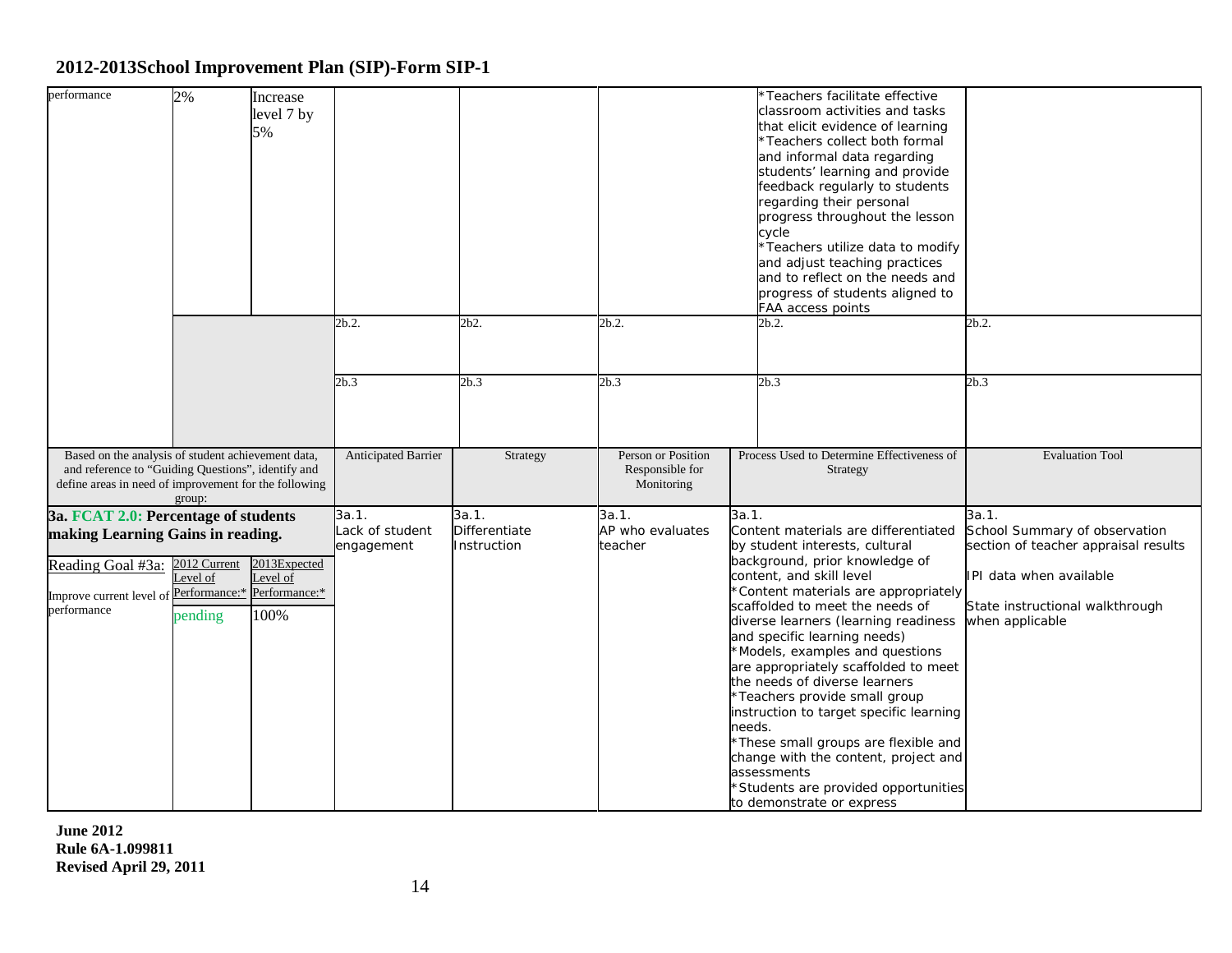## 2012-2013School Improvement Plan (SIP)-Form SIP-1

| | | | | | | | |
|---|---|---|---|---|---|---|---|
| performance | 2% | Increase level 7 by 5% | | | | *Teachers facilitate effective classroom activities and tasks that elicit evidence of learning<br>*Teachers collect both formal and informal data regarding students' learning and provide feedback regularly to students regarding their personal progress throughout the lesson cycle<br>*Teachers utilize data to modify and adjust teaching practices and to reflect on the needs and progress of students aligned to FAA access points | |
| | | | 2b.2. | 2b2. | 2b.2. | 2b.2. | 2b.2. |
| | | | 2b.3 | 2b.3 | 2b.3 | 2b.3 | 2b.3 |

| Based on the analysis of student achievement data, and reference to "Guiding Questions", identify and define areas in need of improvement for the following group: | | | Anticipated Barrier | Strategy | Person or Position Responsible for Monitoring | Process Used to Determine Effectiveness of Strategy | Evaluation Tool |
|---|---|---|---|---|---|---|---|
| **3a. FCAT 2.0: Percentage of students making Learning Gains in reading.** | | | 3a.1.<br>Lack of student engagement | 3a.1.<br>Differentiate Instruction | 3a.1.<br>AP who evaluates teacher | 3a.1.<br>Content materials are differentiated by student interests, cultural background, prior knowledge of content, and skill level<br>*Content materials are appropriately scaffolded to meet the needs of diverse learners (learning readiness and specific learning needs)<br>*Models, examples and questions are appropriately scaffolded to meet the needs of diverse learners<br>*Teachers provide small group instruction to target specific learning needs.<br>*These small groups are flexible and change with the content, project and assessments<br>*Students are provided opportunities to demonstrate or express | 3a.1.<br>School Summary of observation section of teacher appraisal results<br><br>IPI data when available<br><br>State instructional walkthrough when applicable |
| Reading Goal #3a:<br><br>Improve current level of performance | 2012 Current Level of Performance:*<br><br>pending | 2013Expected Level of Performance:*<br><br>100% | | | | | |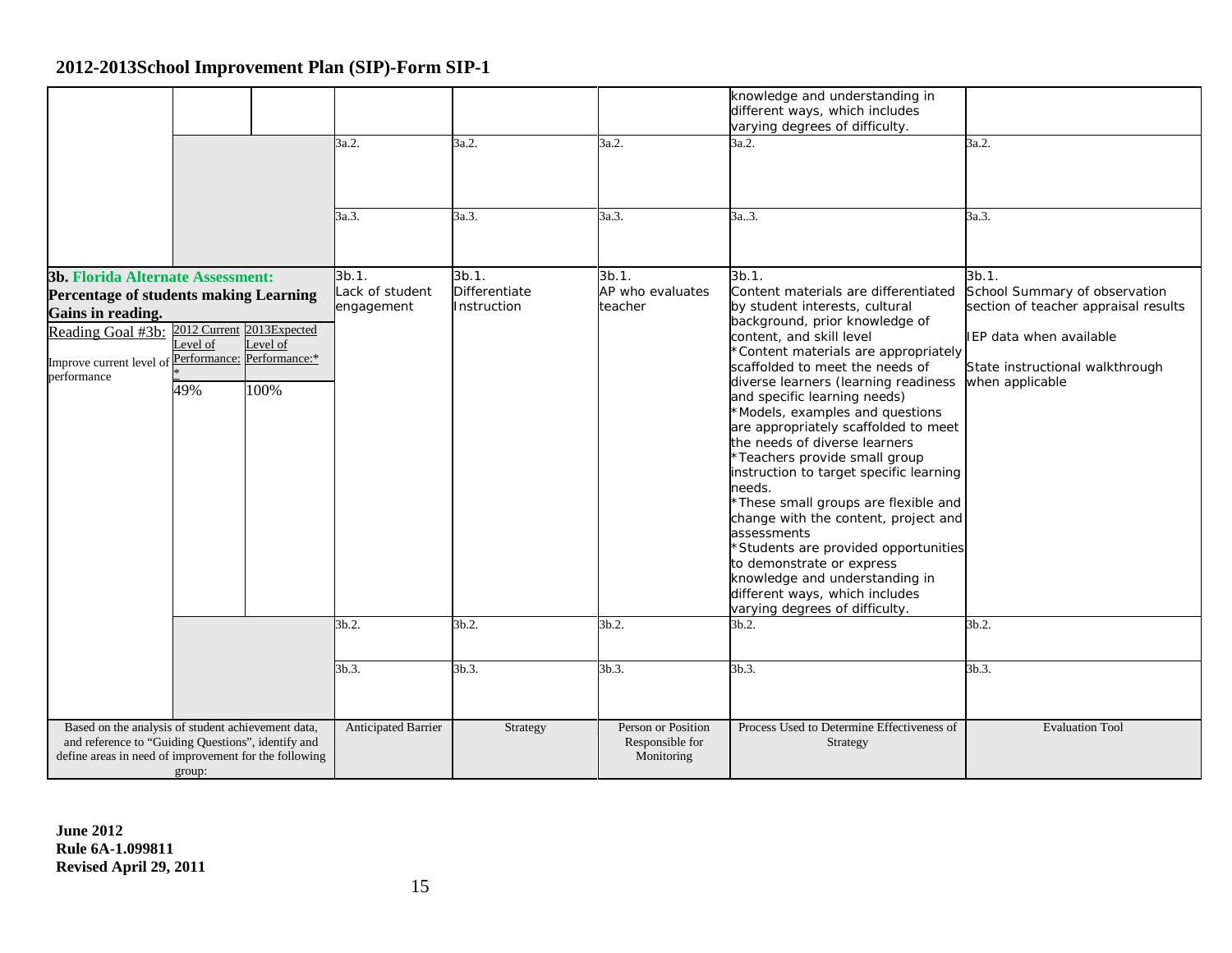## 2012-2013School Improvement Plan (SIP)-Form SIP-1

| | | | | | | | |
|---|---|---|---|---|---|---|---|
| | | | | | | knowledge and understanding in different ways, which includes varying degrees of difficulty. | |
| | | | 3a.2. | 3a.2. | 3a.2. | 3a.2. | 3a.2. |
| | | | 3a.3. | 3a.3. | 3a.3. | 3a..3. | 3a.3. |
| **3b. Florida Alternate Assessment: Percentage of students making Learning Gains in reading.** Reading Goal #3b: Improve current level of performance | 2012 Current Level of Performance:* 49% | 2013Expected Level of Performance:* 100% | 3b.1. Lack of student engagement | 3b.1. Differentiate Instruction | 3b.1. AP who evaluates teacher | 3b.1. Content materials are differentiated by student interests, cultural background, prior knowledge of content, and skill level *Content materials are appropriately scaffolded to meet the needs of diverse learners (learning readiness and specific learning needs) *Models, examples and questions are appropriately scaffolded to meet the needs of diverse learners *Teachers provide small group instruction to target specific learning needs. *These small groups are flexible and change with the content, project and assessments *Students are provided opportunities to demonstrate or express knowledge and understanding in different ways, which includes varying degrees of difficulty. | 3b.1. School Summary of observation section of teacher appraisal results<br><br>IEP data when available<br><br>State instructional walkthrough when applicable |
| | | | 3b.2. | 3b.2. | 3b.2. | 3b.2. | 3b.2. |
| | | | 3b.3. | 3b.3. | 3b.3. | 3b.3. | 3b.3. |
| Based on the analysis of student achievement data, and reference to "Guiding Questions", identify and define areas in need of improvement for the following group: | | | Anticipated Barrier | Strategy | Person or Position Responsible for Monitoring | Process Used to Determine Effectiveness of Strategy | Evaluation Tool |

**June 2012**
**Rule 6A-1.099811**
**Revised April 29, 2011**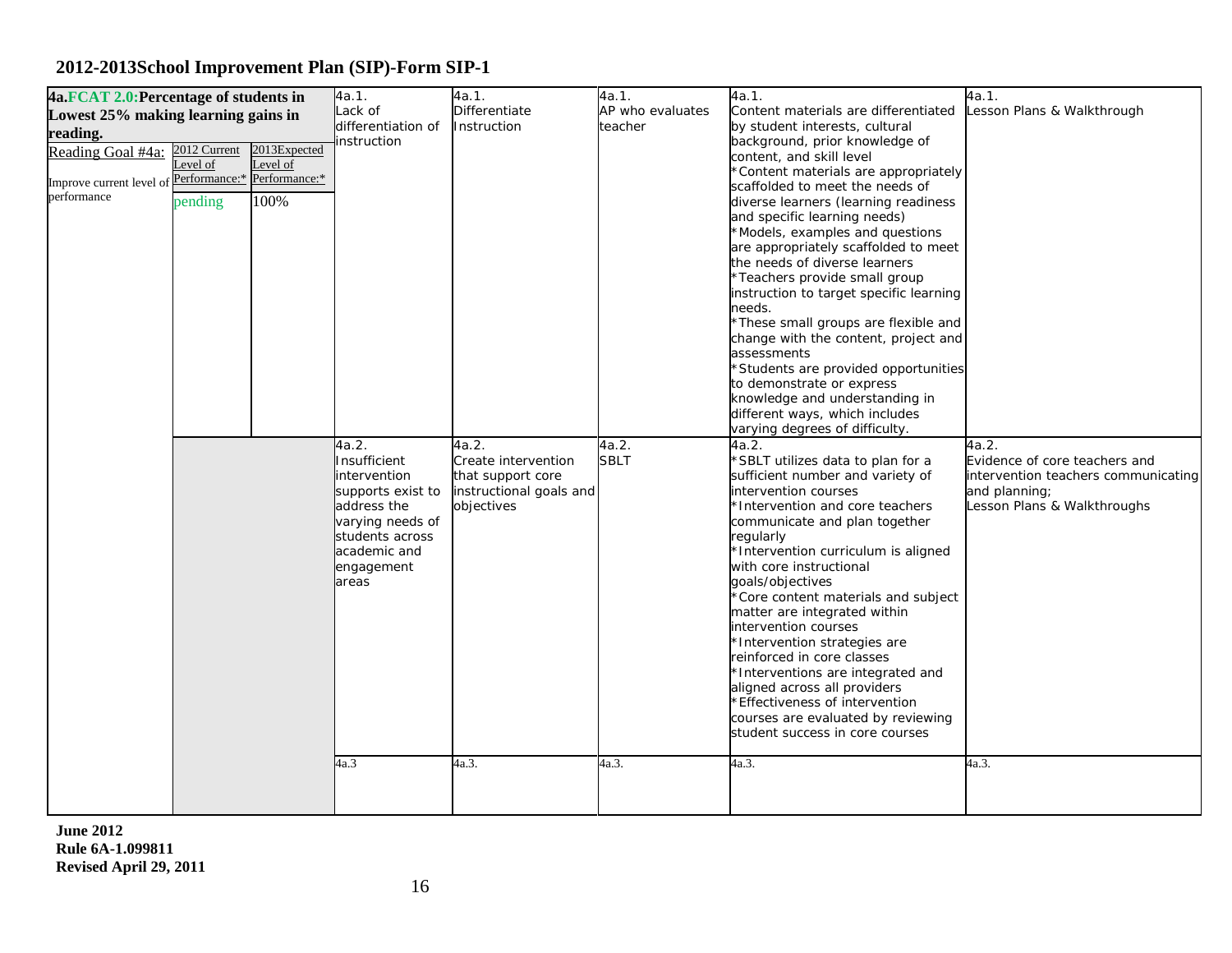## 2012-2013School Improvement Plan (SIP)-Form SIP-1

| | | | | | | | |
|---|---|---|---|---|---|---|---|
| **4a.FCAT 2.0:Percentage of students in Lowest 25% making learning gains in reading.**<br><br>Reading Goal #4a:<br><br>Improve current level of performance | 2012 Current Level of Performance:*<br><br>pending | 2013Expected Level of Performance:*<br><br>100% | 4a.1.<br>Lack of differentiation of instruction | 4a.1.<br>Differentiate Instruction | 4a.1.<br>AP who evaluates teacher | 4a.1.<br>Content materials are differentiated by student interests, cultural background, prior knowledge of content, and skill level<br>*Content materials are appropriately scaffolded to meet the needs of diverse learners (learning readiness and specific learning needs)<br>*Models, examples and questions are appropriately scaffolded to meet the needs of diverse learners<br>*Teachers provide small group instruction to target specific learning needs.<br>*These small groups are flexible and change with the content, project and assessments<br>*Students are provided opportunities to demonstrate or express knowledge and understanding in different ways, which includes varying degrees of difficulty. | 4a.1.<br>Lesson Plans & Walkthrough |
| | | | 4a.2.<br>Insufficient intervention supports exist to address the varying needs of students across academic and engagement areas | 4a.2.<br>Create intervention that support core instructional goals and objectives | 4a.2.<br>SBLT | 4a.2.<br>*SBLT utilizes data to plan for a sufficient number and variety of intervention courses<br>*Intervention and core teachers communicate and plan together regularly<br>*Intervention curriculum is aligned with core instructional goals/objectives<br>*Core content materials and subject matter are integrated within intervention courses<br>*Intervention strategies are reinforced in core classes<br>*Interventions are integrated and aligned across all providers<br>*Effectiveness of intervention courses are evaluated by reviewing student success in core courses | 4a.2.<br>Evidence of core teachers and intervention teachers communicating and planning;<br>Lesson Plans & Walkthroughs |
| | | | 4a.3 | 4a.3. | 4a.3. | 4a.3. | 4a.3. |

**June 2012**
**Rule 6A-1.099811**
**Revised April 29, 2011**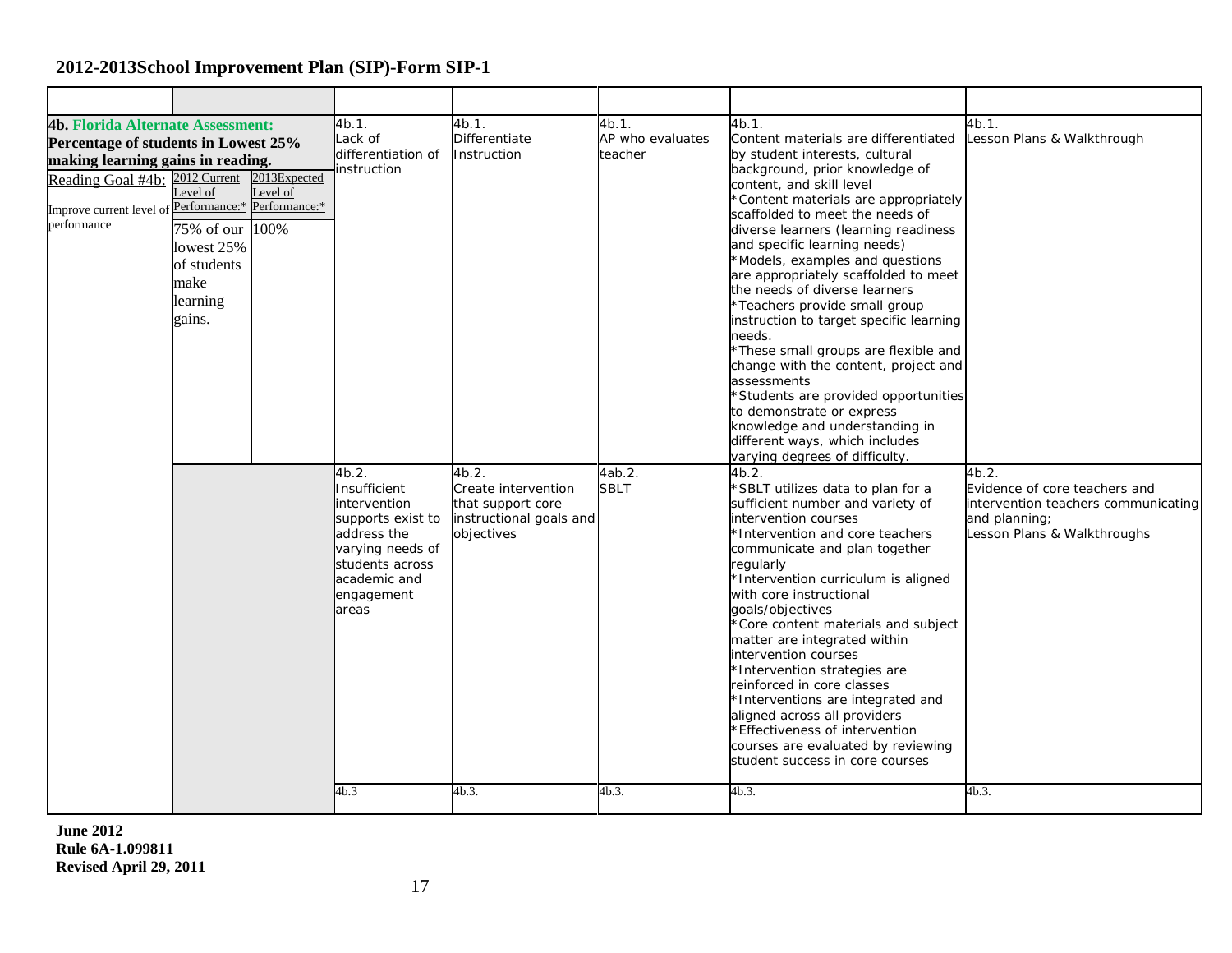## 2012-2013School Improvement Plan (SIP)-Form SIP-1

| | | | | | | | |
|---|---|---|---|---|---|---|---|
| **4b. Florida Alternate Assessment: Percentage of students in Lowest 25% making learning gains in reading.** | | | 4b.1. Lack of differentiation of instruction | 4b.1. Differentiate Instruction | 4b.1. AP who evaluates teacher | 4b.1. Content materials are differentiated by student interests, cultural background, prior knowledge of content, and skill level *Content materials are appropriately scaffolded to meet the needs of diverse learners (learning readiness and specific learning needs) *Models, examples and questions are appropriately scaffolded to meet the needs of diverse learners *Teachers provide small group instruction to target specific learning needs. *These small groups are flexible and change with the content, project and assessments *Students are provided opportunities to demonstrate or express knowledge and understanding in different ways, which includes varying degrees of difficulty. | 4b.1. Lesson Plans & Walkthrough |
| Reading Goal #4b: Improve current level of performance | 2012 Current Level of Performance:* | 2013Expected Level of Performance:* | | | | | |
| | 75% of our lowest 25% of students make learning gains. | 100% | | | | | |
| | | | 4b.2. Insufficient intervention supports exist to address the varying needs of students across academic and engagement areas | 4b.2. Create intervention that support core instructional goals and objectives | 4ab.2. SBLT | 4b.2. *SBLT utilizes data to plan for a sufficient number and variety of intervention courses *Intervention and core teachers communicate and plan together regularly *Intervention curriculum is aligned with core instructional goals/objectives *Core content materials and subject matter are integrated within intervention courses *Intervention strategies are reinforced in core classes *Interventions are integrated and aligned across all providers *Effectiveness of intervention courses are evaluated by reviewing student success in core courses | 4b.2. Evidence of core teachers and intervention teachers communicating and planning; Lesson Plans & Walkthroughs |
| | | | 4b.3 | 4b.3. | 4b.3. | 4b.3. | 4b.3. |

**June 2012**
**Rule 6A-1.099811**
**Revised April 29, 2011**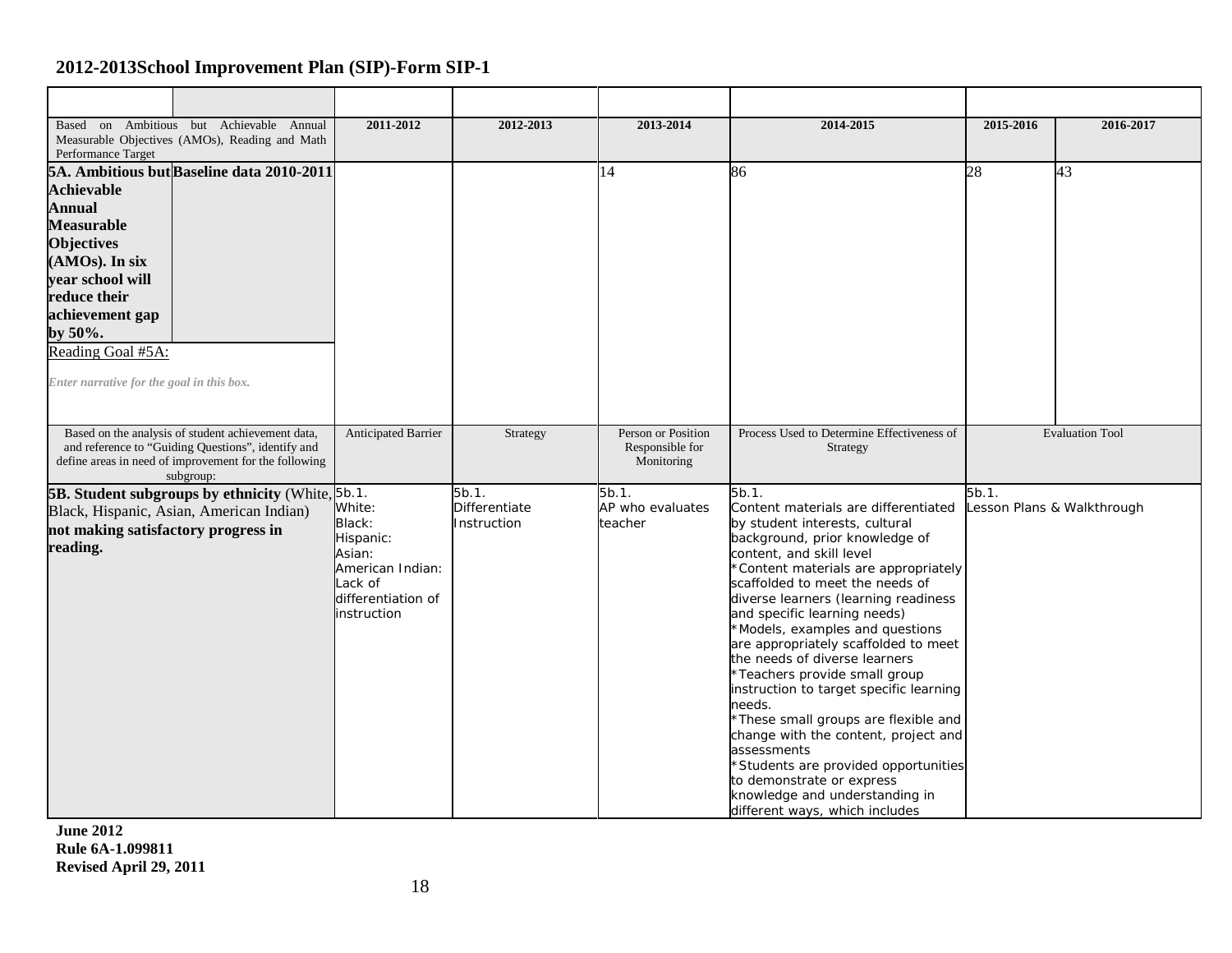## 2012-2013School Improvement Plan (SIP)-Form SIP-1

| | | | | | | | |
|---|---|---|---|---|---|---|---|
| Based on Ambitious but Achievable Annual Measurable Objectives (AMOs), Reading and Math Performance Target | | 2011-2012 | 2012-2013 | 2013-2014 | 2014-2015 | 2015-2016 | 2016-2017 |
| **5A. Ambitious but Achievable Annual Measurable Objectives (AMOs). In six year school will reduce their achievement gap by 50%.**<br>Reading Goal #5A:<br>*Enter narrative for the goal in this box.* | **Baseline data 2010-2011** | | | 14 | 86 | 28 | 43 |

| Based on the analysis of student achievement data, and reference to "Guiding Questions", identify and define areas in need of improvement for the following subgroup: | Anticipated Barrier | Strategy | Person or Position Responsible for Monitoring | Process Used to Determine Effectiveness of Strategy | Evaluation Tool |
|---|---|---|---|---|---|
| **5B. Student subgroups by ethnicity** (White, Black, Hispanic, Asian, American Indian) **not making satisfactory progress in reading.** | 5b.1.<br>White:<br>Black:<br>Hispanic:<br>Asian:<br>American Indian:<br>Lack of differentiation of instruction | 5b.1.<br>Differentiate Instruction | 5b.1.<br>AP who evaluates teacher | 5b.1.<br>Content materials are differentiated by student interests, cultural background, prior knowledge of content, and skill level<br>*Content materials are appropriately scaffolded to meet the needs of diverse learners (learning readiness and specific learning needs)<br>*Models, examples and questions are appropriately scaffolded to meet the needs of diverse learners<br>*Teachers provide small group instruction to target specific learning needs.<br>*These small groups are flexible and change with the content, project and assessments<br>*Students are provided opportunities to demonstrate or express knowledge and understanding in different ways, which includes | 5b.1.<br>Lesson Plans & Walkthrough |

**June 2012**
**Rule 6A-1.099811**
**Revised April 29, 2011**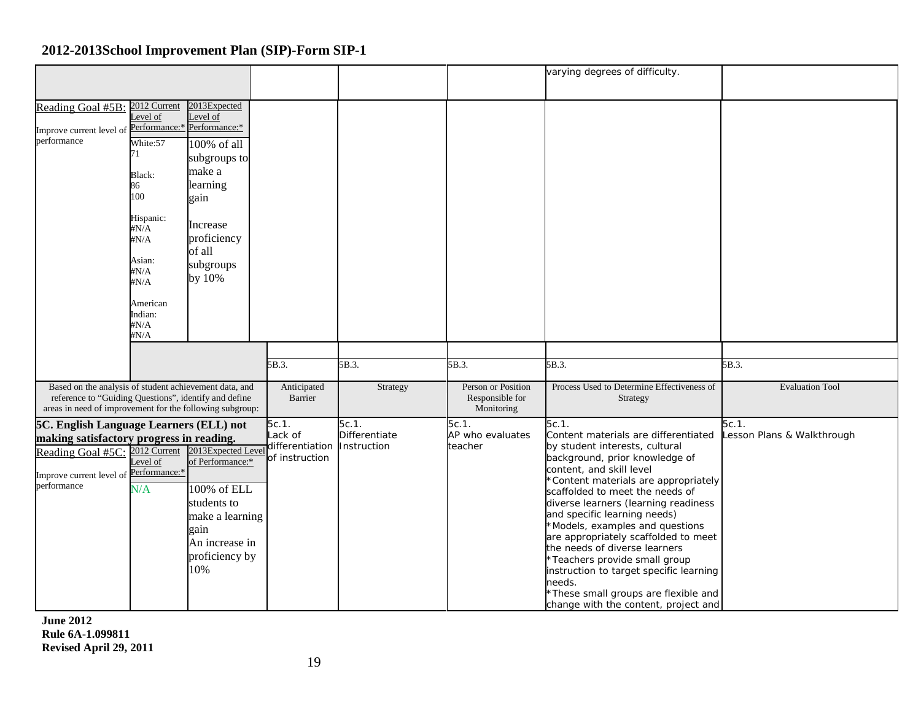## 2012-2013School Improvement Plan (SIP)-Form SIP-1

| | | | | | | | |
|---|---|---|---|---|---|---|---|
| | | | | | | varying degrees of difficulty. | |
| Reading Goal #5B: Improve current level of performance | 2012 Current Level of Performance:* White:57 71 Black: 86 100 Hispanic: #N/A #N/A Asian: #N/A #N/A American Indian: #N/A #N/A | 2013Expected Level of Performance:* 100% of all subgroups to make a learning gain Increase proficiency of all subgroups by 10% | | | | | |
| | | | 5B.3. | 5B.3. | 5B.3. | 5B.3. | 5B.3. |
| Based on the analysis of student achievement data, and reference to "Guiding Questions", identify and define areas in need of improvement for the following subgroup: | | | Anticipated Barrier | Strategy | Person or Position Responsible for Monitoring | Process Used to Determine Effectiveness of Strategy | Evaluation Tool |
| **5C. English Language Learners (ELL) not making satisfactory progress in reading.** Reading Goal #5C: Improve current level of performance | 2012 Current Level of Performance:* N/A | 2013Expected Level of Performance:* 100% of ELL students to make a learning gain An increase in proficiency by 10% | 5c.1. Lack of differentiation of instruction | 5c.1. Differentiate Instruction | 5c.1. AP who evaluates teacher | 5c.1. Content materials are differentiated by student interests, cultural background, prior knowledge of content, and skill level *Content materials are appropriately scaffolded to meet the needs of diverse learners (learning readiness and specific learning needs) *Models, examples and questions are appropriately scaffolded to meet the needs of diverse learners *Teachers provide small group instruction to target specific learning needs. *These small groups are flexible and change with the content, project and | 5c.1. Lesson Plans & Walkthrough |

**June 2012**
**Rule 6A-1.099811**
**Revised April 29, 2011**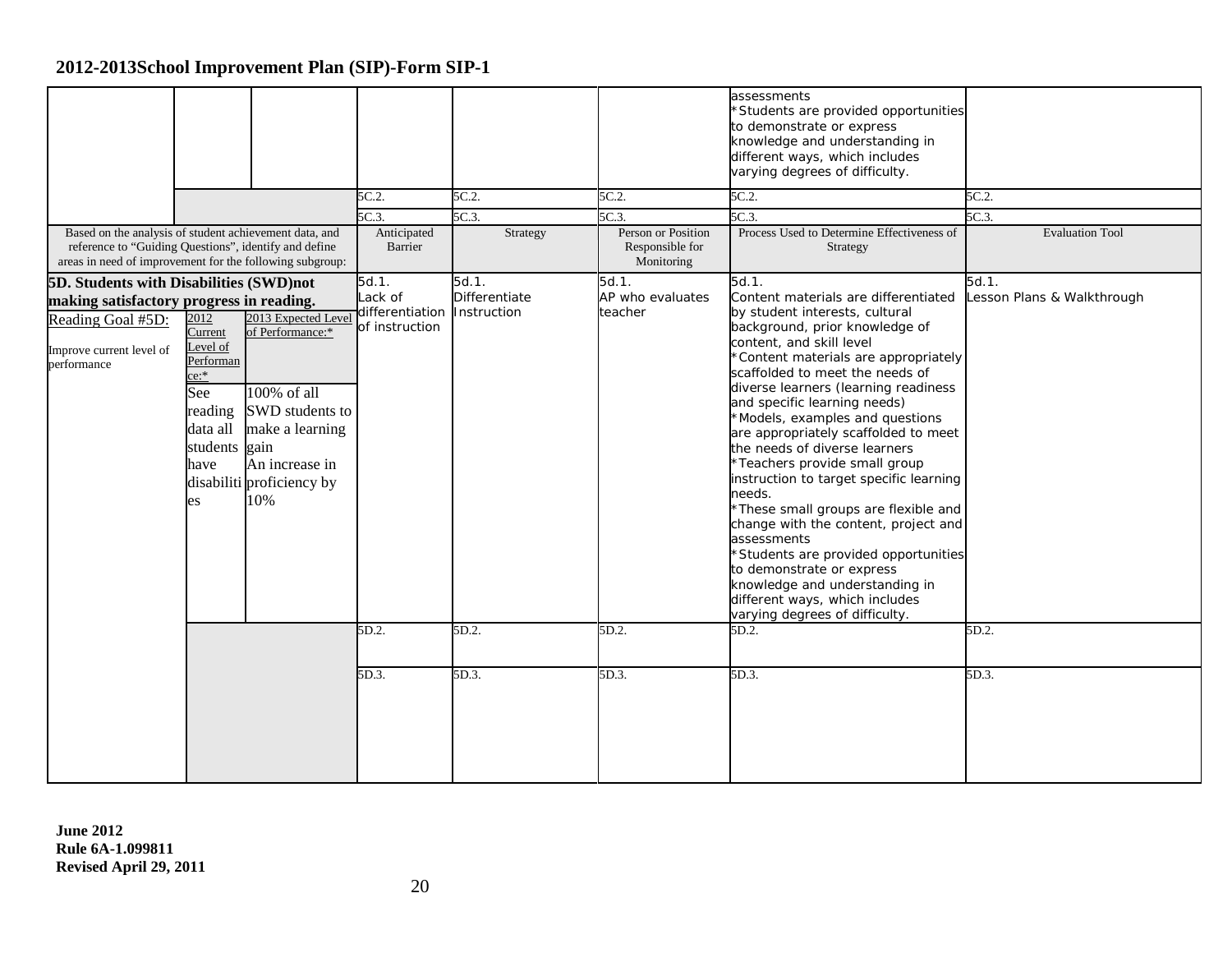## 2012-2013School Improvement Plan (SIP)-Form SIP-1

| | | | | | | | |
|---|---|---|---|---|---|---|---|
| | | | | | | assessments<br>*Students are provided opportunities to demonstrate or express knowledge and understanding in different ways, which includes varying degrees of difficulty. | |
| | | | 5C.2. | 5C.2. | 5C.2. | 5C.2. | 5C.2. |
| | | | 5C.3. | 5C.3. | 5C.3. | 5C.3. | 5C.3. |
| Based on the analysis of student achievement data, and reference to "Guiding Questions", identify and define areas in need of improvement for the following subgroup: | | | Anticipated Barrier | Strategy | Person or Position Responsible for Monitoring | Process Used to Determine Effectiveness of Strategy | Evaluation Tool |
| **5D. Students with Disabilities (SWD)not making satisfactory progress in reading.**<br>Reading Goal #5D:<br>Improve current level of performance | 2012 Current Level of Performance:*<br>See reading data all students have disabilities | 2013 Expected Level of Performance:*<br>100% of all SWD students to make a learning gain<br>An increase in proficiency by 10% | 5d.1.<br>Lack of differentiation of instruction | 5d.1.<br>Differentiate Instruction | 5d.1.<br>AP who evaluates teacher | 5d.1.<br>Content materials are differentiated by student interests, cultural background, prior knowledge of content, and skill level<br>*Content materials are appropriately scaffolded to meet the needs of diverse learners (learning readiness and specific learning needs)<br>*Models, examples and questions are appropriately scaffolded to meet the needs of diverse learners<br>*Teachers provide small group instruction to target specific learning needs.<br>*These small groups are flexible and change with the content, project and assessments<br>*Students are provided opportunities to demonstrate or express knowledge and understanding in different ways, which includes varying degrees of difficulty. | 5d.1.<br>Lesson Plans & Walkthrough |
| | | | 5D.2. | 5D.2. | 5D.2. | 5D.2. | 5D.2. |
| | | | 5D.3. | 5D.3. | 5D.3. | 5D.3. | 5D.3. |

**June 2012**
**Rule 6A-1.099811**
**Revised April 29, 2011**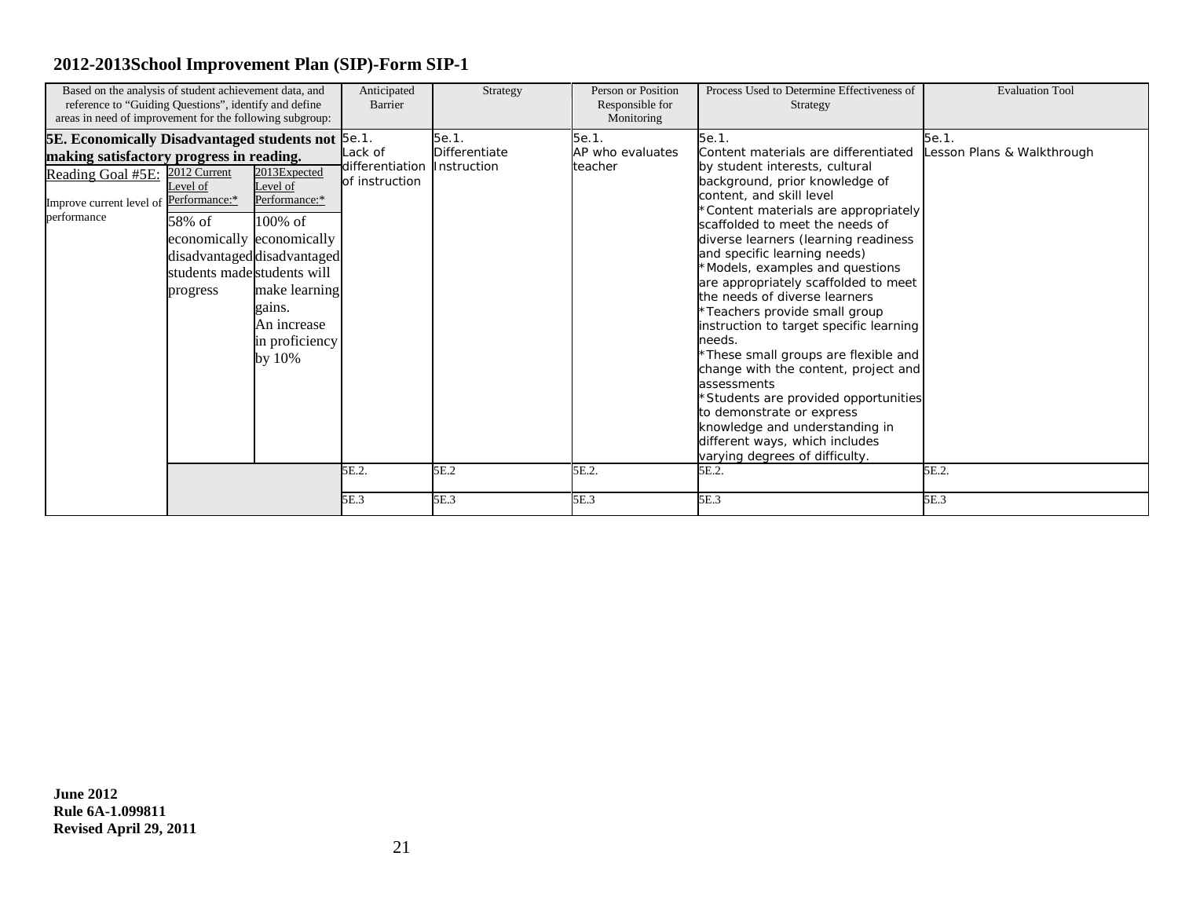## 2012-2013School Improvement Plan (SIP)-Form SIP-1

| Based on the analysis of student achievement data, and reference to "Guiding Questions", identify and define areas in need of improvement for the following subgroup: | | | Anticipated Barrier | Strategy | Person or Position Responsible for Monitoring | Process Used to Determine Effectiveness of Strategy | Evaluation Tool |
|---|---|---|---|---|---|---|---|
| **5E. Economically Disadvantaged students not making satisfactory progress in reading.** | | | 5e.1. Lack of differentiation of instruction | 5e.1. Differentiate Instruction | 5e.1. AP who evaluates teacher | 5e.1. Content materials are differentiated by student interests, cultural background, prior knowledge of content, and skill level *Content materials are appropriately scaffolded to meet the needs of diverse learners (learning readiness and specific learning needs) *Models, examples and questions are appropriately scaffolded to meet the needs of diverse learners *Teachers provide small group instruction to target specific learning needs. *These small groups are flexible and change with the content, project and assessments *Students are provided opportunities to demonstrate or express knowledge and understanding in different ways, which includes varying degrees of difficulty. | 5e.1. Lesson Plans & Walkthrough |
| Reading Goal #5E: Improve current level of performance | 2012 Current Level of Performance:* 58% of economically disadvantaged students made progress | 2013Expected Level of Performance:* 100% of economically disadvantaged students will make learning gains. An increase in proficiency by 10% | | | | | |
| | | | 5E.2. | 5E.2 | 5E.2. | 5E.2. | 5E.2. |
| | | | 5E.3 | 5E.3 | 5E.3 | 5E.3 | 5E.3 |

**June 2012**
**Rule 6A-1.099811**
**Revised April 29, 2011**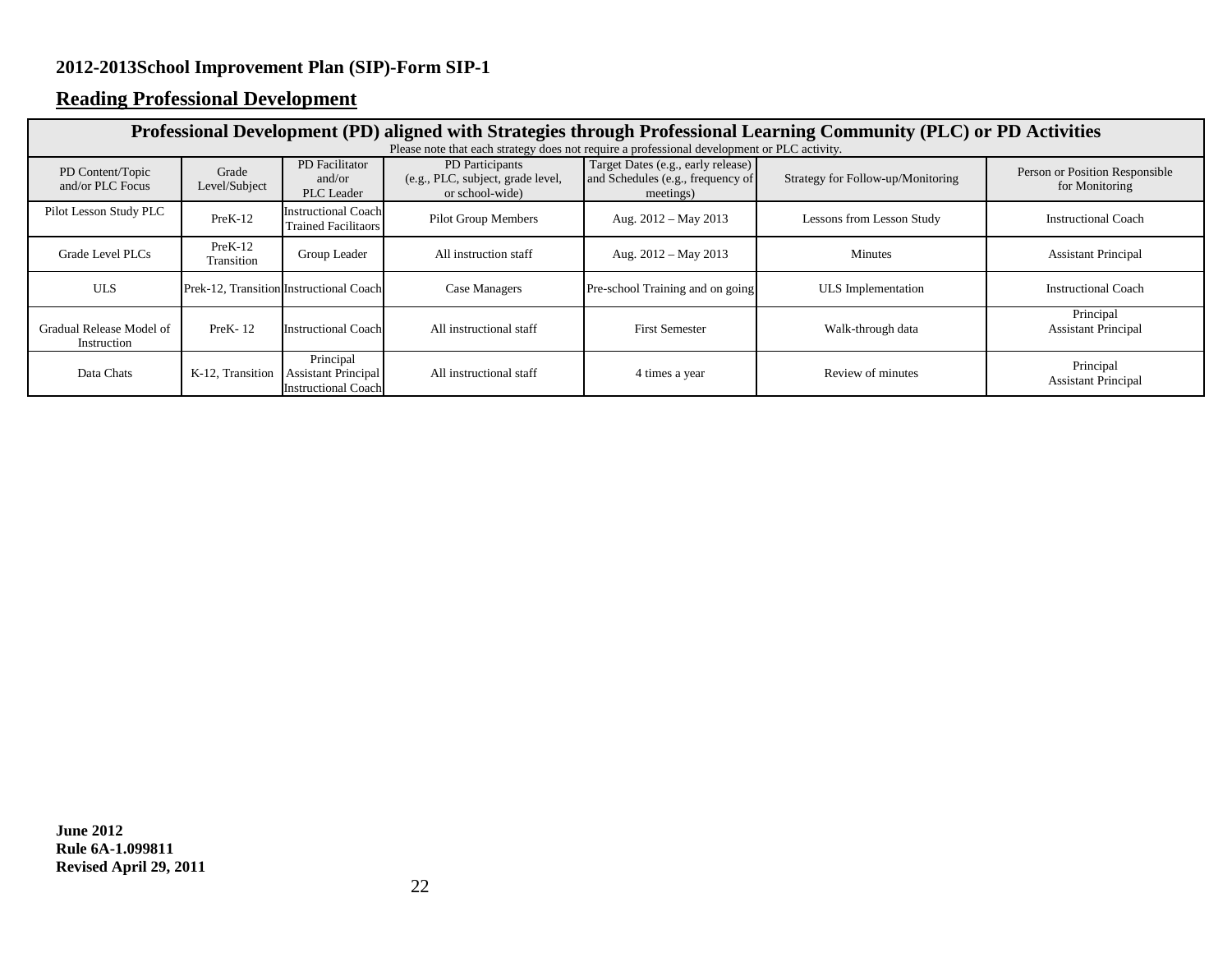**2012-2013School Improvement Plan (SIP)-Form SIP-1**

## Reading Professional Development

| Professional Development (PD) aligned with Strategies through Professional Learning Community (PLC) or PD Activities<br>Please note that each strategy does not require a professional development or PLC activity. | | | | | | |
|---|---|---|---|---|---|---|
| PD Content/Topic and/or PLC Focus | Grade Level/Subject | PD Facilitator and/or PLC Leader | PD Participants (e.g., PLC, subject, grade level, or school-wide) | Target Dates (e.g., early release) and Schedules (e.g., frequency of meetings) | Strategy for Follow-up/Monitoring | Person or Position Responsible for Monitoring |
| Pilot Lesson Study PLC | PreK-12 | Instructional Coach Trained Facilitaors | Pilot Group Members | Aug. 2012 – May 2013 | Lessons from Lesson Study | Instructional Coach |
| Grade Level PLCs | PreK-12 Transition | Group Leader | All instruction staff | Aug. 2012 – May 2013 | Minutes | Assistant Principal |
| ULS | Prek-12, Transition | Instructional Coach | Case Managers | Pre-school Training and on going | ULS Implementation | Instructional Coach |
| Gradual Release Model of Instruction | PreK- 12 | Instructional Coach | All instructional staff | First Semester | Walk-through data | Principal<br>Assistant Principal |
| Data Chats | K-12, Transition | Principal<br>Assistant Principal<br>Instructional Coach | All instructional staff | 4 times a year | Review of minutes | Principal<br>Assistant Principal |

**June 2012**
**Rule 6A-1.099811**
**Revised April 29, 2011**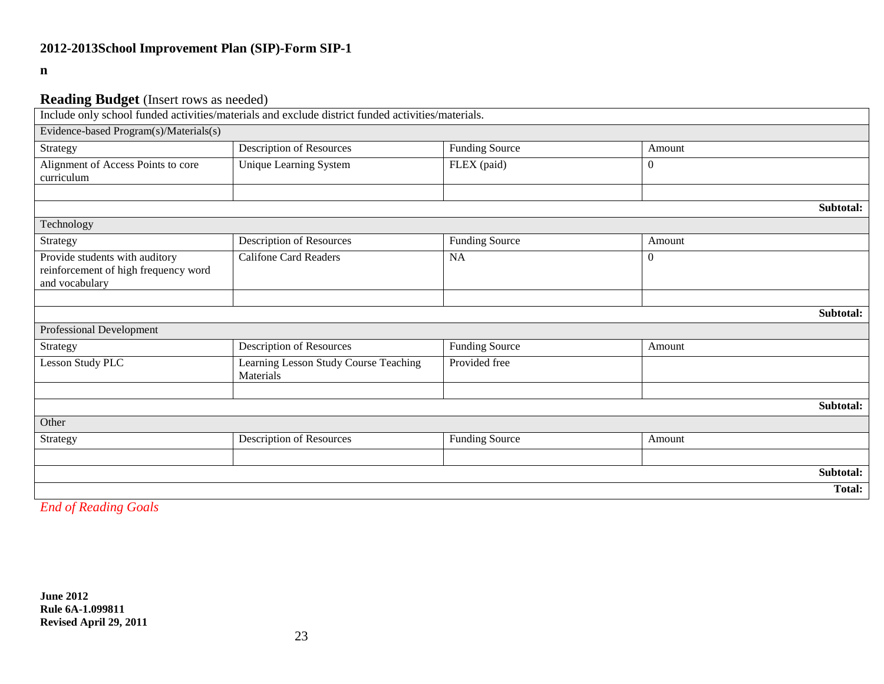**2012-2013School Improvement Plan (SIP)-Form SIP-1**

**n**

## Reading Budget (Insert rows as needed)

| | | | |
|---|---|---|---|
| Include only school funded activities/materials and exclude district funded activities/materials. | | | |
| Evidence-based Program(s)/Materials(s) | | | |
| Strategy | Description of Resources | Funding Source | Amount |
| Alignment of Access Points to core curriculum | Unique Learning System | FLEX (paid) | 0 |
| | | | |
| | | | **Subtotal:** |
| Technology | | | |
| Strategy | Description of Resources | Funding Source | Amount |
| Provide students with auditory reinforcement of high frequency word and vocabulary | Califone Card Readers | NA | 0 |
| | | | |
| | | | **Subtotal:** |
| Professional Development | | | |
| Strategy | Description of Resources | Funding Source | Amount |
| Lesson Study PLC | Learning Lesson Study Course Teaching Materials | Provided free | |
| | | | |
| | | | **Subtotal:** |
| Other | | | |
| Strategy | Description of Resources | Funding Source | Amount |
| | | | |
| | | | **Subtotal:** |
| | | | **Total:** |

*End of Reading Goals*

**June 2012**
**Rule 6A-1.099811**
**Revised April 29, 2011**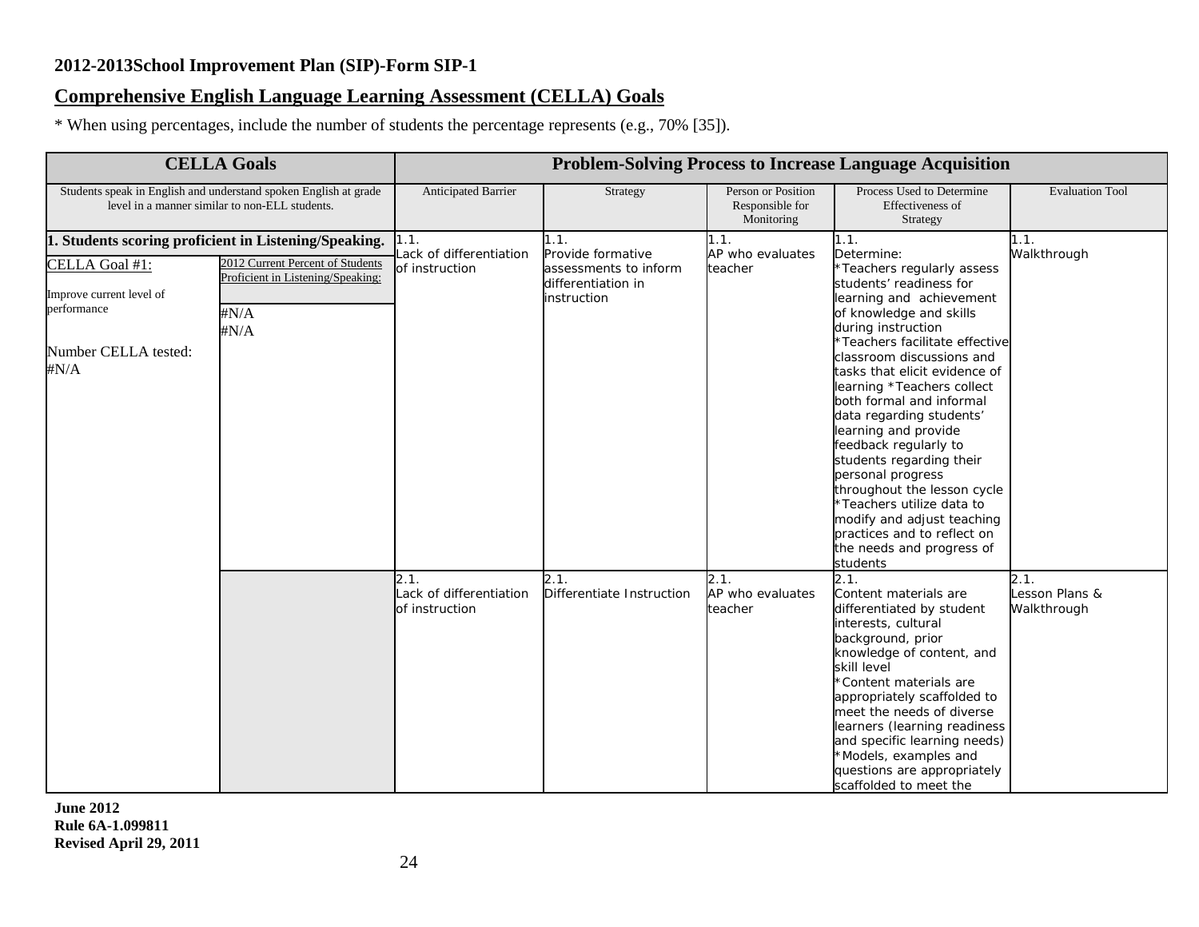**2012-2013School Improvement Plan (SIP)-Form SIP-1**

## Comprehensive English Language Learning Assessment (CELLA) Goals

* When using percentages, include the number of students the percentage represents (e.g., 70% [35]).

| CELLA Goals | | Problem-Solving Process to Increase Language Acquisition | | | | |
|---|---|---|---|---|---|---|
| Students speak in English and understand spoken English at grade level in a manner similar to non-ELL students. | | Anticipated Barrier | Strategy | Person or Position Responsible for Monitoring | Process Used to Determine Effectiveness of Strategy | Evaluation Tool |
| **1. Students scoring proficient in Listening/Speaking.**<br><br>CELLA Goal #1:<br><br>Improve current level of performance<br><br>Number CELLA tested: #N/A | 2012 Current Percent of Students Proficient in Listening/Speaking:<br><br>#N/A<br>#N/A | 1.1.<br>Lack of differentiation of instruction | 1.1.<br>Provide formative assessments to inform differentiation in instruction | 1.1.<br>AP who evaluates teacher | 1.1.<br>Determine:<br>*Teachers regularly assess students' readiness for learning and achievement of knowledge and skills during instruction<br>*Teachers facilitate effective classroom discussions and tasks that elicit evidence of learning *Teachers collect both formal and informal data regarding students' learning and provide feedback regularly to students regarding their personal progress throughout the lesson cycle<br>*Teachers utilize data to modify and adjust teaching practices and to reflect on the needs and progress of students | 1.1.<br>Walkthrough |
| | | 2.1.<br>Lack of differentiation of instruction | 2.1.<br>Differentiate Instruction | 2.1.<br>AP who evaluates teacher | 2.1.<br>Content materials are differentiated by student interests, cultural background, prior knowledge of content, and skill level<br>*Content materials are appropriately scaffolded to meet the needs of diverse learners (learning readiness and specific learning needs)<br>*Models, examples and questions are appropriately scaffolded to meet the | 2.1.<br>Lesson Plans & Walkthrough |

**June 2012**
**Rule 6A-1.099811**
**Revised April 29, 2011**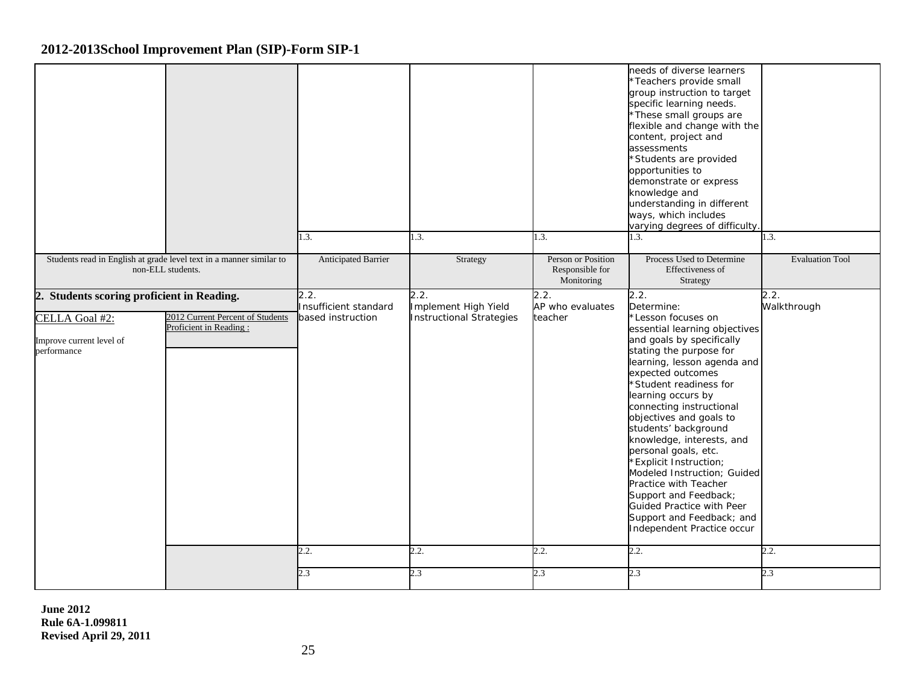## 2012-2013School Improvement Plan (SIP)-Form SIP-1

| | | | | | | |
|---|---|---|---|---|---|---|
| | | | | | needs of diverse learners *Teachers provide small group instruction to target specific learning needs. *These small groups are flexible and change with the content, project and assessments *Students are provided opportunities to demonstrate or express knowledge and understanding in different ways, which includes varying degrees of difficulty. | |
| | | 1.3. | 1.3. | 1.3. | 1.3. | 1.3. |
| Students read in English at grade level text in a manner similar to non-ELL students. | | Anticipated Barrier | Strategy | Person or Position Responsible for Monitoring | Process Used to Determine Effectiveness of Strategy | Evaluation Tool |
| **2. Students scoring proficient in Reading.** | | 2.2. Insufficient standard based instruction | 2.2. Implement High Yield Instructional Strategies | 2.2. AP who evaluates teacher | 2.2. Determine: *Lesson focuses on essential learning objectives and goals by specifically stating the purpose for learning, lesson agenda and expected outcomes *Student readiness for learning occurs by connecting instructional objectives and goals to students' background knowledge, interests, and personal goals, etc. *Explicit Instruction; Modeled Instruction; Guided Practice with Teacher Support and Feedback; Guided Practice with Peer Support and Feedback; and Independent Practice occur | 2.2. Walkthrough |
| CELLA Goal #2: Improve current level of performance | 2012 Current Percent of Students Proficient in Reading : | | | | | |
| | | 2.2. | 2.2. | 2.2. | 2.2. | 2.2. |
| | | 2.3 | 2.3 | 2.3 | 2.3 | 2.3 |

**June 2012**
**Rule 6A-1.099811**
**Revised April 29, 2011**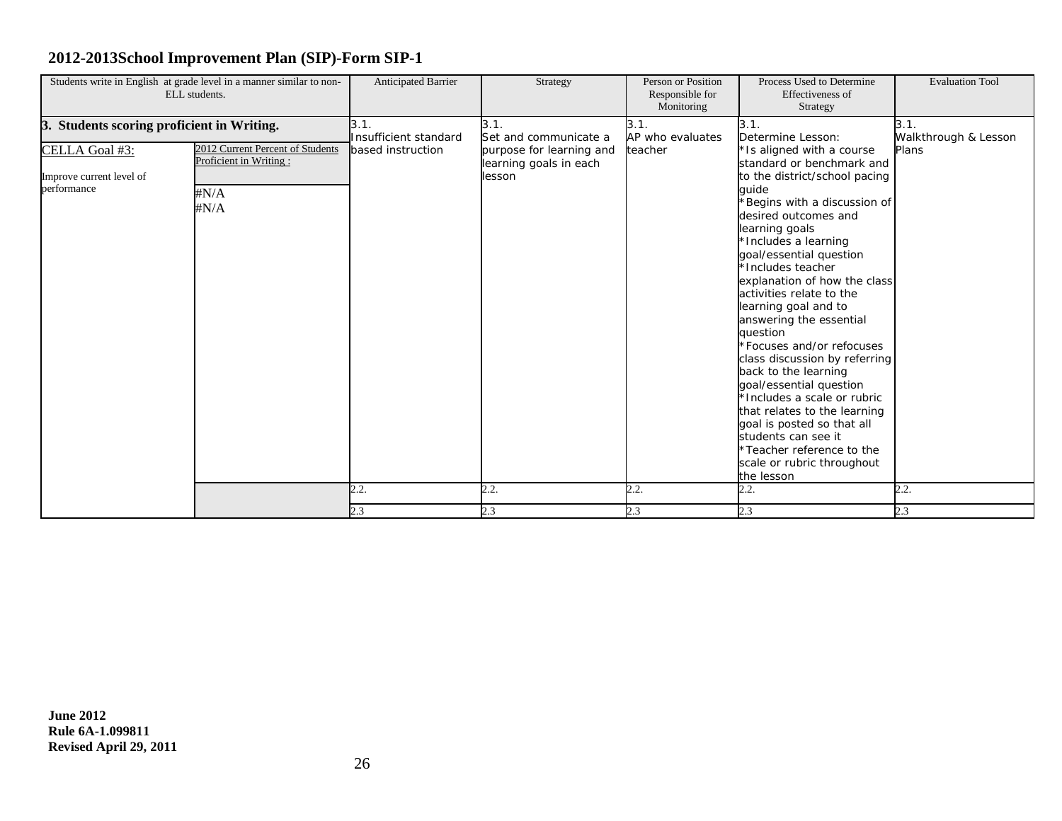## 2012-2013School Improvement Plan (SIP)-Form SIP-1

| Students write in English at grade level in a manner similar to non-ELL students. | | Anticipated Barrier | Strategy | Person or Position Responsible for Monitoring | Process Used to Determine Effectiveness of Strategy | Evaluation Tool |
|---|---|---|---|---|---|---|
| **3. Students scoring proficient in Writing.** CELLA Goal #3: Improve current level of performance | 2012 Current Percent of Students Proficient in Writing : #N/A #N/A | 3.1. Insufficient standard based instruction | 3.1. Set and communicate a purpose for learning and learning goals in each lesson | 3.1. AP who evaluates teacher | 3.1. Determine Lesson: *Is aligned with a course standard or benchmark and to the district/school pacing guide *Begins with a discussion of desired outcomes and learning goals *Includes a learning goal/essential question *Includes teacher explanation of how the class activities relate to the learning goal and to answering the essential question *Focuses and/or refocuses class discussion by referring back to the learning goal/essential question *Includes a scale or rubric that relates to the learning goal is posted so that all students can see it *Teacher reference to the scale or rubric throughout the lesson | 3.1. Walkthrough & Lesson Plans |
| | | 2.2. | 2.2. | 2.2. | 2.2. | 2.2. |
| | | 2.3 | 2.3 | 2.3 | 2.3 | 2.3 |

**June 2012**
**Rule 6A-1.099811**
**Revised April 29, 2011**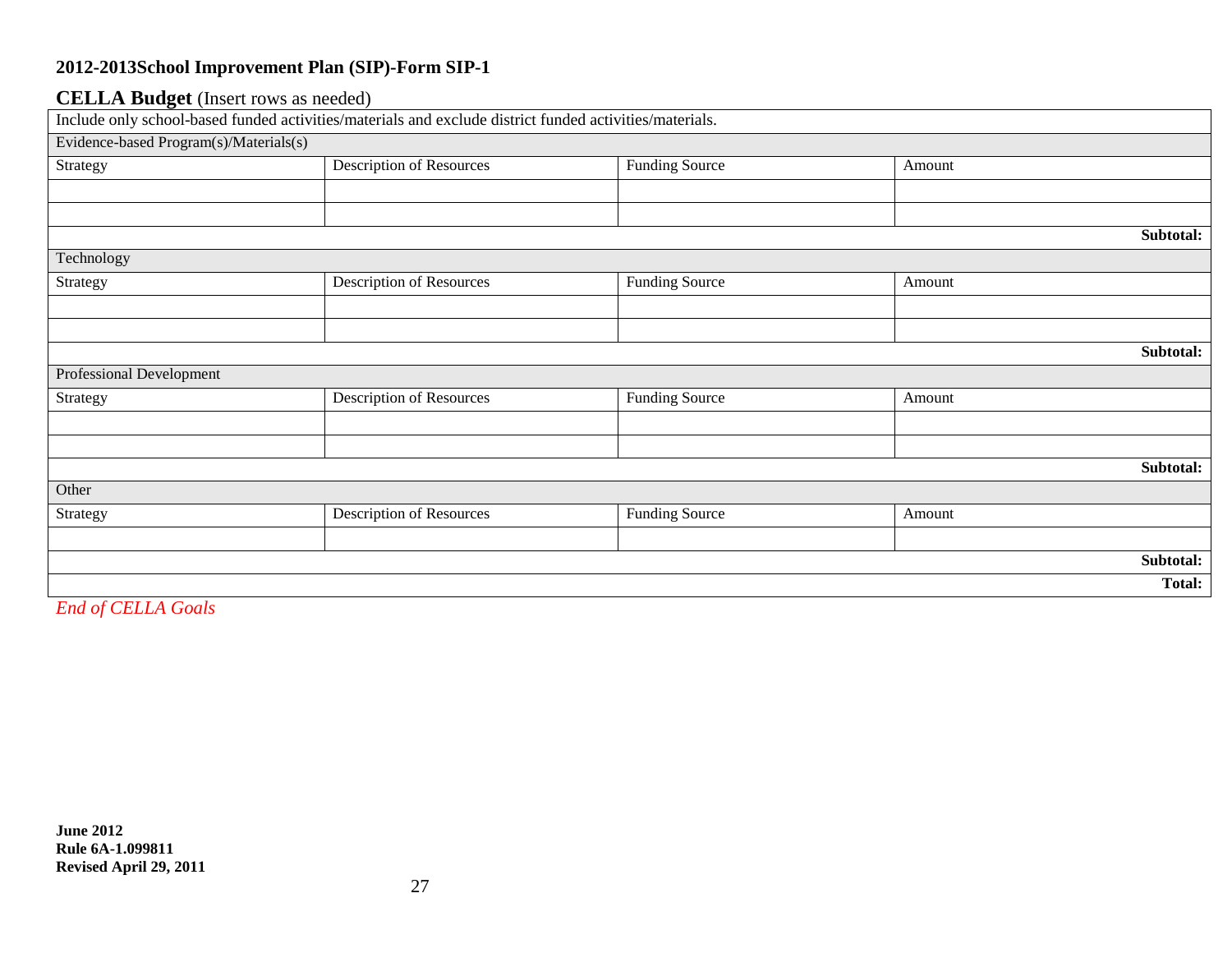## 2012-2013School Improvement Plan (SIP)-Form SIP-1

**CELLA Budget** (Insert rows as needed)

| Include only school-based funded activities/materials and exclude district funded activities/materials. | | | |
|---|---|---|---|
| Evidence-based Program(s)/Materials(s) | | | |
| Strategy | Description of Resources | Funding Source | Amount |
| | | | |
| | | | |
| | | | **Subtotal:** |
| Technology | | | |
| Strategy | Description of Resources | Funding Source | Amount |
| | | | |
| | | | |
| | | | **Subtotal:** |
| Professional Development | | | |
| Strategy | Description of Resources | Funding Source | Amount |
| | | | |
| | | | |
| | | | **Subtotal:** |
| Other | | | |
| Strategy | Description of Resources | Funding Source | Amount |
| | | | |
| | | | **Subtotal:** |
| | | | **Total:** |

*End of CELLA Goals*

**June 2012**
**Rule 6A-1.099811**
**Revised April 29, 2011**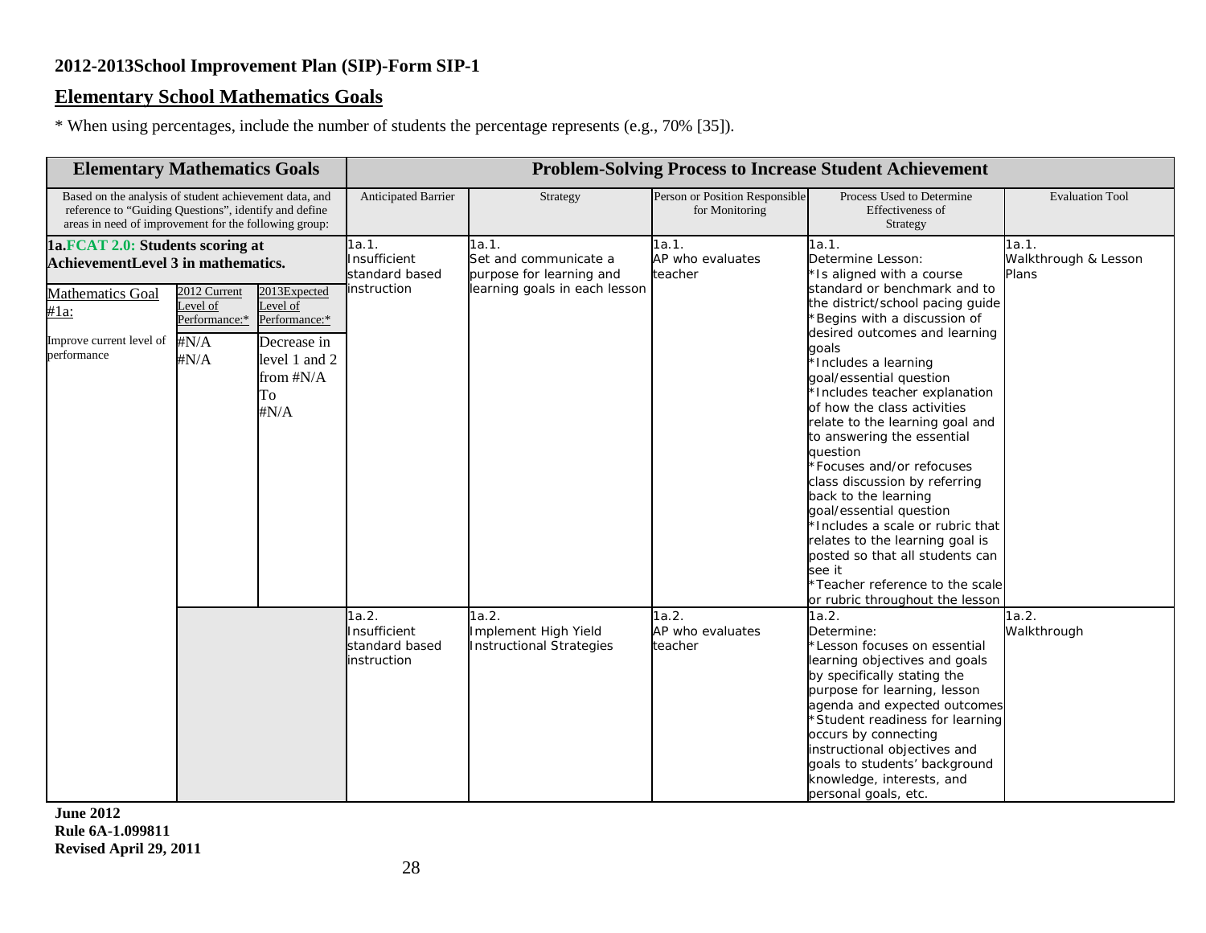**2012-2013School Improvement Plan (SIP)-Form SIP-1**

## Elementary School Mathematics Goals

* When using percentages, include the number of students the percentage represents (e.g., 70% [35]).

| Elementary Mathematics Goals | | | Problem-Solving Process to Increase Student Achievement | | | | |
|---|---|---|---|---|---|---|---|
| Based on the analysis of student achievement data, and reference to "Guiding Questions", identify and define areas in need of improvement for the following group: | | | Anticipated Barrier | Strategy | Person or Position Responsible for Monitoring | Process Used to Determine Effectiveness of Strategy | Evaluation Tool |
| **1a.FCAT 2.0: Students scoring at AchievementLevel 3 in mathematics.** | | | 1a.1. Insufficient standard based instruction | 1a.1. Set and communicate a purpose for learning and learning goals in each lesson | 1a.1. AP who evaluates teacher | 1a.1. Determine Lesson: *Is aligned with a course standard or benchmark and to the district/school pacing guide *Begins with a discussion of desired outcomes and learning goals *Includes a learning goal/essential question *Includes teacher explanation of how the class activities relate to the learning goal and to answering the essential question *Focuses and/or refocuses class discussion by referring back to the learning goal/essential question *Includes a scale or rubric that relates to the learning goal is posted so that all students can see it *Teacher reference to the scale or rubric throughout the lesson | 1a.1. Walkthrough & Lesson Plans |
| Mathematics Goal #1a: Improve current level of performance | 2012 Current Level of Performance:* #N/A #N/A | 2013Expected Level of Performance:* Decrease in level 1 and 2 from #N/A To #N/A | | | | | |
| | | | 1a.2. Insufficient standard based instruction | 1a.2. Implement High Yield Instructional Strategies | 1a.2. AP who evaluates teacher | 1a.2. Determine: *Lesson focuses on essential learning objectives and goals by specifically stating the purpose for learning, lesson agenda and expected outcomes *Student readiness for learning occurs by connecting instructional objectives and goals to students' background knowledge, interests, and personal goals, etc. | 1a.2. Walkthrough |

**June 2012**
**Rule 6A-1.099811**
**Revised April 29, 2011**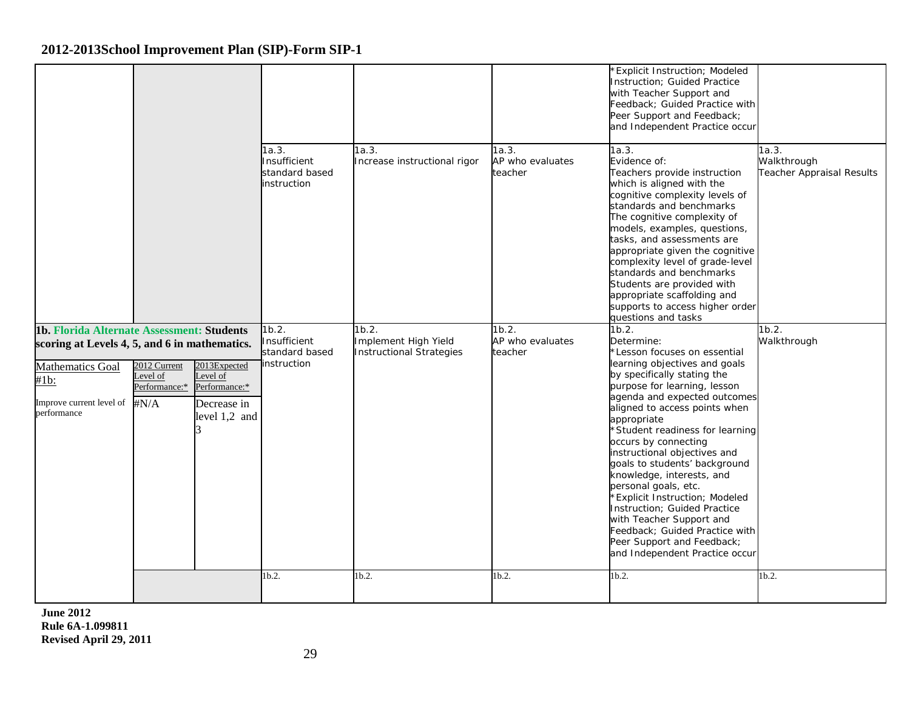## 2012-2013School Improvement Plan (SIP)-Form SIP-1

| | | | | | | | |
|---|---|---|---|---|---|---|---|
| | | | | | | *Explicit Instruction; Modeled Instruction; Guided Practice with Teacher Support and Feedback; Guided Practice with Peer Support and Feedback; and Independent Practice occur | |
| | | | 1a.3. Insufficient standard based instruction | 1a.3. Increase instructional rigor | 1a.3. AP who evaluates teacher | 1a.3. Evidence of: Teachers provide instruction which is aligned with the cognitive complexity levels of standards and benchmarks The cognitive complexity of models, examples, questions, tasks, and assessments are appropriate given the cognitive complexity level of grade-level standards and benchmarks Students are provided with appropriate scaffolding and supports to access higher order questions and tasks | 1a.3. Walkthrough Teacher Appraisal Results |
| **1b. Florida Alternate Assessment: Students scoring at Levels 4, 5, and 6 in mathematics.** | | | 1b.2. Insufficient standard based instruction | 1b.2. Implement High Yield Instructional Strategies | 1b.2. AP who evaluates teacher | 1b.2. Determine: *Lesson focuses on essential learning objectives and goals by specifically stating the purpose for learning, lesson agenda and expected outcomes aligned to access points when appropriate *Student readiness for learning occurs by connecting instructional objectives and goals to students' background knowledge, interests, and personal goals, etc. *Explicit Instruction; Modeled Instruction; Guided Practice with Teacher Support and Feedback; Guided Practice with Peer Support and Feedback; and Independent Practice occur | 1b.2. Walkthrough |
| Mathematics Goal #1b: | 2012 Current Level of Performance:* | 2013Expected Level of Performance:* | | | | | |
| Improve current level of performance | #N/A | Decrease in level 1,2 and 3 | | | | | |
| | | | 1b.2. | 1b.2. | 1b.2. | 1b.2. | 1b.2. |

June 2012
Rule 6A-1.099811
Revised April 29, 2011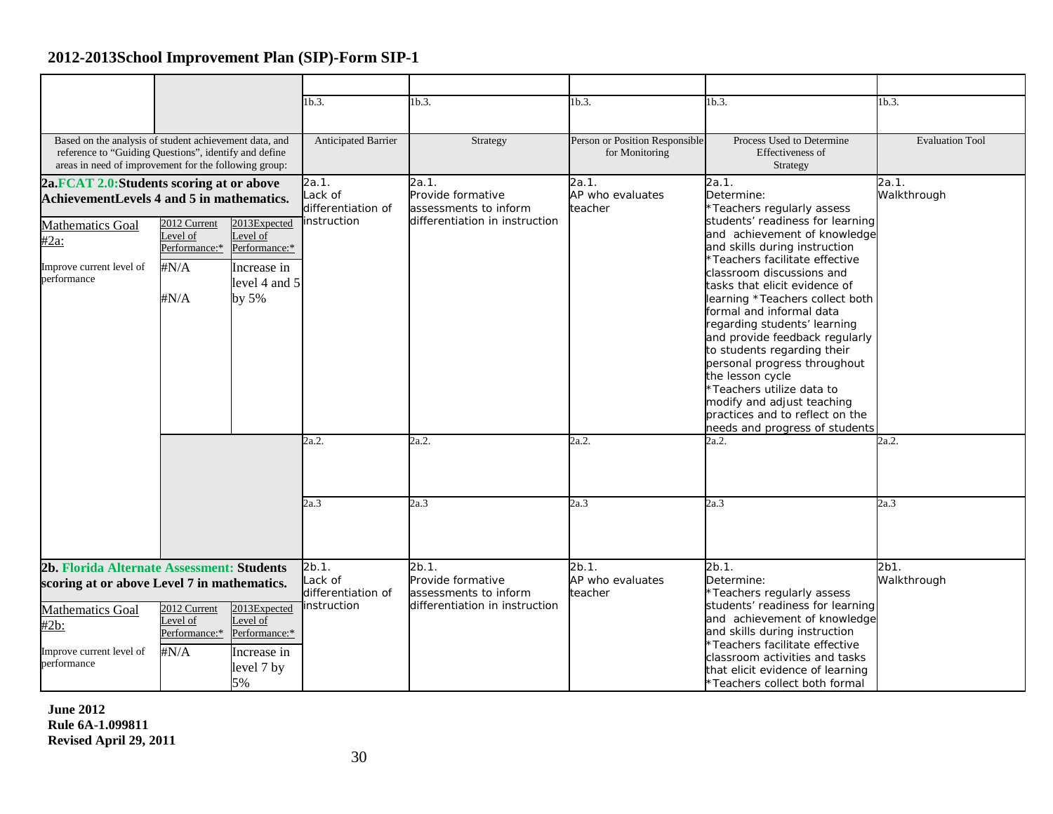## 2012-2013School Improvement Plan (SIP)-Form SIP-1

| | | | | | | | |
|---|---|---|---|---|---|---|---|
| | | | | | | | |
| | | | 1b.3. | 1b.3. | 1b.3. | 1b.3. | 1b.3. |
| Based on the analysis of student achievement data, and reference to "Guiding Questions", identify and define areas in need of improvement for the following group: | | | Anticipated Barrier | Strategy | Person or Position Responsible for Monitoring | Process Used to Determine Effectiveness of Strategy | Evaluation Tool |
| **2a.FCAT 2.0:Students scoring at or above AchievementLevels 4 and 5 in mathematics.** | | | 2a.1. Lack of differentiation of instruction | 2a.1. Provide formative assessments to inform differentiation in instruction | 2a.1. AP who evaluates teacher | 2a.1. Determine: *Teachers regularly assess students' readiness for learning and achievement of knowledge and skills during instruction *Teachers facilitate effective classroom discussions and tasks that elicit evidence of learning *Teachers collect both formal and informal data regarding students' learning and provide feedback regularly to students regarding their personal progress throughout the lesson cycle *Teachers utilize data to modify and adjust teaching practices and to reflect on the needs and progress of students | 2a.1. Walkthrough |
| Mathematics Goal #2a: | 2012 Current Level of Performance:* | 2013Expected Level of Performance:* | | | | | |
| Improve current level of performance | #N/A<br>#N/A | Increase in level 4 and 5 by 5% | | | | | |
| | | | 2a.2. | 2a.2. | 2a.2. | 2a.2. | 2a.2. |
| | | | 2a.3 | 2a.3 | 2a.3 | 2a.3 | 2a.3 |
| **2b. Florida Alternate Assessment: Students scoring at or above Level 7 in mathematics.** | | | 2b.1. Lack of differentiation of instruction | 2b.1. Provide formative assessments to inform differentiation in instruction | 2b.1. AP who evaluates teacher | 2b.1. Determine: *Teachers regularly assess students' readiness for learning and achievement of knowledge and skills during instruction *Teachers facilitate effective classroom activities and tasks that elicit evidence of learning *Teachers collect both formal | 2b1. Walkthrough |
| Mathematics Goal #2b: | 2012 Current Level of Performance:* | 2013Expected Level of Performance:* | | | | | |
| Improve current level of performance | #N/A | Increase in level 7 by 5% | | | | | |

**June 2012**
**Rule 6A-1.099811**
**Revised April 29, 2011**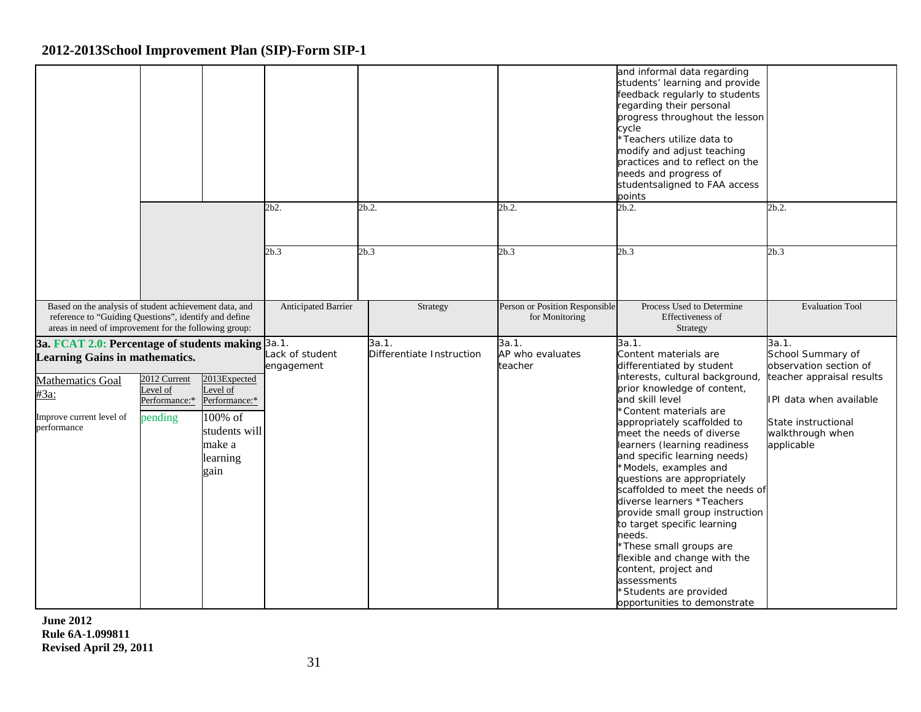| | | | | | | | |
|---|---|---|---|---|---|---|---|
| | | | | | | and informal data regarding students' learning and provide feedback regularly to students regarding their personal progress throughout the lesson cycle<br>*Teachers utilize data to modify and adjust teaching practices and to reflect on the needs and progress of studentsaligned to FAA access points | |
| | | | 2b2. | 2b.2. | 2b.2. | 2b.2. | 2b.2. |
| | | | 2b.3 | 2b.3 | 2b.3 | 2b.3 | 2b.3 |

| Based on the analysis of student achievement data, and reference to "Guiding Questions", identify and define areas in need of improvement for the following group: | | | Anticipated Barrier | Strategy | Person or Position Responsible for Monitoring | Process Used to Determine Effectiveness of Strategy | Evaluation Tool |
|---|---|---|---|---|---|---|---|
| **3a. FCAT 2.0: Percentage of students making Learning Gains in mathematics.** | | | 3a.1.<br>Lack of student engagement | 3a.1.<br>Differentiate Instruction | 3a.1.<br>AP who evaluates teacher | 3a.1.<br>Content materials are differentiated by student interests, cultural background, prior knowledge of content, and skill level<br>*Content materials are appropriately scaffolded to meet the needs of diverse learners (learning readiness and specific learning needs)<br>*Models, examples and questions are appropriately scaffolded to meet the needs of diverse learners *Teachers provide small group instruction to target specific learning needs.<br>*These small groups are flexible and change with the content, project and assessments<br>*Students are provided opportunities to demonstrate | 3a.1.<br>School Summary of observation section of teacher appraisal results<br><br>IPI data when available<br><br>State instructional walkthrough when applicable |
| Mathematics Goal #3a: | 2012 Current Level of Performance:* | 2013Expected Level of Performance:* | | | | | |
| Improve current level of performance | pending | 100% of students will make a learning gain | | | | | |

**June 2012**
**Rule 6A-1.099811**
**Revised April 29, 2011**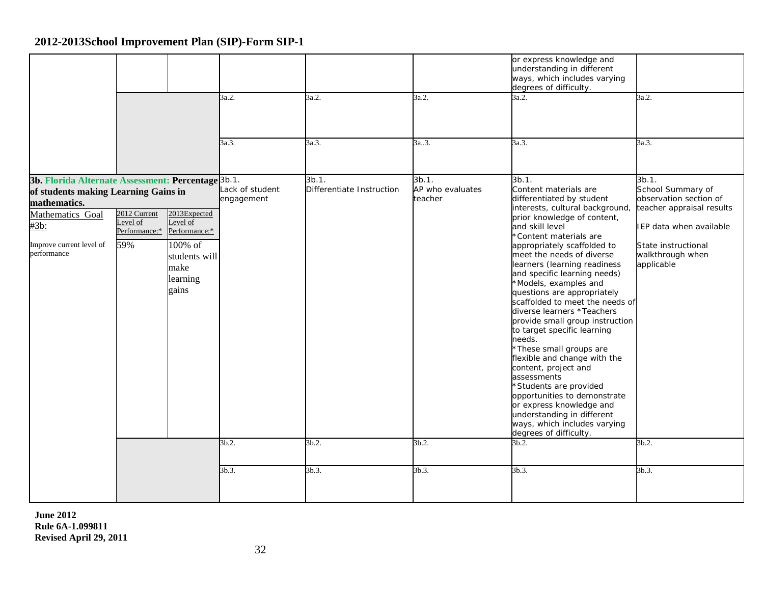## 2012-2013School Improvement Plan (SIP)-Form SIP-1

| | | | | | | | |
|---|---|---|---|---|---|---|---|
| | | | | | | or express knowledge and understanding in different ways, which includes varying degrees of difficulty. | |
| | | | 3a.2. | 3a.2. | 3a.2. | 3a.2. | 3a.2. |
| | | | 3a.3. | 3a.3. | 3a..3. | 3a.3. | 3a.3. |
| **3b. Florida Alternate Assessment: Percentage of students making Learning Gains in mathematics.** | | | 3b.1. Lack of student engagement | 3b.1. Differentiate Instruction | 3b.1. AP who evaluates teacher | 3b.1. Content materials are differentiated by student interests, cultural background, prior knowledge of content, and skill level *Content materials are appropriately scaffolded to meet the needs of diverse learners (learning readiness and specific learning needs) *Models, examples and questions are appropriately scaffolded to meet the needs of diverse learners *Teachers provide small group instruction to target specific learning needs. *These small groups are flexible and change with the content, project and assessments *Students are provided opportunities to demonstrate or express knowledge and understanding in different ways, which includes varying degrees of difficulty. | 3b.1. School Summary of observation section of teacher appraisal results<br><br>IEP data when available<br><br>State instructional walkthrough when applicable |
| Mathematics Goal #3b: | 2012 Current Level of Performance:* | 2013Expected Level of Performance:* | | | | | |
| Improve current level of performance | 59% | 100% of students will make learning gains | | | | | |
| | | | 3b.2. | 3b.2. | 3b.2. | 3b.2. | 3b.2. |
| | | | 3b.3. | 3b.3. | 3b.3. | 3b.3. | 3b.3. |

**June 2012**
**Rule 6A-1.099811**
**Revised April 29, 2011**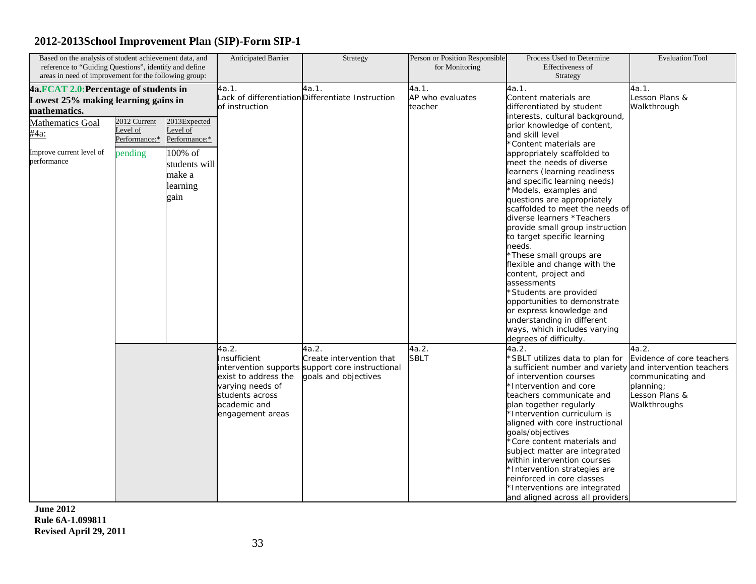## 2012-2013School Improvement Plan (SIP)-Form SIP-1

| Based on the analysis of student achievement data, and reference to "Guiding Questions", identify and define areas in need of improvement for the following group: | | | Anticipated Barrier | Strategy | Person or Position Responsible for Monitoring | Process Used to Determine Effectiveness of Strategy | Evaluation Tool |
|---|---|---|---|---|---|---|---|
| **4a.FCAT 2.0:Percentage of students in Lowest 25% making learning gains in mathematics.** | | | 4a.1. Lack of differentiation of instruction | 4a.1. Differentiate Instruction | 4a.1. AP who evaluates teacher | 4a.1. Content materials are differentiated by student interests, cultural background, prior knowledge of content, and skill level *Content materials are appropriately scaffolded to meet the needs of diverse learners (learning readiness and specific learning needs) *Models, examples and questions are appropriately scaffolded to meet the needs of diverse learners *Teachers provide small group instruction to target specific learning needs. *These small groups are flexible and change with the content, project and assessments *Students are provided opportunities to demonstrate or express knowledge and understanding in different ways, which includes varying degrees of difficulty. | 4a.1. Lesson Plans & Walkthrough |
| Mathematics Goal #4a: | 2012 Current Level of Performance:* | 2013Expected Level of Performance:* | | | | | |
| Improve current level of performance | pending | 100% of students will make a learning gain | | | | | |
| | | | 4a.2. Insufficient intervention supports exist to address the varying needs of students across academic and engagement areas | 4a.2. Create intervention that support core instructional goals and objectives | 4a.2. SBLT | 4a.2. *SBLT utilizes data to plan for a sufficient number and variety of intervention courses *Intervention and core teachers communicate and plan together regularly *Intervention curriculum is aligned with core instructional goals/objectives *Core content materials and subject matter are integrated within intervention courses *Intervention strategies are reinforced in core classes *Interventions are integrated and aligned across all providers | 4a.2. Evidence of core teachers and intervention teachers communicating and planning; Lesson Plans & Walkthroughs |

**June 2012**
**Rule 6A-1.099811**
**Revised April 29, 2011**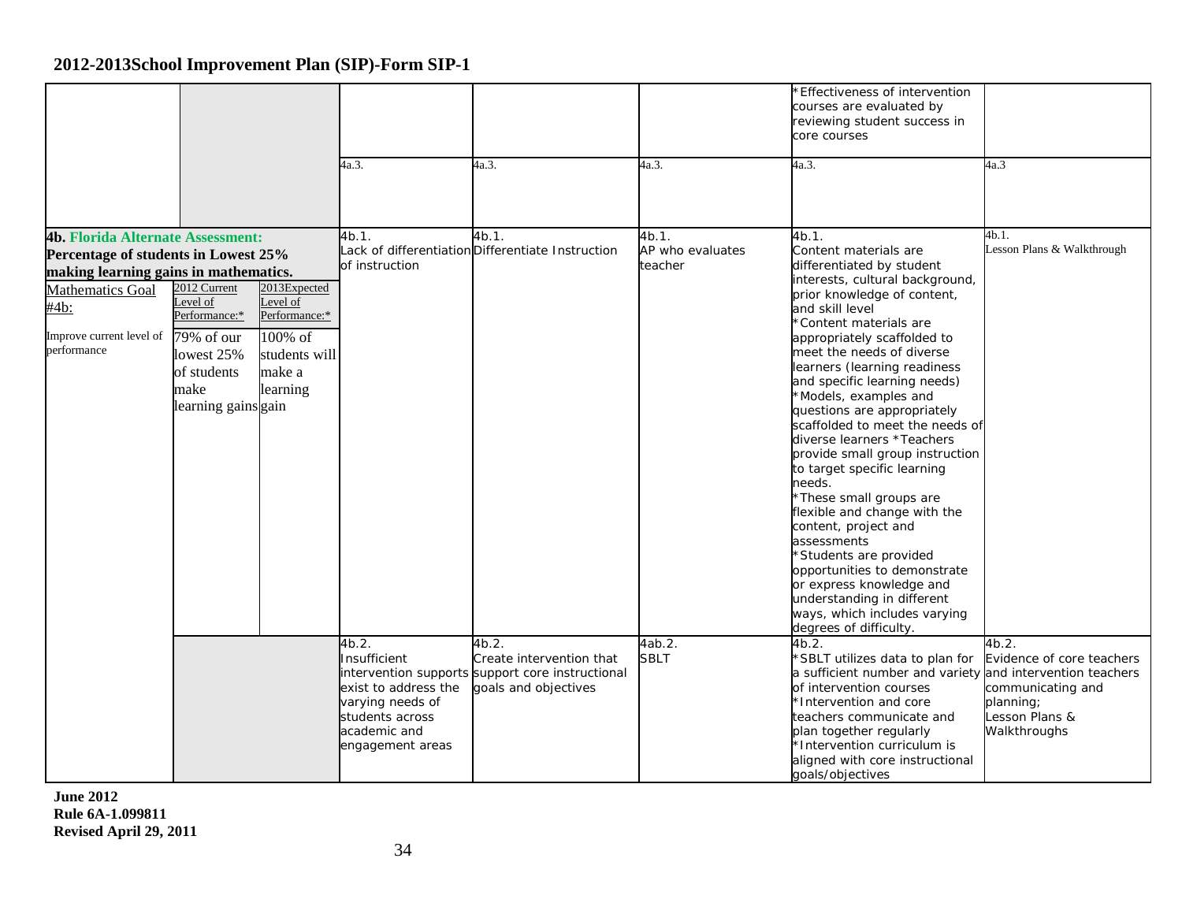## 2012-2013School Improvement Plan (SIP)-Form SIP-1

| | | | | | | | |
|---|---|---|---|---|---|---|---|
| | | | | | | *Effectiveness of intervention courses are evaluated by reviewing student success in core courses | |
| | | | 4a.3. | 4a.3. | 4a.3. | 4a.3. | 4a.3 |
| **4b. Florida Alternate Assessment: Percentage of students in Lowest 25% making learning gains in mathematics.** <br> Mathematics Goal #4b: <br> Improve current level of performance | 2012 Current Level of Performance:* <br> 79% of our lowest 25% of students make learning gains | 2013Expected Level of Performance:* <br> 100% of students will make a learning gain | 4b.1. <br> Lack of differentiation of instruction | 4b.1. <br> Differentiate Instruction | 4b.1. <br> AP who evaluates teacher | 4b.1. <br> Content materials are differentiated by student interests, cultural background, prior knowledge of content, and skill level <br> *Content materials are appropriately scaffolded to meet the needs of diverse learners (learning readiness and specific learning needs) <br> *Models, examples and questions are appropriately scaffolded to meet the needs of diverse learners *Teachers provide small group instruction to target specific learning needs. <br> *These small groups are flexible and change with the content, project and assessments <br> *Students are provided opportunities to demonstrate or express knowledge and understanding in different ways, which includes varying degrees of difficulty. | 4b.1. <br> Lesson Plans & Walkthrough |
| | | | 4b.2. <br> Insufficient intervention supports exist to address the varying needs of students across academic and engagement areas | 4b.2. <br> Create intervention that support core instructional goals and objectives | 4ab.2. <br> SBLT | 4b.2. <br> *SBLT utilizes data to plan for a sufficient number and variety of intervention courses <br> *Intervention and core teachers communicate and plan together regularly <br> *Intervention curriculum is aligned with core instructional goals/objectives | 4b.2. <br> Evidence of core teachers and intervention teachers communicating and planning; <br> Lesson Plans & Walkthroughs |

**June 2012**
**Rule 6A-1.099811**
**Revised April 29, 2011**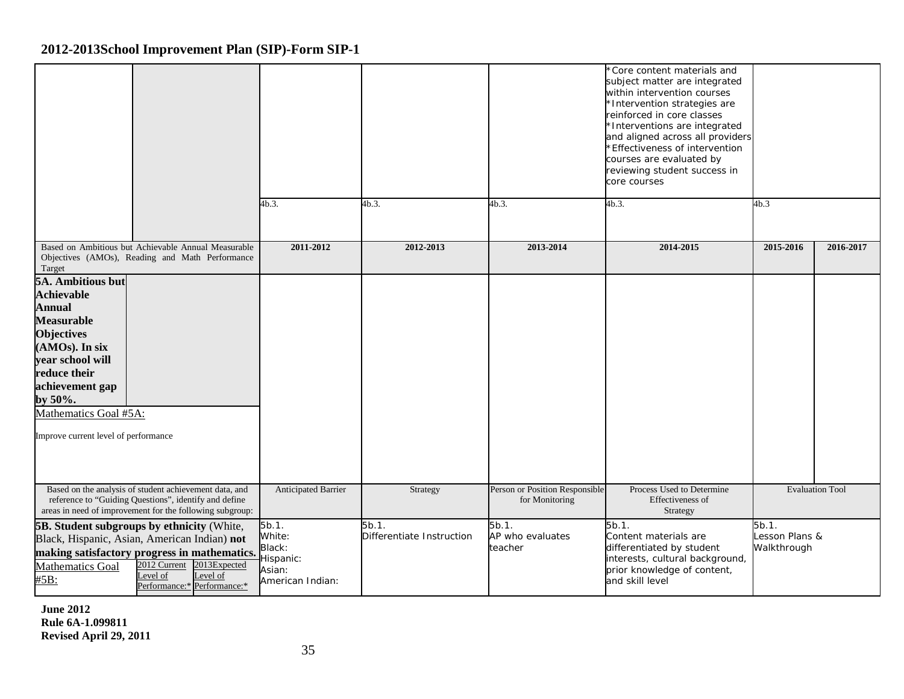## 2012-2013School Improvement Plan (SIP)-Form SIP-1

| | | | | | | | |
|---|---|---|---|---|---|---|---|
| | | | | | *Core content materials and subject matter are integrated within intervention courses *Intervention strategies are reinforced in core classes *Interventions are integrated and aligned across all providers *Effectiveness of intervention courses are evaluated by reviewing student success in core courses | | |
| | | 4b.3. | 4b.3. | 4b.3. | 4b.3. | 4b.3 | |
| Based on Ambitious but Achievable Annual Measurable Objectives (AMOs), Reading and Math Performance Target | | 2011-2012 | 2012-2013 | 2013-2014 | 2014-2015 | 2015-2016 | 2016-2017 |
| **5A. Ambitious but Achievable Annual Measurable Objectives (AMOs). In six year school will reduce their achievement gap by 50%.** Mathematics Goal #5A: Improve current level of performance | | | | | | | |
| Based on the analysis of student achievement data, and reference to "Guiding Questions", identify and define areas in need of improvement for the following subgroup: | | Anticipated Barrier | Strategy | Person or Position Responsible for Monitoring | Process Used to Determine Effectiveness of Strategy | Evaluation Tool | |
| **5B. Student subgroups by ethnicity** (White, Black, Hispanic, Asian, American Indian) **not making satisfactory progress in mathematics.** Mathematics Goal #5B: 2012 Current Level of Performance:* 2013Expected Level of Performance:* | | 5b.1. White: Black: Hispanic: Asian: American Indian: | 5b.1. Differentiate Instruction | 5b.1. AP who evaluates teacher | 5b.1. Content materials are differentiated by student interests, cultural background, prior knowledge of content, and skill level | 5b.1. Lesson Plans & Walkthrough | |

**June 2012**
**Rule 6A-1.099811**
**Revised April 29, 2011**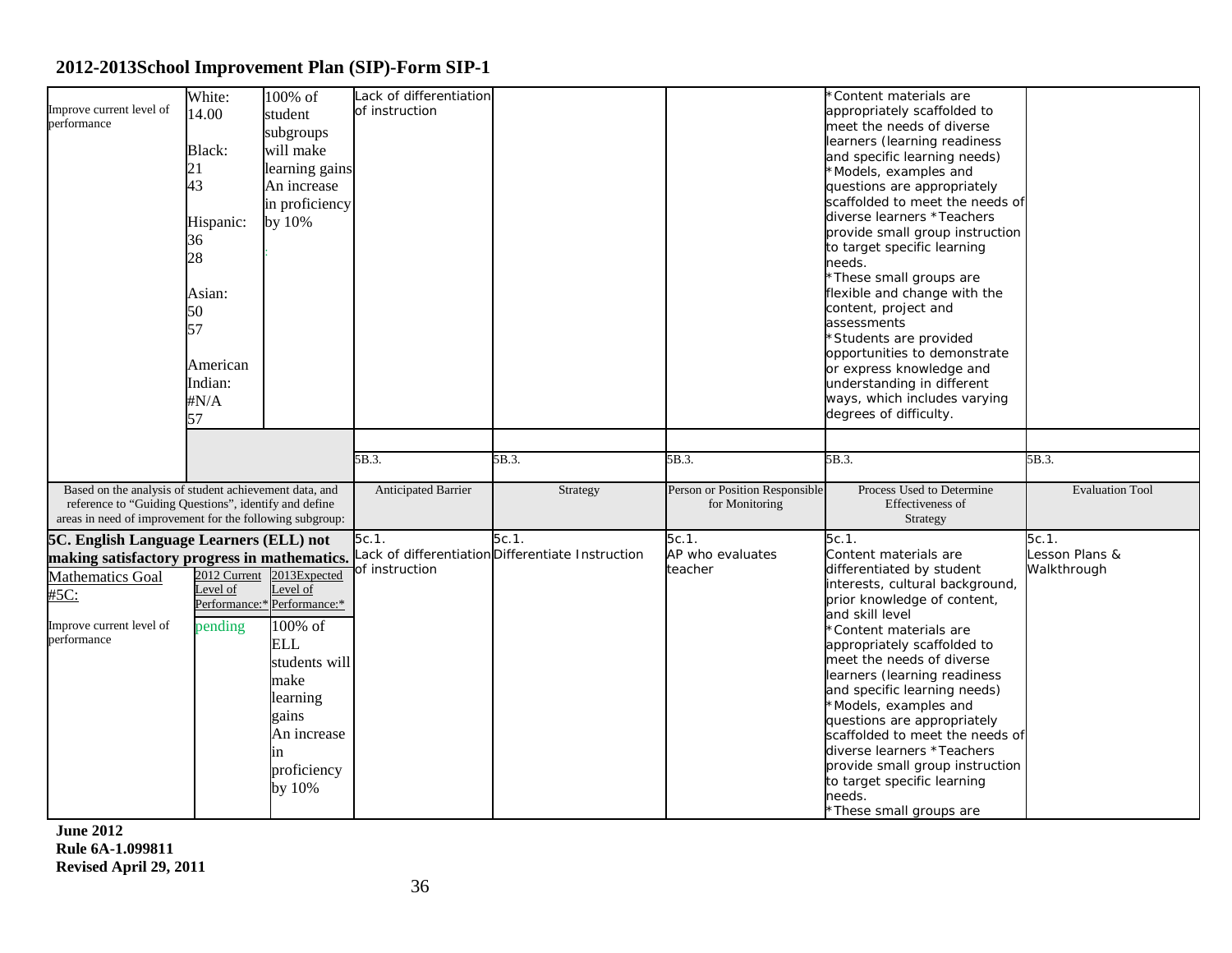## 2012-2013School Improvement Plan (SIP)-Form SIP-1

| | | | | | | | |
|---|---|---|---|---|---|---|---|
| Improve current level of performance | White: 14.00<br><br>Black: 21 43<br><br>Hispanic: 36 28<br><br>Asian: 50 57<br><br>American Indian: #N/A 57 | 100% of student subgroups will make learning gains An increase in proficiency by 10%<br><br>: | Lack of differentiation of instruction | | | *Content materials are appropriately scaffolded to meet the needs of diverse learners (learning readiness and specific learning needs)<br>*Models, examples and questions are appropriately scaffolded to meet the needs of diverse learners *Teachers provide small group instruction to target specific learning needs.<br>*These small groups are flexible and change with the content, project and assessments<br>*Students are provided opportunities to demonstrate or express knowledge and understanding in different ways, which includes varying degrees of difficulty. | |
| | | | | | | | |
| | | | 5B.3. | 5B.3. | 5B.3. | 5B.3. | 5B.3. |
| Based on the analysis of student achievement data, and reference to "Guiding Questions", identify and define areas in need of improvement for the following subgroup: | | | Anticipated Barrier | Strategy | Person or Position Responsible for Monitoring | Process Used to Determine Effectiveness of Strategy | Evaluation Tool |
| **5C. English Language Learners (ELL) not making satisfactory progress in mathematics.**<br><br>Mathematics Goal #5C:<br><br>Improve current level of performance | 2012 Current Level of Performance:*<br><br>pending | 2013Expected Level of Performance:*<br><br>100% of ELL students will make learning gains An increase in proficiency by 10% | 5c.1.<br>Lack of differentiation of instruction | 5c.1.<br>Differentiate Instruction | 5c.1.<br>AP who evaluates teacher | 5c.1.<br>Content materials are differentiated by student interests, cultural background, prior knowledge of content, and skill level<br>*Content materials are appropriately scaffolded to meet the needs of diverse learners (learning readiness and specific learning needs)<br>*Models, examples and questions are appropriately scaffolded to meet the needs of diverse learners *Teachers provide small group instruction to target specific learning needs.<br>*These small groups are | 5c.1.<br>Lesson Plans & Walkthrough |

**June 2012**
**Rule 6A-1.099811**
**Revised April 29, 2011**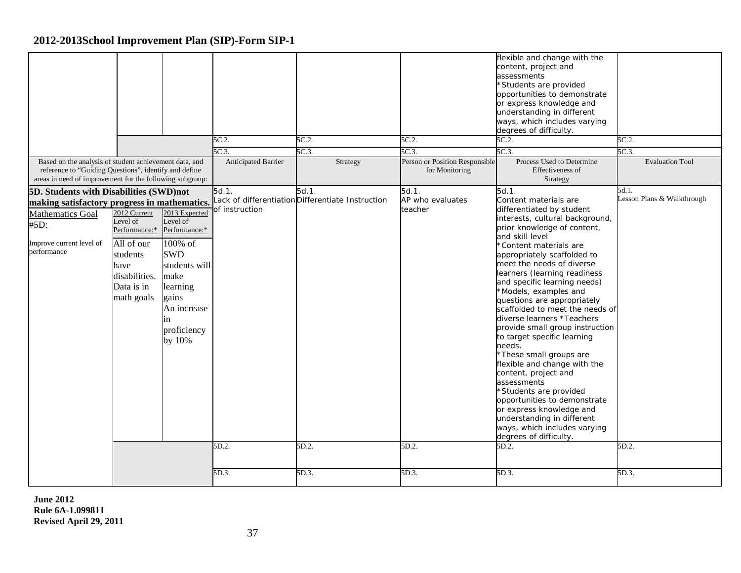## 2012-2013School Improvement Plan (SIP)-Form SIP-1

| | | | | | | | |
|---|---|---|---|---|---|---|---|
| | | | | | | flexible and change with the content, project and assessments<br>*Students are provided opportunities to demonstrate or express knowledge and understanding in different ways, which includes varying degrees of difficulty. | |
| | | | 5C.2. | 5C.2. | 5C.2. | 5C.2. | 5C.2. |
| | | | 5C.3. | 5C.3. | 5C.3. | 5C.3. | 5C.3. |
| Based on the analysis of student achievement data, and reference to "Guiding Questions", identify and define areas in need of improvement for the following subgroup: | | | Anticipated Barrier | Strategy | Person or Position Responsible for Monitoring | Process Used to Determine Effectiveness of Strategy | Evaluation Tool |
| **5D. Students with Disabilities (SWD)not making satisfactory progress in mathematics.**<br>Mathematics Goal #5D:<br>Improve current level of performance | 2012 Current Level of Performance:*<br>All of our students have disabilities. Data is in math goals | 2013 Expected Level of Performance:*<br>100% of SWD students will make learning gains An increase in proficiency by 10% | 5d.1.<br>Lack of differentiation of instruction | 5d.1.<br>Differentiate Instruction | 5d.1.<br>AP who evaluates teacher | 5d.1.<br>Content materials are differentiated by student interests, cultural background, prior knowledge of content, and skill level<br>*Content materials are appropriately scaffolded to meet the needs of diverse learners (learning readiness and specific learning needs)<br>*Models, examples and questions are appropriately scaffolded to meet the needs of diverse learners *Teachers provide small group instruction to target specific learning needs.<br>*These small groups are flexible and change with the content, project and assessments<br>*Students are provided opportunities to demonstrate or express knowledge and understanding in different ways, which includes varying degrees of difficulty. | 5d.1.<br>Lesson Plans & Walkthrough |
| | | | 5D.2. | 5D.2. | 5D.2. | 5D.2. | 5D.2. |
| | | | 5D.3. | 5D.3. | 5D.3. | 5D.3. | 5D.3. |

**June 2012**
**Rule 6A-1.099811**
**Revised April 29, 2011**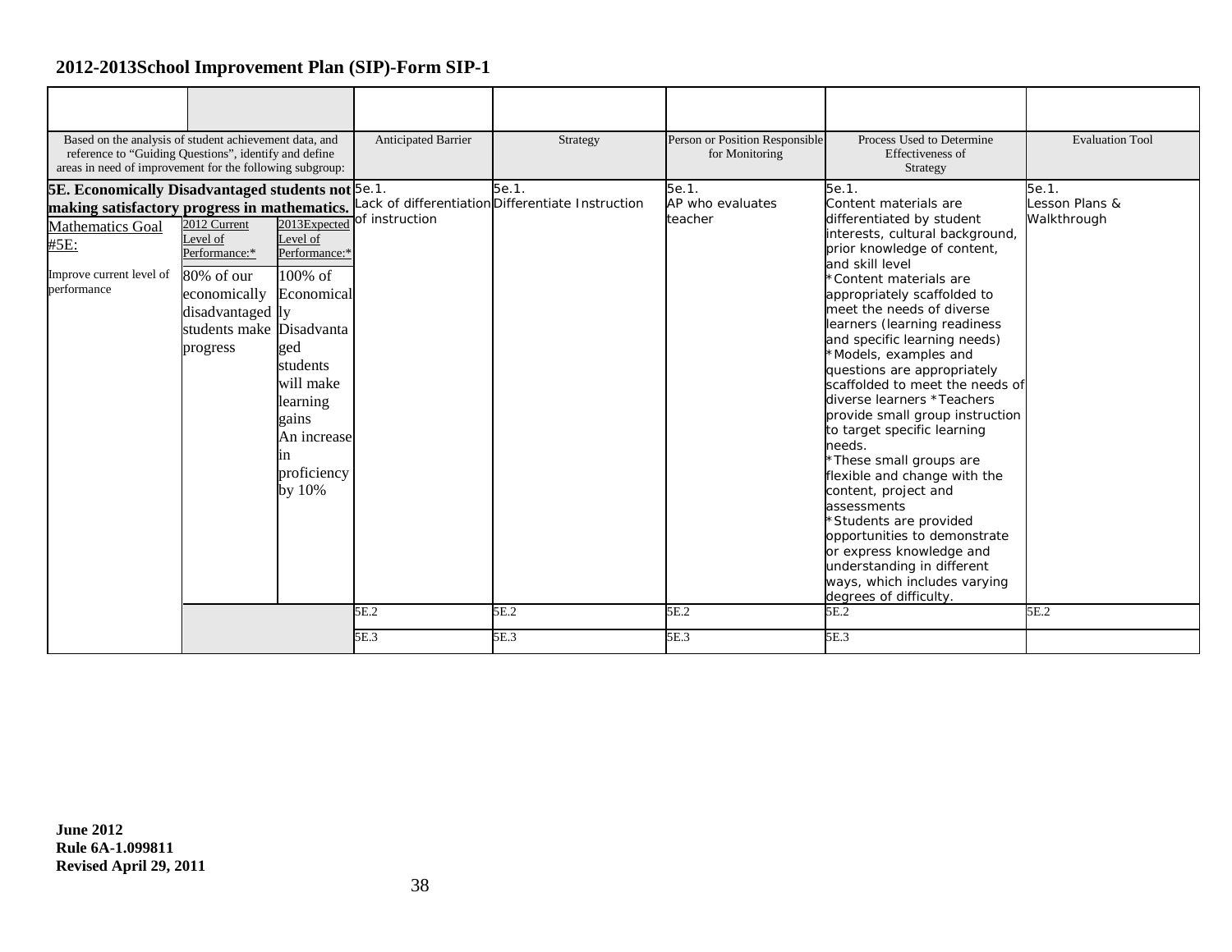## 2012-2013School Improvement Plan (SIP)-Form SIP-1

| | | | | | | | |
|---|---|---|---|---|---|---|---|
| Based on the analysis of student achievement data, and reference to "Guiding Questions", identify and define areas in need of improvement for the following subgroup: | | | Anticipated Barrier | Strategy | Person or Position Responsible for Monitoring | Process Used to Determine Effectiveness of Strategy | Evaluation Tool |
| **5E. Economically Disadvantaged students not making satisfactory progress in mathematics.** Mathematics Goal #5E: Improve current level of performance | 2012 Current Level of Performance:* 80% of our economically disadvantaged students make progress | 2013Expected Level of Performance:* 100% of Economically Disadvantaged students will make learning gains An increase in proficiency by 10% | 5e.1. Lack of differentiation of instruction | 5e.1. Differentiate Instruction | 5e.1. AP who evaluates teacher | 5e.1. Content materials are differentiated by student interests, cultural background, prior knowledge of content, and skill level *Content materials are appropriately scaffolded to meet the needs of diverse learners (learning readiness and specific learning needs) *Models, examples and questions are appropriately scaffolded to meet the needs of diverse learners *Teachers provide small group instruction to target specific learning needs. *These small groups are flexible and change with the content, project and assessments *Students are provided opportunities to demonstrate or express knowledge and understanding in different ways, which includes varying degrees of difficulty. | 5e.1. Lesson Plans & Walkthrough |
| | | | 5E.2 | 5E.2 | 5E.2 | 5E.2 | 5E.2 |
| | | | 5E.3 | 5E.3 | 5E.3 | 5E.3 | |

**June 2012**
**Rule 6A-1.099811**
**Revised April 29, 2011**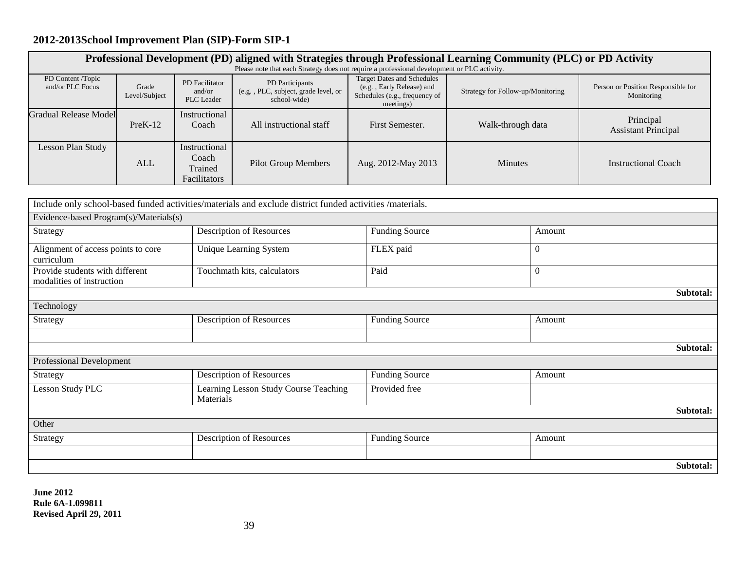**2012-2013School Improvement Plan (SIP)-Form SIP-1**

| **Professional Development (PD) aligned with Strategies through Professional Learning Community (PLC) or PD Activity** Please note that each Strategy does not require a professional development or PLC activity. | | | | | | |
|---|---|---|---|---|---|---|
| PD Content /Topic and/or PLC Focus | Grade Level/Subject | PD Facilitator and/or PLC Leader | PD Participants (e.g. , PLC, subject, grade level, or school-wide) | Target Dates and Schedules (e.g. , Early Release) and Schedules (e.g., frequency of meetings) | Strategy for Follow-up/Monitoring | Person or Position Responsible for Monitoring |
| Gradual Release Model | PreK-12 | Instructional Coach | All instructional staff | First Semester. | Walk-through data | Principal Assistant Principal |
| Lesson Plan Study | ALL | Instructional Coach Trained Facilitators | Pilot Group Members | Aug. 2012-May 2013 | Minutes | Instructional Coach |

| Include only school-based funded activities/materials and exclude district funded activities /materials. | | | |
|---|---|---|---|
| Evidence-based Program(s)/Materials(s) | | | |
| Strategy | Description of Resources | Funding Source | Amount |
| Alignment of access points to core curriculum | Unique Learning System | FLEX paid | 0 |
| Provide students with different modalities of instruction | Touchmath kits, calculators | Paid | 0 |
| | | | **Subtotal:** |
| Technology | | | |
| Strategy | Description of Resources | Funding Source | Amount |
| | | | |
| | | | **Subtotal:** |
| Professional Development | | | |
| Strategy | Description of Resources | Funding Source | Amount |
| Lesson Study PLC | Learning Lesson Study Course Teaching Materials | Provided free | |
| | | | **Subtotal:** |
| Other | | | |
| Strategy | Description of Resources | Funding Source | Amount |
| | | | |
| | | | **Subtotal:** |

**June 2012**
**Rule 6A-1.099811**
**Revised April 29, 2011**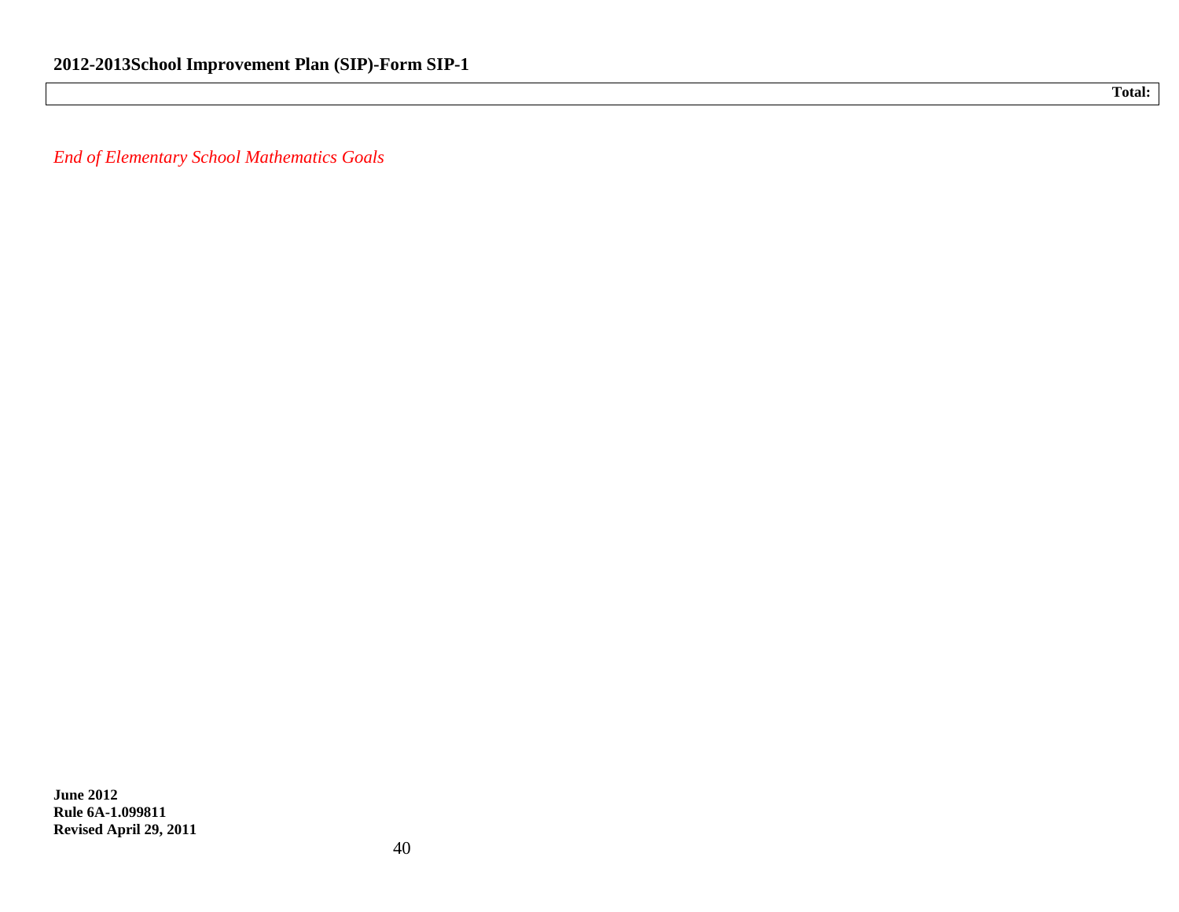| Total: |
| --- |

*End of Elementary School Mathematics Goals*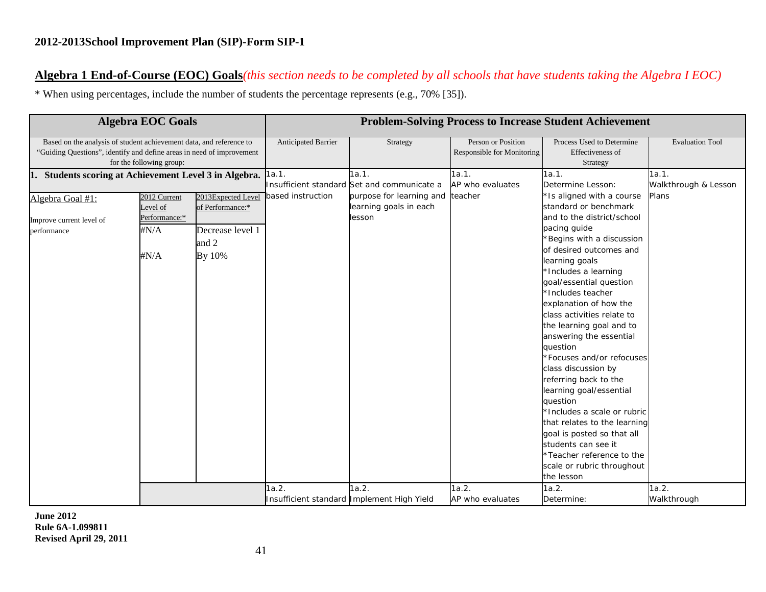**2012-2013School Improvement Plan (SIP)-Form SIP-1**

## Algebra 1 End-of-Course (EOC) Goals*(this section needs to be completed by all schools that have students taking the Algebra I EOC)*

* When using percentages, include the number of students the percentage represents (e.g., 70% [35]).

| Algebra EOC Goals | | | Problem-Solving Process to Increase Student Achievement | | | | |
|---|---|---|---|---|---|---|---|
| Based on the analysis of student achievement data, and reference to "Guiding Questions", identify and define areas in need of improvement for the following group: | | | Anticipated Barrier | Strategy | Person or Position Responsible for Monitoring | Process Used to Determine Effectiveness of Strategy | Evaluation Tool |
| **1. Students scoring at Achievement Level 3 in Algebra.** | | | 1a.1.<br>Insufficient standard based instruction | 1a.1.<br>Set and communicate a purpose for learning and learning goals in each lesson | 1a.1.<br>AP who evaluates teacher | 1a.1.<br>Determine Lesson:<br>*Is aligned with a course standard or benchmark and to the district/school pacing guide<br>*Begins with a discussion of desired outcomes and learning goals<br>*Includes a learning goal/essential question<br>*Includes teacher explanation of how the class activities relate to the learning goal and to answering the essential question<br>*Focuses and/or refocuses class discussion by referring back to the learning goal/essential question<br>*Includes a scale or rubric that relates to the learning goal is posted so that all students can see it<br>*Teacher reference to the scale or rubric throughout the lesson | 1a.1.<br>Walkthrough & Lesson Plans |
| Algebra Goal #1:<br><br>Improve current level of performance | 2012 Current Level of Performance:*<br><br>#N/A<br><br>#N/A | 2013Expected Level of Performance:*<br><br>Decrease level 1 and 2<br>By 10% | | | | | |
| | | | 1a.2.<br>Insufficient standard | 1a.2.<br>Implement High Yield | 1a.2.<br>AP who evaluates | 1a.2.<br>Determine: | 1a.2.<br>Walkthrough |

**June 2012**
**Rule 6A-1.099811**
**Revised April 29, 2011**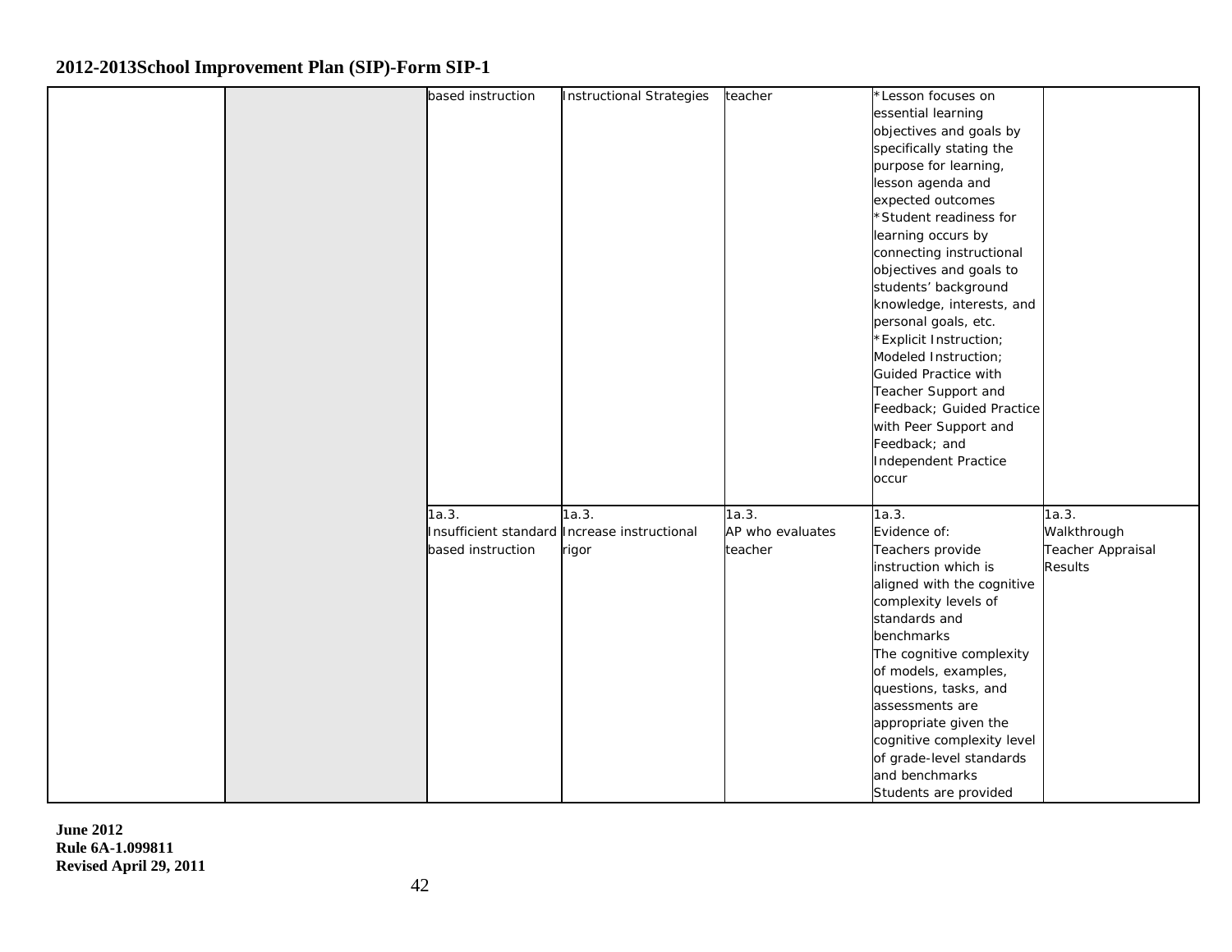| | | | | | | |
|---|---|---|---|---|---|---|
| | | based instruction | Instructional Strategies | teacher | *Lesson focuses on essential learning objectives and goals by specifically stating the purpose for learning, lesson agenda and expected outcomes<br>*Student readiness for learning occurs by connecting instructional objectives and goals to students' background knowledge, interests, and personal goals, etc.<br>*Explicit Instruction; Modeled Instruction; Guided Practice with Teacher Support and Feedback; Guided Practice with Peer Support and Feedback; and Independent Practice occur | |
| | | 1a.3.<br>Insufficient standard based instruction | 1a.3.<br>Increase instructional rigor | 1a.3.<br>AP who evaluates teacher | 1a.3.<br>Evidence of:<br>Teachers provide instruction which is aligned with the cognitive complexity levels of standards and benchmarks<br>The cognitive complexity of models, examples, questions, tasks, and assessments are appropriate given the cognitive complexity level of grade-level standards and benchmarks<br>Students are provided | 1a.3.<br>Walkthrough<br>Teacher Appraisal Results |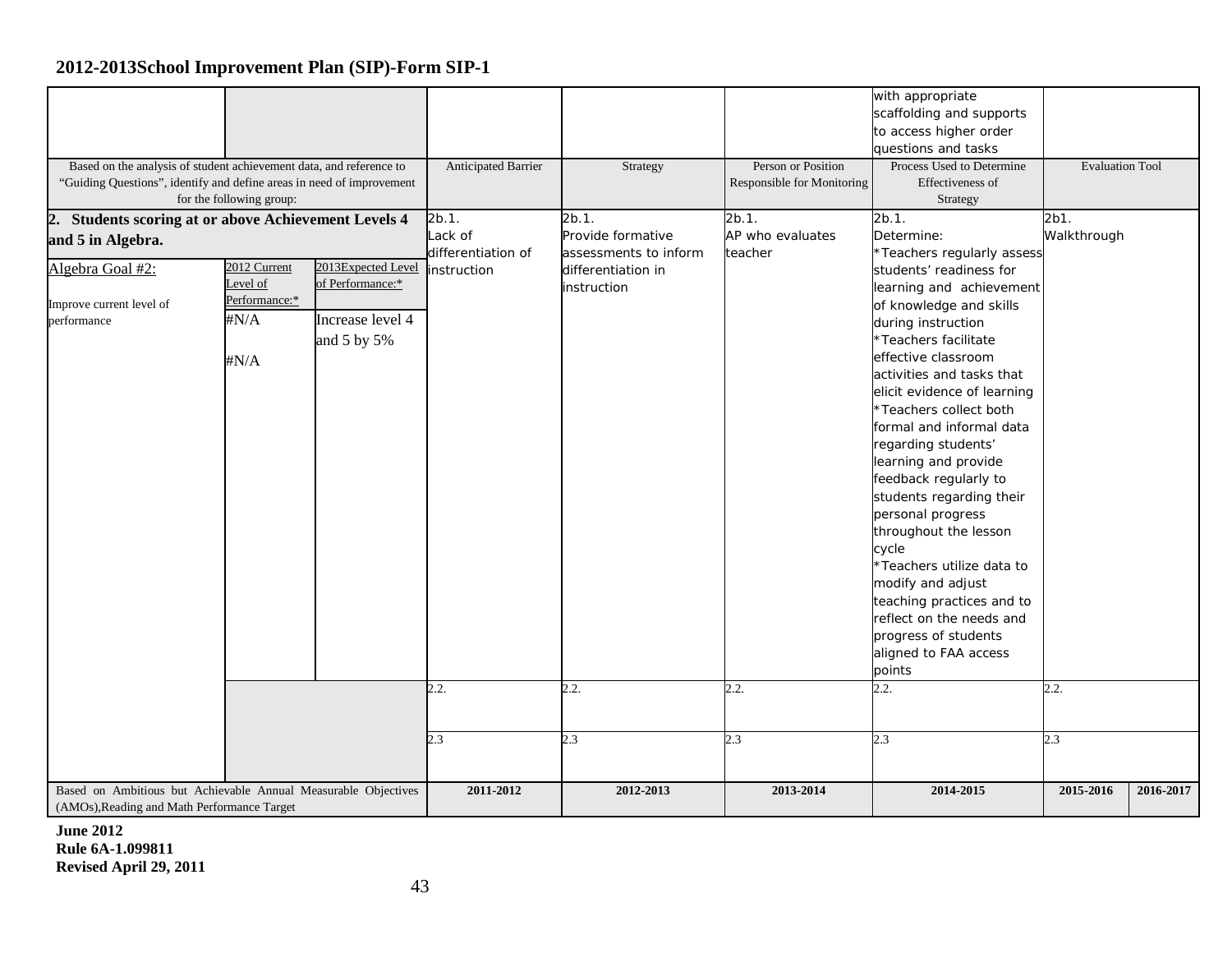## 2012-2013School Improvement Plan (SIP)-Form SIP-1

| | | | | | | with appropriate scaffolding and supports to access higher order questions and tasks | | |
|---|---|---|---|---|---|---|---|---|
| Based on the analysis of student achievement data, and reference to "Guiding Questions", identify and define areas in need of improvement for the following group: | | | Anticipated Barrier | Strategy | Person or Position Responsible for Monitoring | Process Used to Determine Effectiveness of Strategy | Evaluation Tool | |
| **2. Students scoring at or above Achievement Levels 4 and 5 in Algebra.** | | | 2b.1. Lack of differentiation of instruction | 2b.1. Provide formative assessments to inform differentiation in instruction | 2b.1. AP who evaluates teacher | 2b.1. Determine: *Teachers regularly assess students' readiness for learning and achievement of knowledge and skills during instruction *Teachers facilitate effective classroom activities and tasks that elicit evidence of learning *Teachers collect both formal and informal data regarding students' learning and provide feedback regularly to students regarding their personal progress throughout the lesson cycle *Teachers utilize data to modify and adjust teaching practices and to reflect on the needs and progress of students aligned to FAA access points | 2b1. Walkthrough | |
| Algebra Goal #2: Improve current level of performance | 2012 Current Level of Performance:* #N/A #N/A | 2013Expected Level of Performance:* Increase level 4 and 5 by 5% | | | | | | |
| | | | 2.2. | 2.2. | 2.2. | 2.2. | 2.2. | |
| | | | 2.3 | 2.3 | 2.3 | 2.3 | 2.3 | |
| Based on Ambitious but Achievable Annual Measurable Objectives (AMOs),Reading and Math Performance Target | | | **2011-2012** | **2012-2013** | **2013-2014** | **2014-2015** | **2015-2016** | **2016-2017** |

**June 2012**
**Rule 6A-1.099811**
**Revised April 29, 2011**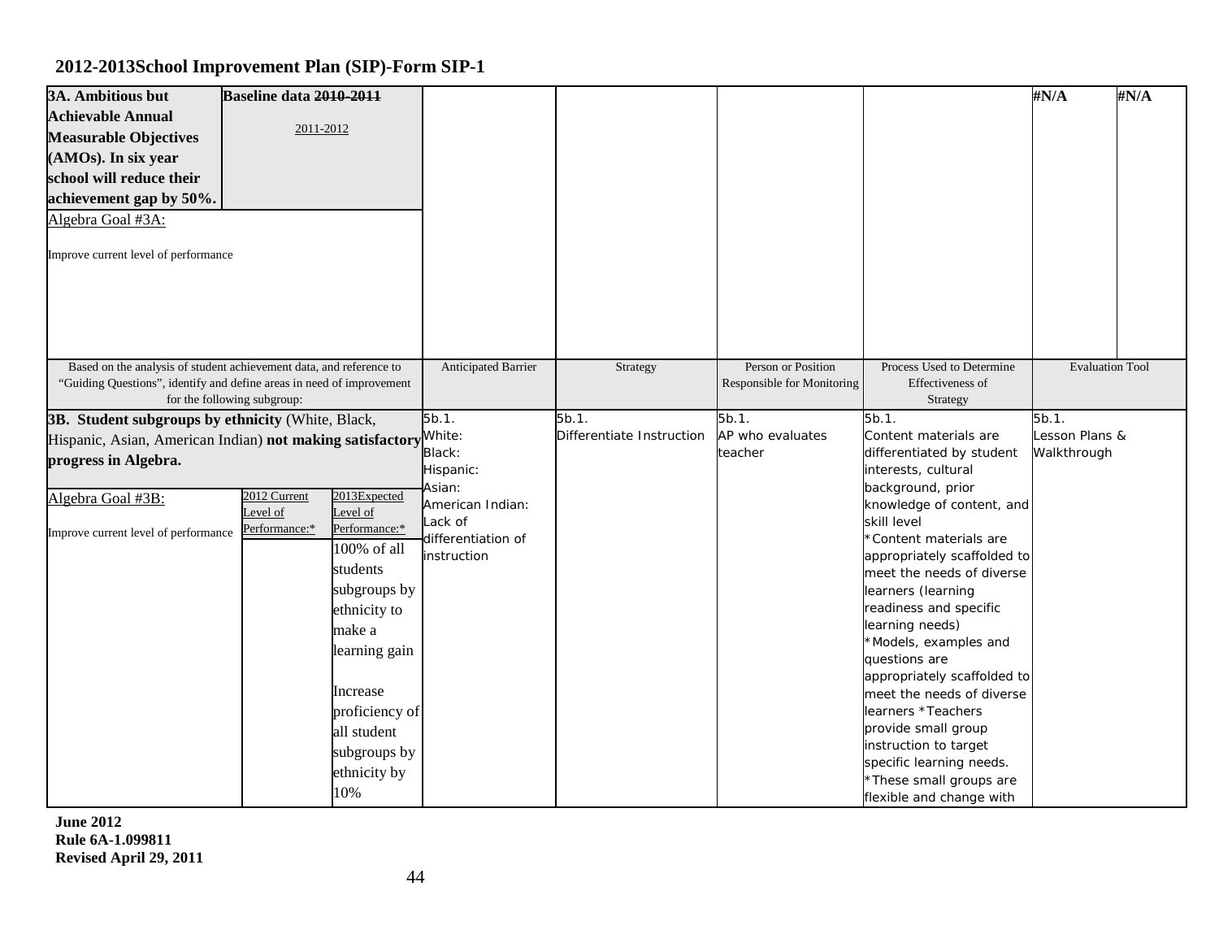## 2012-2013School Improvement Plan (SIP)-Form SIP-1

| | | | | | | | | |
|---|---|---|---|---|---|---|---|---|
| **3A. Ambitious but Achievable Annual Measurable Objectives (AMOs). In six year school will reduce their achievement gap by 50%.**<br><br>Algebra Goal #3A:<br><br>Improve current level of performance | **Baseline data ~~2010-2011~~**<br><br>2011-2012 | | | | | | #N/A | #N/A |
| Based on the analysis of student achievement data, and reference to "Guiding Questions", identify and define areas in need of improvement for the following subgroup: | | | Anticipated Barrier | Strategy | Person or Position Responsible for Monitoring | Process Used to Determine Effectiveness of Strategy | Evaluation Tool | |
| **3B. Student subgroups by ethnicity** (White, Black, Hispanic, Asian, American Indian) **not making satisfactory progress in Algebra.** | | | 5b.1.<br>White:<br>Black:<br>Hispanic:<br>Asian:<br>American Indian:<br>Lack of differentiation of instruction | 5b.1.<br>Differentiate Instruction | 5b.1.<br>AP who evaluates teacher | 5b.1.<br>Content materials are differentiated by student interests, cultural background, prior knowledge of content, and skill level<br>*Content materials are appropriately scaffolded to meet the needs of diverse learners (learning readiness and specific learning needs)<br>*Models, examples and questions are appropriately scaffolded to meet the needs of diverse learners *Teachers provide small group instruction to target specific learning needs.<br>*These small groups are flexible and change with | 5b.1.<br>Lesson Plans & Walkthrough | |
| Algebra Goal #3B:<br><br>Improve current level of performance | 2012 Current Level of Performance:* | 2013Expected Level of Performance:*<br><br>100% of all students subgroups by ethnicity to make a learning gain<br><br>Increase proficiency of all student subgroups by ethnicity by 10% | | | | | | |

**June 2012**
**Rule 6A-1.099811**
**Revised April 29, 2011**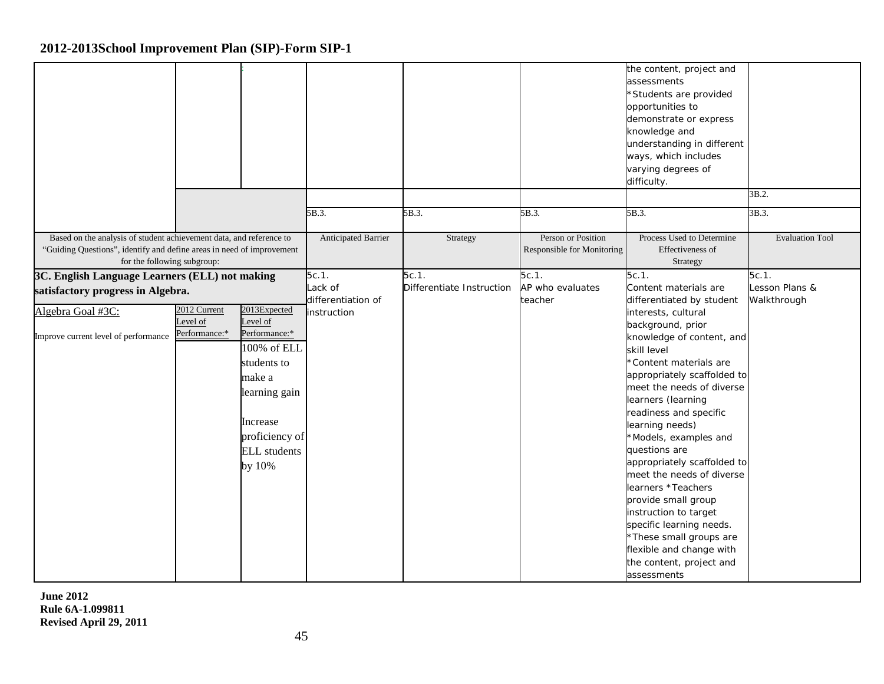## 2012-2013School Improvement Plan (SIP)-Form SIP-1

| | | | | | | | |
|---|---|---|---|---|---|---|---|
| | | : | | | | the content, project and assessments *Students are provided opportunities to demonstrate or express knowledge and understanding in different ways, which includes varying degrees of difficulty. | |
| | | | | | | | 3B.2. |
| | | | 5B.3. | 5B.3. | 5B.3. | 5B.3. | 3B.3. |

| Based on the analysis of student achievement data, and reference to "Guiding Questions", identify and define areas in need of improvement for the following subgroup: | | | Anticipated Barrier | Strategy | Person or Position Responsible for Monitoring | Process Used to Determine Effectiveness of Strategy | Evaluation Tool |
|---|---|---|---|---|---|---|---|
| **3C. English Language Learners (ELL) not making satisfactory progress in Algebra.** | | | 5c.1. Lack of differentiation of instruction | 5c.1. Differentiate Instruction | 5c.1. AP who evaluates teacher | 5c.1. Content materials are differentiated by student interests, cultural background, prior knowledge of content, and skill level *Content materials are appropriately scaffolded to meet the needs of diverse learners (learning readiness and specific learning needs) *Models, examples and questions are appropriately scaffolded to meet the needs of diverse learners *Teachers provide small group instruction to target specific learning needs. *These small groups are flexible and change with the content, project and assessments | 5c.1. Lesson Plans & Walkthrough |
| Algebra Goal #3C: Improve current level of performance | 2012 Current Level of Performance:* | 2013Expected Level of Performance:* | | | | | |
| | | 100% of ELL students to make a learning gain Increase proficiency of ELL students by 10% | | | | | |

**June 2012**
**Rule 6A-1.099811**
**Revised April 29, 2011**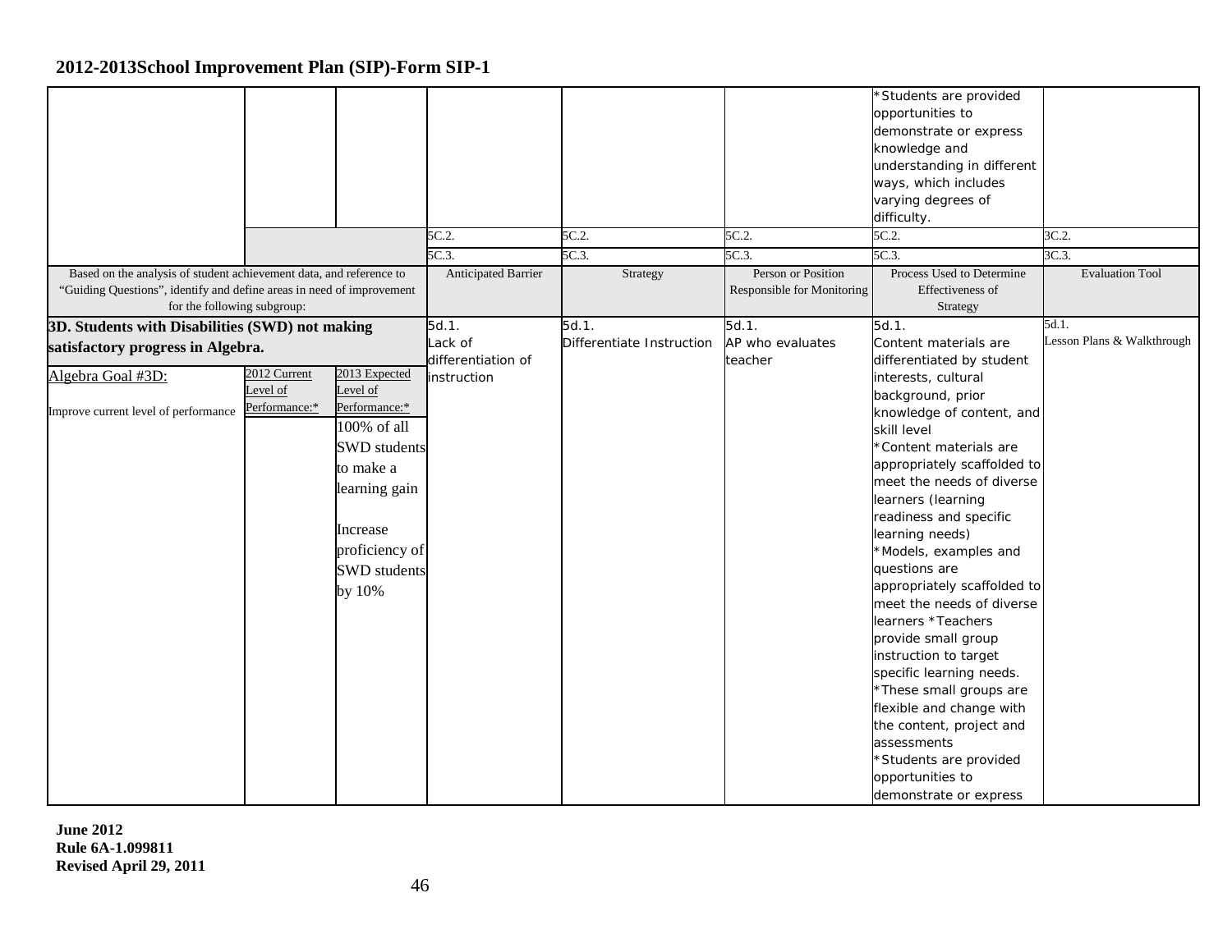## 2012-2013School Improvement Plan (SIP)-Form SIP-1

| | | | | | | | |
|---|---|---|---|---|---|---|---|
| | | | | | | *Students are provided opportunities to demonstrate or express knowledge and understanding in different ways, which includes varying degrees of difficulty. | |
| | | | 5C.2. | 5C.2. | 5C.2. | 5C.2. | 3C.2. |
| | | | 5C.3. | 5C.3. | 5C.3. | 5C.3. | 3C.3. |
| Based on the analysis of student achievement data, and reference to "Guiding Questions", identify and define areas in need of improvement for the following subgroup: | | | Anticipated Barrier | Strategy | Person or Position Responsible for Monitoring | Process Used to Determine Effectiveness of Strategy | Evaluation Tool |
| **3D. Students with Disabilities (SWD) not making satisfactory progress in Algebra.** <br><br> Algebra Goal #3D: <br><br> Improve current level of performance | 2012 Current Level of Performance:* | 2013 Expected Level of Performance:* <br><br> 100% of all SWD students to make a learning gain <br><br> Increase proficiency of SWD students by 10% | 5d.1. <br> Lack of differentiation of instruction | 5d.1. <br> Differentiate Instruction | 5d.1. <br> AP who evaluates teacher | 5d.1. <br> Content materials are differentiated by student interests, cultural background, prior knowledge of content, and skill level <br> *Content materials are appropriately scaffolded to meet the needs of diverse learners (learning readiness and specific learning needs) <br> *Models, examples and questions are appropriately scaffolded to meet the needs of diverse learners *Teachers provide small group instruction to target specific learning needs. <br> *These small groups are flexible and change with the content, project and assessments <br> *Students are provided opportunities to demonstrate or express | 5d.1. <br> Lesson Plans & Walkthrough |

**June 2012**
**Rule 6A-1.099811**
**Revised April 29, 2011**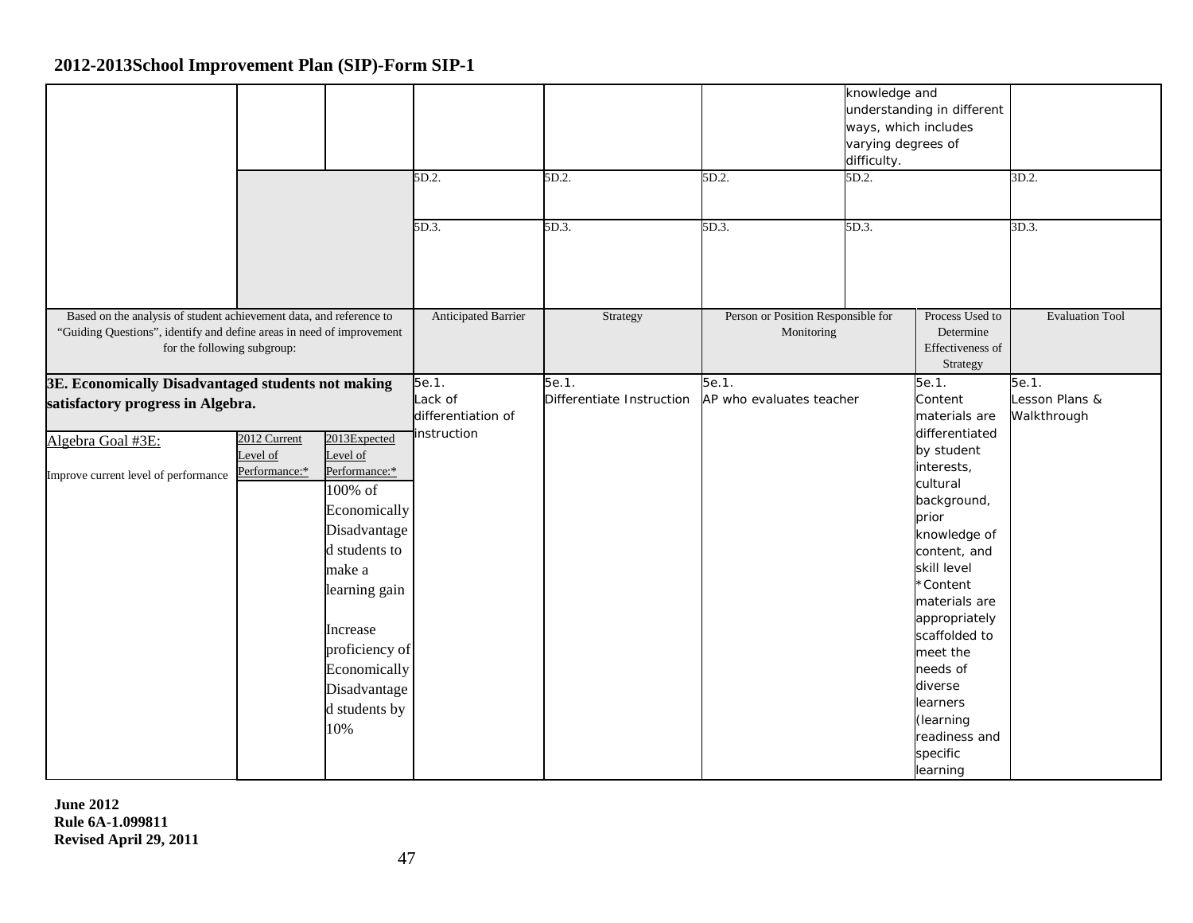## 2012-2013School Improvement Plan (SIP)-Form SIP-1

| | | | | | | | |
|---|---|---|---|---|---|---|---|
| | | | | | | knowledge and understanding in different ways, which includes varying degrees of difficulty. | |
| | | | 5D.2. | 5D.2. | 5D.2. | 5D.2. | 3D.2. |
| | | | 5D.3. | 5D.3. | 5D.3. | 5D.3. | 3D.3. |
| Based on the analysis of student achievement data, and reference to "Guiding Questions", identify and define areas in need of improvement for the following subgroup: | | | Anticipated Barrier | Strategy | Person or Position Responsible for Monitoring | Process Used to Determine Effectiveness of Strategy | Evaluation Tool |
| **3E. Economically Disadvantaged students not making satisfactory progress in Algebra.**<br><br>Algebra Goal #3E:<br><br>Improve current level of performance | 2012 Current Level of Performance:* | 2013Expected Level of Performance:*<br><br>100% of Economically Disadvantaged students to make a learning gain<br><br>Increase proficiency of Economically Disadvantaged students by 10% | 5e.1.<br>Lack of differentiation of instruction | 5e.1.<br>Differentiate Instruction | 5e.1.<br>AP who evaluates teacher | 5e.1.<br>Content materials are differentiated by student interests, cultural background, prior knowledge of content, and skill level<br>*Content materials are appropriately scaffolded to meet the needs of diverse learners (learning readiness and specific learning | 5e.1.<br>Lesson Plans & Walkthrough |

**June 2012**
**Rule 6A-1.099811**
**Revised April 29, 2011**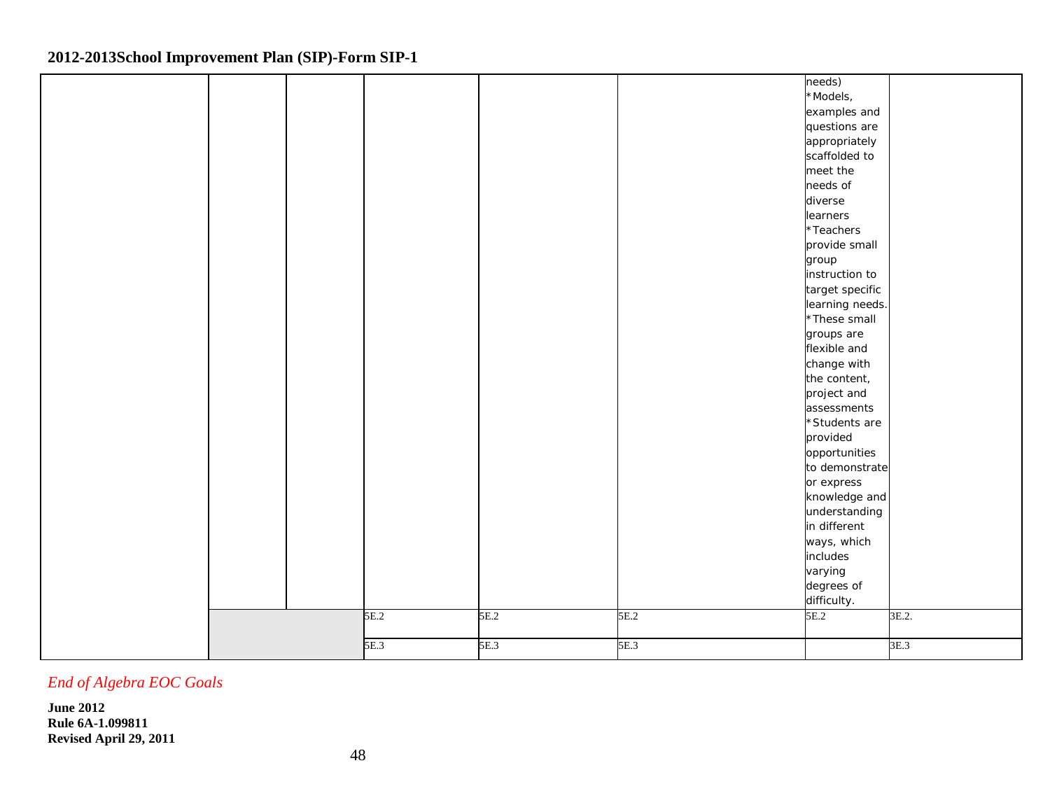| | | | | | | | |
|---|---|---|---|---|---|---|---|
| | | | | | | needs)<br>*Models, examples and questions are appropriately scaffolded to meet the needs of diverse learners<br>*Teachers provide small group instruction to target specific learning needs.<br>*These small groups are flexible and change with the content, project and assessments<br>*Students are provided opportunities to demonstrate or express knowledge and understanding in different ways, which includes varying degrees of difficulty. | |
| | | | 5E.2 | 5E.2 | 5E.2 | 5E.2 | 3E.2. |
| | | | 5E.3 | 5E.3 | 5E.3 | | 3E.3 |

*End of Algebra EOC Goals*

**June 2012**
**Rule 6A-1.099811**
**Revised April 29, 2011**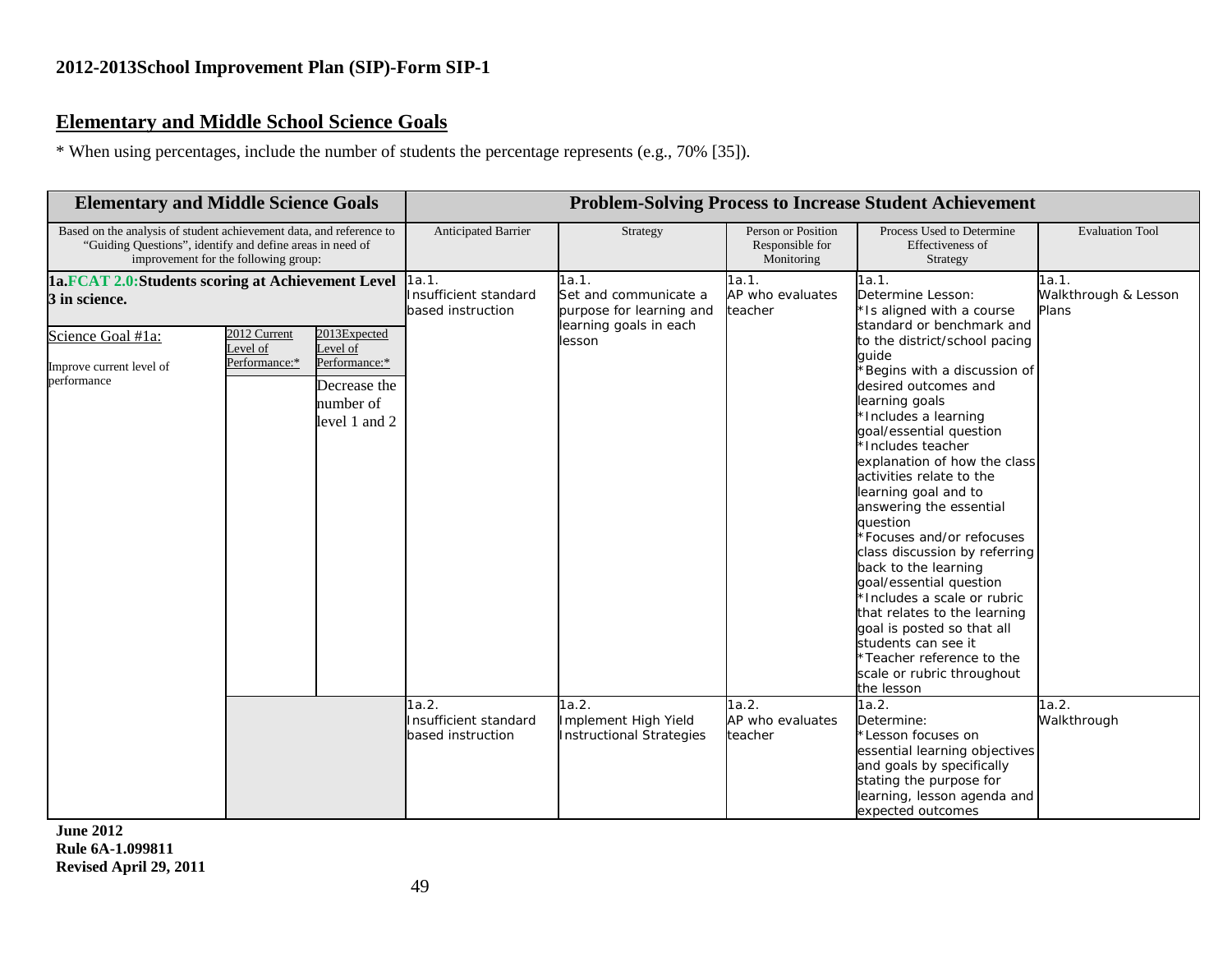## 2012-2013School Improvement Plan (SIP)-Form SIP-1

## Elementary and Middle School Science Goals

* When using percentages, include the number of students the percentage represents (e.g., 70% [35]).

| Elementary and Middle Science Goals | | | Problem-Solving Process to Increase Student Achievement | | | | |
|---|---|---|---|---|---|---|---|
| Based on the analysis of student achievement data, and reference to "Guiding Questions", identify and define areas in need of improvement for the following group: | | | Anticipated Barrier | Strategy | Person or Position Responsible for Monitoring | Process Used to Determine Effectiveness of Strategy | Evaluation Tool |
| **1a.FCAT 2.0:Students scoring at Achievement Level 3 in science.** | | | 1a.1.<br>Insufficient standard based instruction | 1a.1.<br>Set and communicate a purpose for learning and learning goals in each lesson | 1a.1.<br>AP who evaluates teacher | 1a.1.<br>Determine Lesson:<br>*Is aligned with a course standard or benchmark and to the district/school pacing guide<br>*Begins with a discussion of desired outcomes and learning goals<br>*Includes a learning goal/essential question<br>*Includes teacher explanation of how the class activities relate to the learning goal and to answering the essential question<br>*Focuses and/or refocuses class discussion by referring back to the learning goal/essential question<br>*Includes a scale or rubric that relates to the learning goal is posted so that all students can see it<br>*Teacher reference to the scale or rubric throughout the lesson | 1a.1.<br>Walkthrough & Lesson Plans |
| Science Goal #1a:<br><br>Improve current level of performance | 2012 Current Level of Performance:* | 2013Expected Level of Performance:* | | | | | |
| | | Decrease the number of level 1 and 2 | | | | | |
| | | | 1a.2.<br>Insufficient standard based instruction | 1a.2.<br>Implement High Yield Instructional Strategies | 1a.2.<br>AP who evaluates teacher | 1a.2.<br>Determine:<br>*Lesson focuses on essential learning objectives and goals by specifically stating the purpose for learning, lesson agenda and expected outcomes | 1a.2.<br>Walkthrough |

**June 2012**
**Rule 6A-1.099811**
**Revised April 29, 2011**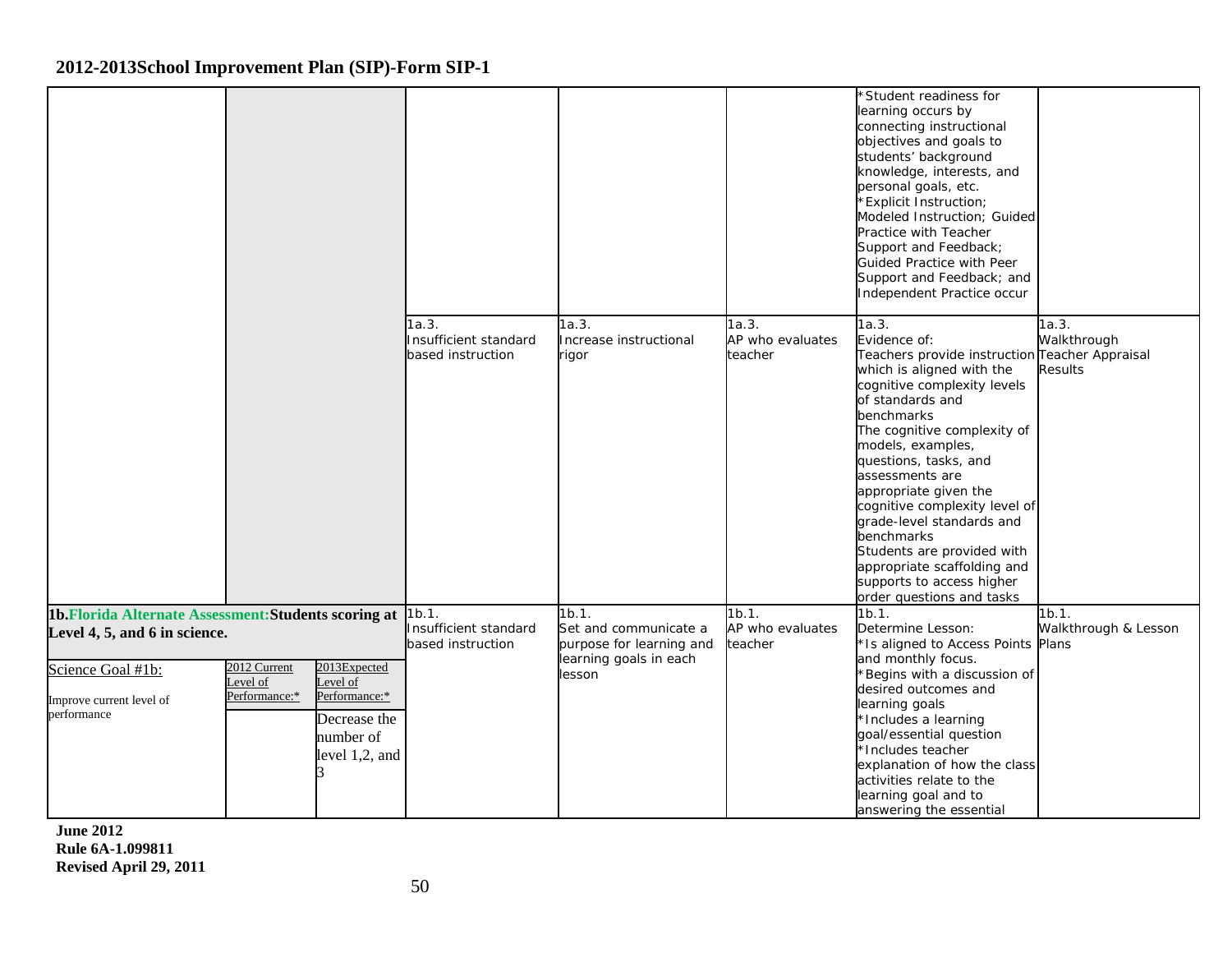## 2012-2013School Improvement Plan (SIP)-Form SIP-1

| | | | | | | | |
|---|---|---|---|---|---|---|---|
| | | | | | | *Student readiness for learning occurs by connecting instructional objectives and goals to students' background knowledge, interests, and personal goals, etc.<br>*Explicit Instruction; Modeled Instruction; Guided Practice with Teacher Support and Feedback; Guided Practice with Peer Support and Feedback; and Independent Practice occur | |
| | | | 1a.3.<br>Insufficient standard based instruction | 1a.3.<br>Increase instructional rigor | 1a.3.<br>AP who evaluates teacher | 1a.3.<br>Evidence of:<br>Teachers provide instruction which is aligned with the cognitive complexity levels of standards and benchmarks<br>The cognitive complexity of models, examples, questions, tasks, and assessments are appropriate given the cognitive complexity level of grade-level standards and benchmarks<br>Students are provided with appropriate scaffolding and supports to access higher order questions and tasks | 1a.3.<br>Walkthrough<br>Teacher Appraisal Results |
| **1b.Florida Alternate Assessment:Students scoring at Level 4, 5, and 6 in science.**<br><br>Science Goal #1b:<br><br>Improve current level of performance | 2012 Current Level of Performance:* | 2013Expected Level of Performance:*<br><br>Decrease the number of level 1,2, and 3 | 1b.1.<br>Insufficient standard based instruction | 1b.1.<br>Set and communicate a purpose for learning and learning goals in each lesson | 1b.1.<br>AP who evaluates teacher | 1b.1.<br>Determine Lesson:<br>*Is aligned to Access Points and monthly focus.<br>*Begins with a discussion of desired outcomes and learning goals<br>*Includes a learning goal/essential question<br>*Includes teacher explanation of how the class activities relate to the learning goal and to answering the essential | 1b.1.<br>Walkthrough & Lesson Plans |

**June 2012**
**Rule 6A-1.099811**
**Revised April 29, 2011**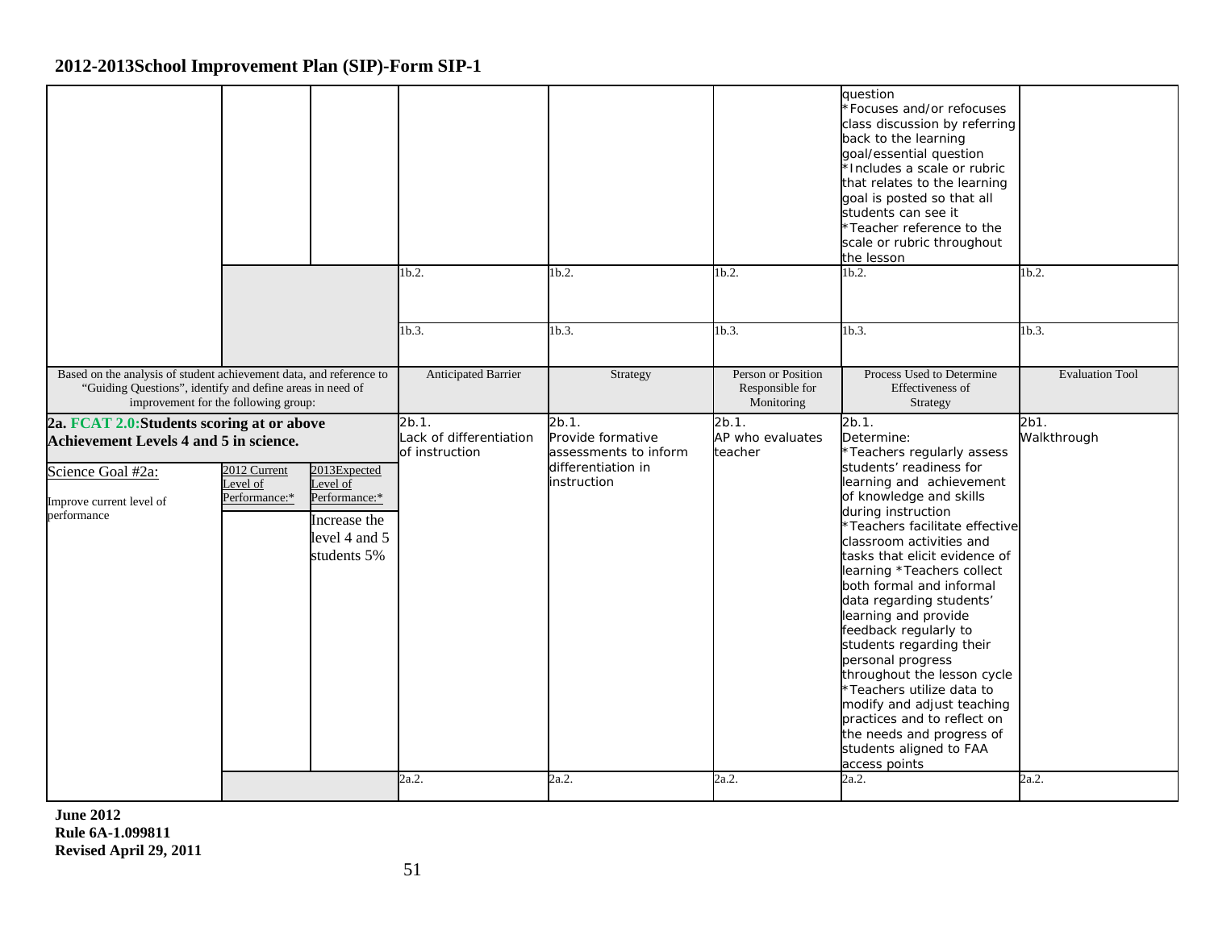## 2012-2013School Improvement Plan (SIP)-Form SIP-1

| | | | | | | | |
|---|---|---|---|---|---|---|---|
| | | | | | | question *Focuses and/or refocuses class discussion by referring back to the learning goal/essential question *Includes a scale or rubric that relates to the learning goal is posted so that all students can see it *Teacher reference to the scale or rubric throughout the lesson | |
| | | | 1b.2. | 1b.2. | 1b.2. | 1b.2. | 1b.2. |
| | | | 1b.3. | 1b.3. | 1b.3. | 1b.3. | 1b.3. |

| Based on the analysis of student achievement data, and reference to "Guiding Questions", identify and define areas in need of improvement for the following group: | | | Anticipated Barrier | Strategy | Person or Position Responsible for Monitoring | Process Used to Determine Effectiveness of Strategy | Evaluation Tool |
|---|---|---|---|---|---|---|---|
| **2a. FCAT 2.0:Students scoring at or above Achievement Levels 4 and 5 in science.** | | | 2b.1. Lack of differentiation of instruction | 2b.1. Provide formative assessments to inform differentiation in instruction | 2b.1. AP who evaluates teacher | 2b.1. Determine: *Teachers regularly assess students' readiness for learning and achievement of knowledge and skills during instruction *Teachers facilitate effective classroom activities and tasks that elicit evidence of learning *Teachers collect both formal and informal data regarding students' learning and provide feedback regularly to students regarding their personal progress throughout the lesson cycle *Teachers utilize data to modify and adjust teaching practices and to reflect on the needs and progress of students aligned to FAA access points | 2b1. Walkthrough |
| Science Goal #2a: Improve current level of performance | 2012 Current Level of Performance:* | 2013Expected Level of Performance:* | | | | | |
| | | Increase the level 4 and 5 students 5% | | | | | |
| | | | 2a.2. | 2a.2. | 2a.2. | 2a.2. | 2a.2. |

**June 2012**
**Rule 6A-1.099811**
**Revised April 29, 2011**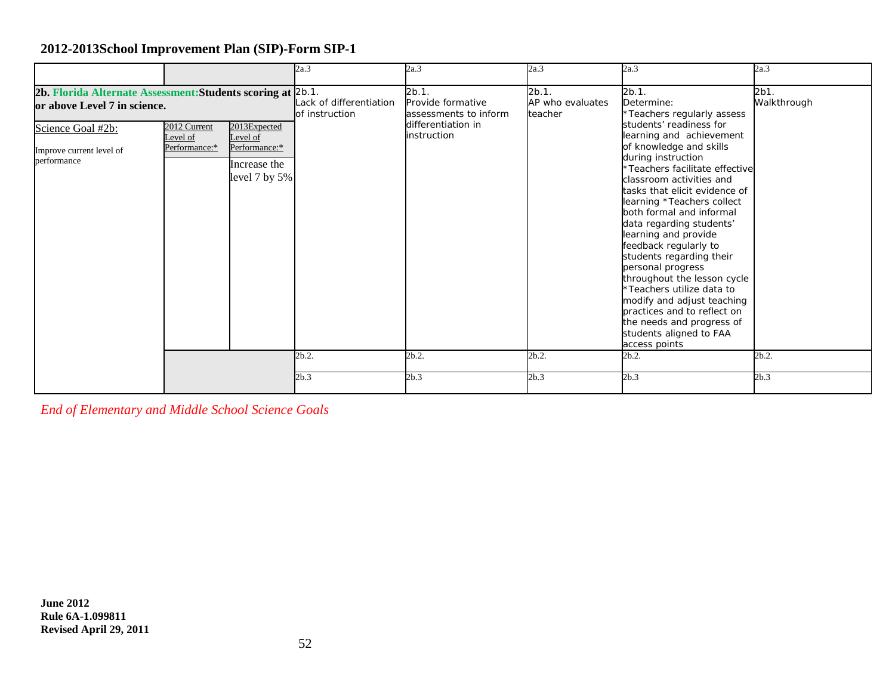## 2012-2013School Improvement Plan (SIP)-Form SIP-1

| | | | | | | | |
|---|---|---|---|---|---|---|---|
| | | | 2a.3 | 2a.3 | 2a.3 | 2a.3 | 2a.3 |
| **2b. Florida Alternate Assessment:Students scoring at or above Level 7 in science.** | | | 2b.1. Lack of differentiation of instruction | 2b.1. Provide formative assessments to inform differentiation in instruction | 2b.1. AP who evaluates teacher | 2b.1. Determine: *Teachers regularly assess students' readiness for learning and achievement of knowledge and skills during instruction *Teachers facilitate effective classroom activities and tasks that elicit evidence of learning *Teachers collect both formal and informal data regarding students' learning and provide feedback regularly to students regarding their personal progress throughout the lesson cycle *Teachers utilize data to modify and adjust teaching practices and to reflect on the needs and progress of students aligned to FAA access points | 2b1. Walkthrough |
| Science Goal #2b: Improve current level of performance | 2012 Current Level of Performance:* | 2013Expected Level of Performance:* Increase the level 7 by 5% | | | | | |
| | | | 2b.2. | 2b.2. | 2b.2. | 2b.2. | 2b.2. |
| | | | 2b.3 | 2b.3 | 2b.3 | 2b.3 | 2b.3 |

*End of Elementary and Middle School Science Goals*

**June 2012**
**Rule 6A-1.099811**
**Revised April 29, 2011**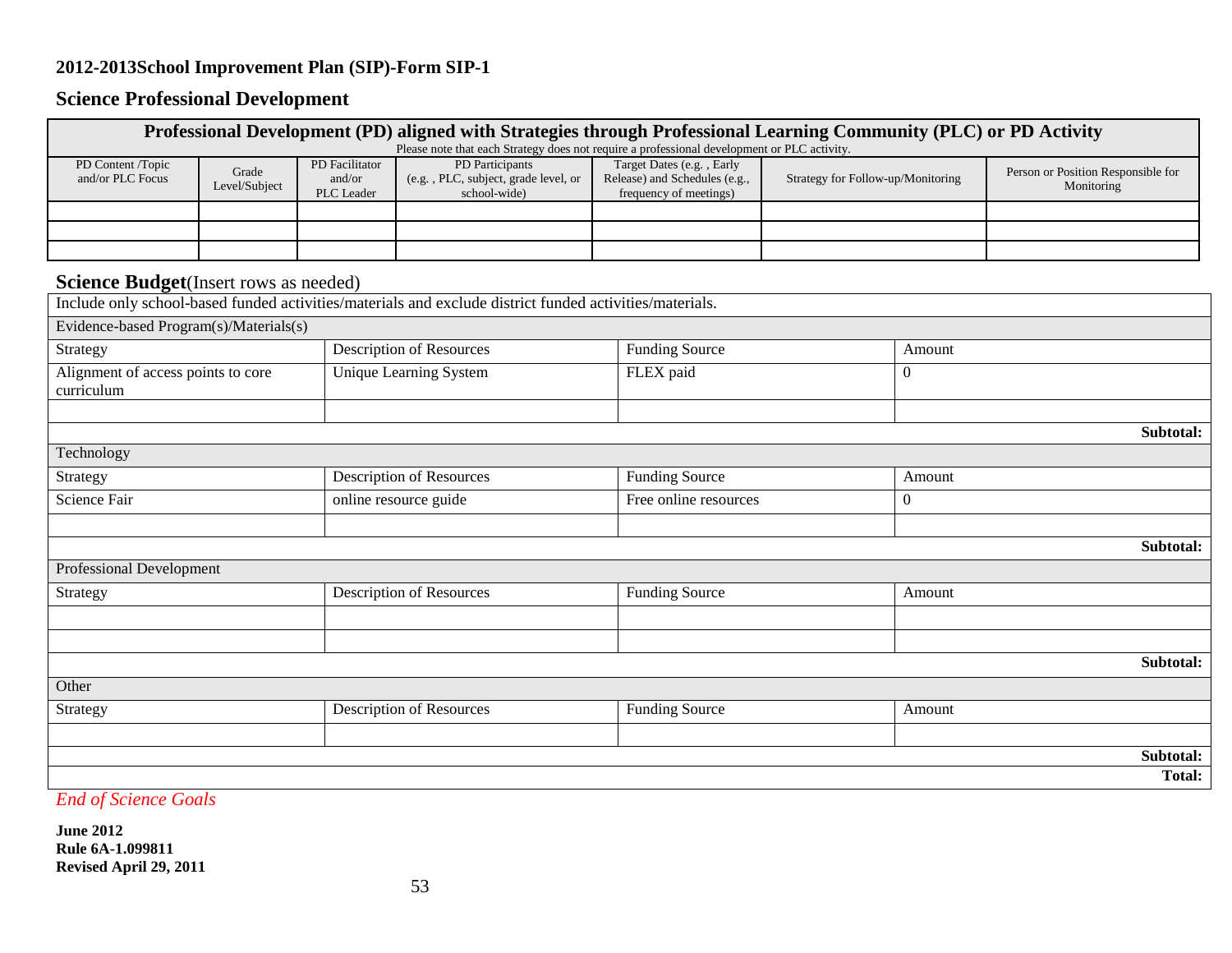**2012-2013School Improvement Plan (SIP)-Form SIP-1**

## Science Professional Development

| Professional Development (PD) aligned with Strategies through Professional Learning Community (PLC) or PD Activity<br>Please note that each Strategy does not require a professional development or PLC activity. | | | | | | |
|---|---|---|---|---|---|---|
| PD Content /Topic and/or PLC Focus | Grade Level/Subject | PD Facilitator and/or PLC Leader | PD Participants (e.g. , PLC, subject, grade level, or school-wide) | Target Dates (e.g. , Early Release) and Schedules (e.g., frequency of meetings) | Strategy for Follow-up/Monitoring | Person or Position Responsible for Monitoring |
| | | | | | | |
| | | | | | | |
| | | | | | | |

## Science Budget(Insert rows as needed)

| Include only school-based funded activities/materials and exclude district funded activities/materials. | | | |
|---|---|---|---|
| **Evidence-based Program(s)/Materials(s)** | | | |
| Strategy | Description of Resources | Funding Source | Amount |
| Alignment of access points to core curriculum | Unique Learning System | FLEX paid | 0 |
| | | | |
| | | | **Subtotal:** |
| **Technology** | | | |
| Strategy | Description of Resources | Funding Source | Amount |
| Science Fair | online resource guide | Free online resources | 0 |
| | | | |
| | | | **Subtotal:** |
| **Professional Development** | | | |
| Strategy | Description of Resources | Funding Source | Amount |
| | | | |
| | | | |
| | | | **Subtotal:** |
| **Other** | | | |
| Strategy | Description of Resources | Funding Source | Amount |
| | | | |
| | | | **Subtotal:** |
| | | | **Total:** |

*End of Science Goals*

**June 2012**
**Rule 6A-1.099811**
**Revised April 29, 2011**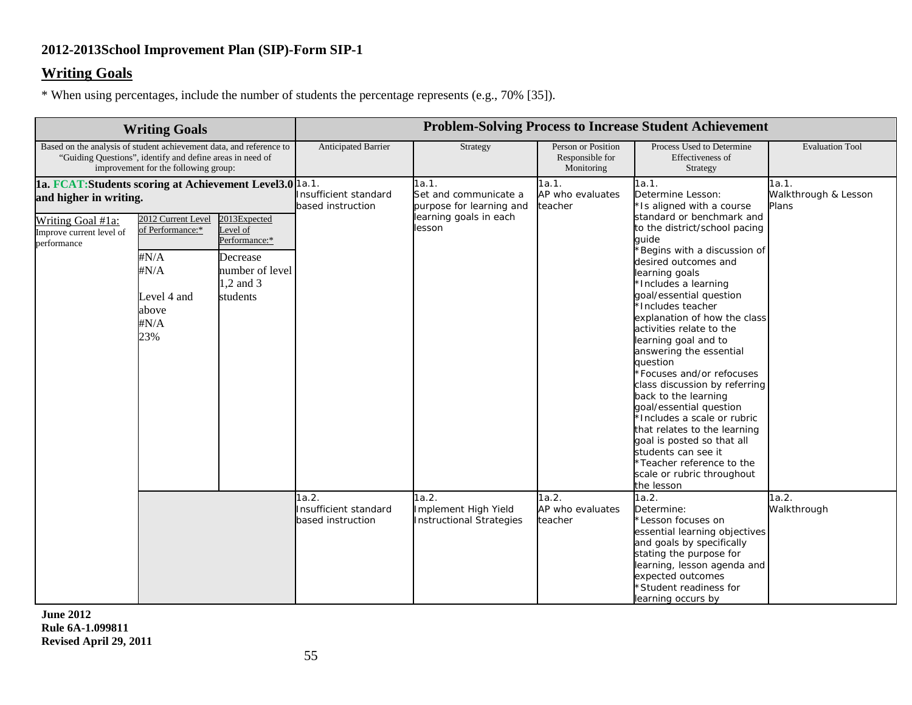**2012-2013School Improvement Plan (SIP)-Form SIP-1**

## Writing Goals

* When using percentages, include the number of students the percentage represents (e.g., 70% [35]).

| **Writing Goals** | | | **Problem-Solving Process to Increase Student Achievement** | | | | |
|---|---|---|---|---|---|---|---|
| Based on the analysis of student achievement data, and reference to "Guiding Questions", identify and define areas in need of improvement for the following group: | | | Anticipated Barrier | Strategy | Person or Position Responsible for Monitoring | Process Used to Determine Effectiveness of Strategy | Evaluation Tool |
| **1a. FCAT:Students scoring at Achievement Level3.0 and higher in writing.** | | | 1a.1. Insufficient standard based instruction | 1a.1. Set and communicate a purpose for learning and learning goals in each lesson | 1a.1. AP who evaluates teacher | 1a.1. Determine Lesson: *Is aligned with a course standard or benchmark and to the district/school pacing guide *Begins with a discussion of desired outcomes and learning goals *Includes a learning goal/essential question *Includes teacher explanation of how the class activities relate to the learning goal and to answering the essential question *Focuses and/or refocuses class discussion by referring back to the learning goal/essential question *Includes a scale or rubric that relates to the learning goal is posted so that all students can see it *Teacher reference to the scale or rubric throughout the lesson | 1a.1. Walkthrough & Lesson Plans |
| Writing Goal #1a: Improve current level of performance | 2012 Current Level of Performance:* #N/A #N/A Level 4 and above #N/A 23% | 2013Expected Level of Performance:* Decrease number of level 1,2 and 3 students | | | | | |
| | | | 1a.2. Insufficient standard based instruction | 1a.2. Implement High Yield Instructional Strategies | 1a.2. AP who evaluates teacher | 1a.2. Determine: *Lesson focuses on essential learning objectives and goals by specifically stating the purpose for learning, lesson agenda and expected outcomes *Student readiness for learning occurs by | 1a.2. Walkthrough |

**June 2012**
**Rule 6A-1.099811**
**Revised April 29, 2011**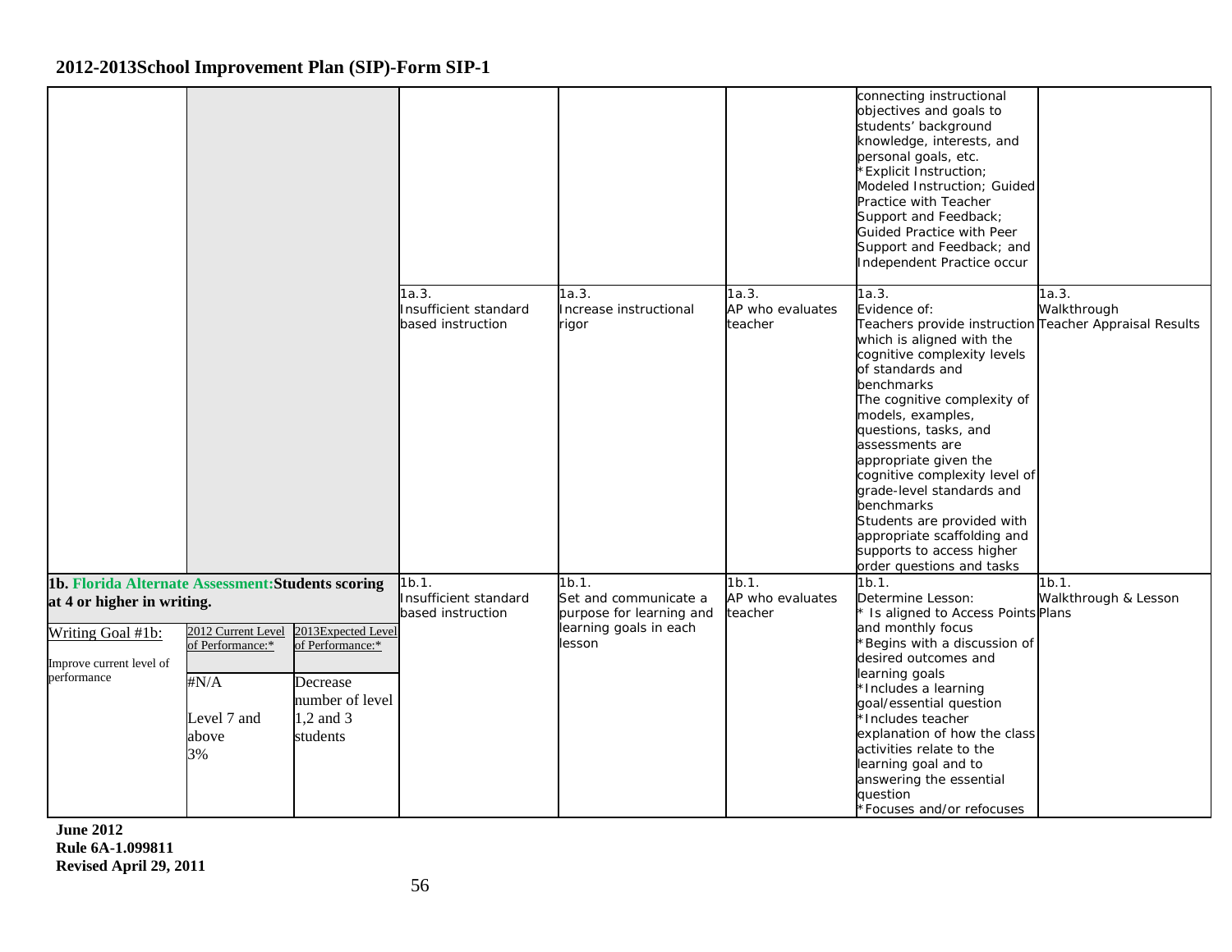## 2012-2013School Improvement Plan (SIP)-Form SIP-1

| | | | | | | | |
|---|---|---|---|---|---|---|---|
| | | | | | | connecting instructional objectives and goals to students' background knowledge, interests, and personal goals, etc. *Explicit Instruction; Modeled Instruction; Guided Practice with Teacher Support and Feedback; Guided Practice with Peer Support and Feedback; and Independent Practice occur | |
| | | | 1a.3. Insufficient standard based instruction | 1a.3. Increase instructional rigor | 1a.3. AP who evaluates teacher | 1a.3. Evidence of: Teachers provide instruction which is aligned with the cognitive complexity levels of standards and benchmarks The cognitive complexity of models, examples, questions, tasks, and assessments are appropriate given the cognitive complexity level of grade-level standards and benchmarks Students are provided with appropriate scaffolding and supports to access higher order questions and tasks | 1a.3. Walkthrough Teacher Appraisal Results |
| **1b. Florida Alternate Assessment:Students scoring at 4 or higher in writing.** | | | 1b.1. Insufficient standard based instruction | 1b.1. Set and communicate a purpose for learning and learning goals in each lesson | 1b.1. AP who evaluates teacher | 1b.1. Determine Lesson: * Is aligned to Access Points and monthly focus *Begins with a discussion of desired outcomes and learning goals *Includes a learning goal/essential question *Includes teacher explanation of how the class activities relate to the learning goal and to answering the essential question *Focuses and/or refocuses | 1b.1. Walkthrough & Lesson Plans |
| Writing Goal #1b: Improve current level of performance | 2012 Current Level of Performance:* #N/A Level 7 and above 3% | 2013Expected Level of Performance:* Decrease number of level 1,2 and 3 students | | | | | |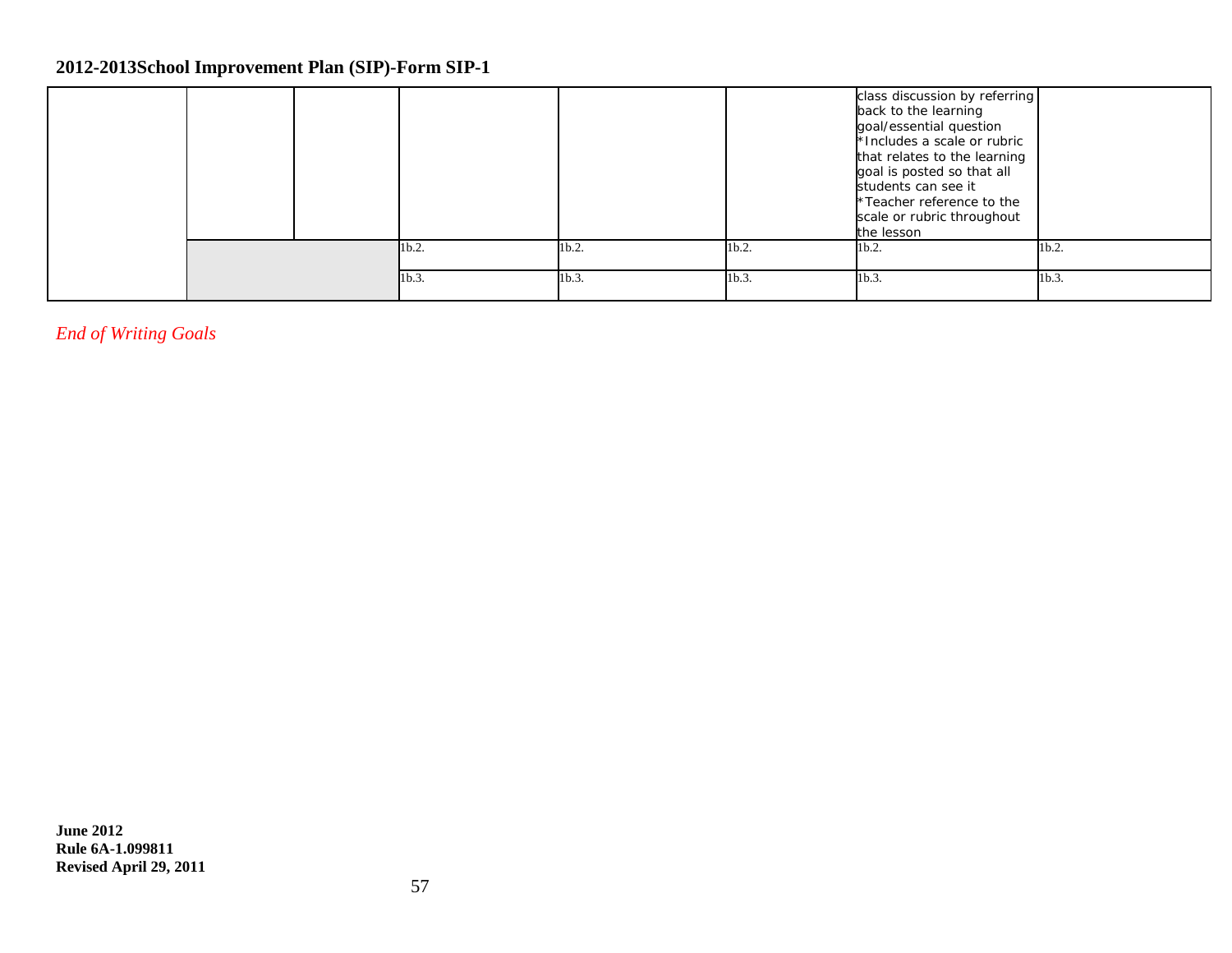| | | | | | | | |
|---|---|---|---|---|---|---|---|
| | | | | | | class discussion by referring back to the learning goal/essential question *Includes a scale or rubric that relates to the learning goal is posted so that all students can see it *Teacher reference to the scale or rubric throughout the lesson | |
| | | | 1b.2. | 1b.2. | 1b.2. | 1b.2. | 1b.2. |
| | | | 1b.3. | 1b.3. | 1b.3. | 1b.3. | 1b.3. |

*End of Writing Goals*

**June 2012**
**Rule 6A-1.099811**
**Revised April 29, 2011**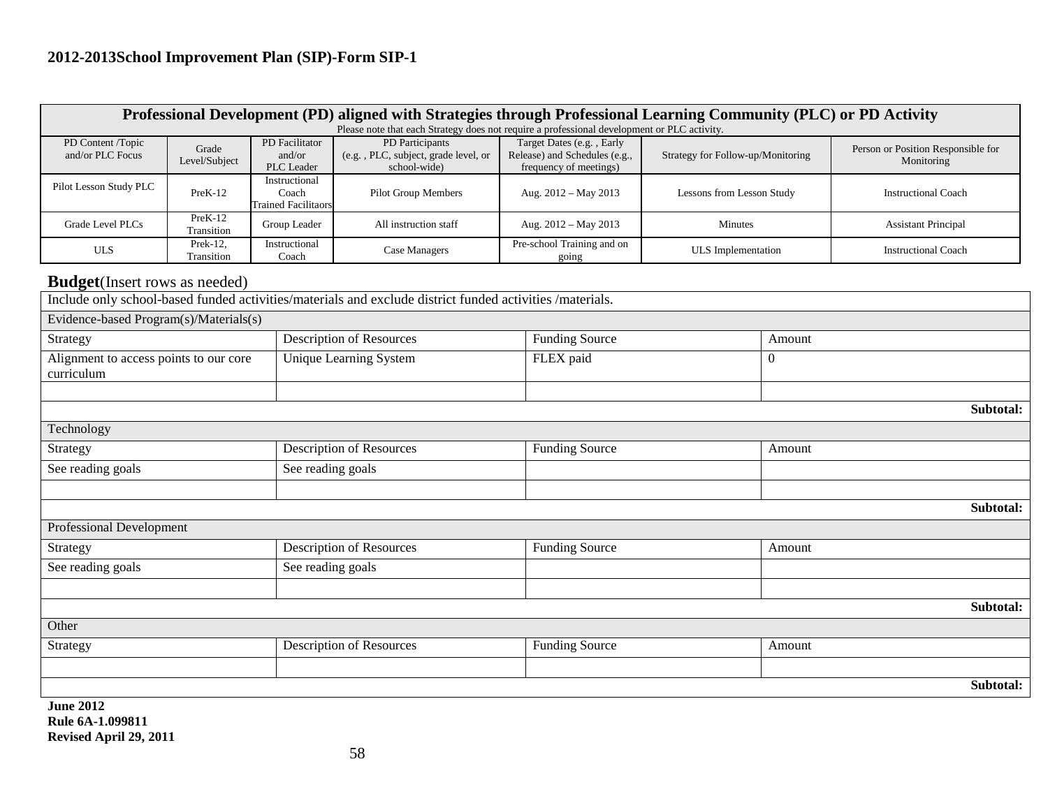## 2012-2013School Improvement Plan (SIP)-Form SIP-1

| Professional Development (PD) aligned with Strategies through Professional Learning Community (PLC) or PD Activity<br>Please note that each Strategy does not require a professional development or PLC activity. | | | | | | |
|---|---|---|---|---|---|---|
| PD Content /Topic and/or PLC Focus | Grade Level/Subject | PD Facilitator and/or PLC Leader | PD Participants (e.g. , PLC, subject, grade level, or school-wide) | Target Dates (e.g. , Early Release) and Schedules (e.g., frequency of meetings) | Strategy for Follow-up/Monitoring | Person or Position Responsible for Monitoring |
| Pilot Lesson Study PLC | PreK-12 | Instructional Coach Trained Facilitaors | Pilot Group Members | Aug. 2012 – May 2013 | Lessons from Lesson Study | Instructional Coach |
| Grade Level PLCs | PreK-12 Transition | Group Leader | All instruction staff | Aug. 2012 – May 2013 | Minutes | Assistant Principal |
| ULS | Prek-12, Transition | Instructional Coach | Case Managers | Pre-school Training and on going | ULS Implementation | Instructional Coach |

### **Budget**(Insert rows as needed)

| Include only school-based funded activities/materials and exclude district funded activities /materials. | | | |
|---|---|---|---|
| Evidence-based Program(s)/Materials(s) | | | |
| Strategy | Description of Resources | Funding Source | Amount |
| Alignment to access points to our core curriculum | Unique Learning System | FLEX paid | 0 |
| | | | |
| | | | **Subtotal:** |
| Technology | | | |
| Strategy | Description of Resources | Funding Source | Amount |
| See reading goals | See reading goals | | |
| | | | |
| | | | **Subtotal:** |
| Professional Development | | | |
| Strategy | Description of Resources | Funding Source | Amount |
| See reading goals | See reading goals | | |
| | | | |
| | | | **Subtotal:** |
| Other | | | |
| Strategy | Description of Resources | Funding Source | Amount |
| | | | |
| | | | **Subtotal:** |

**June 2012**
**Rule 6A-1.099811**
**Revised April 29, 2011**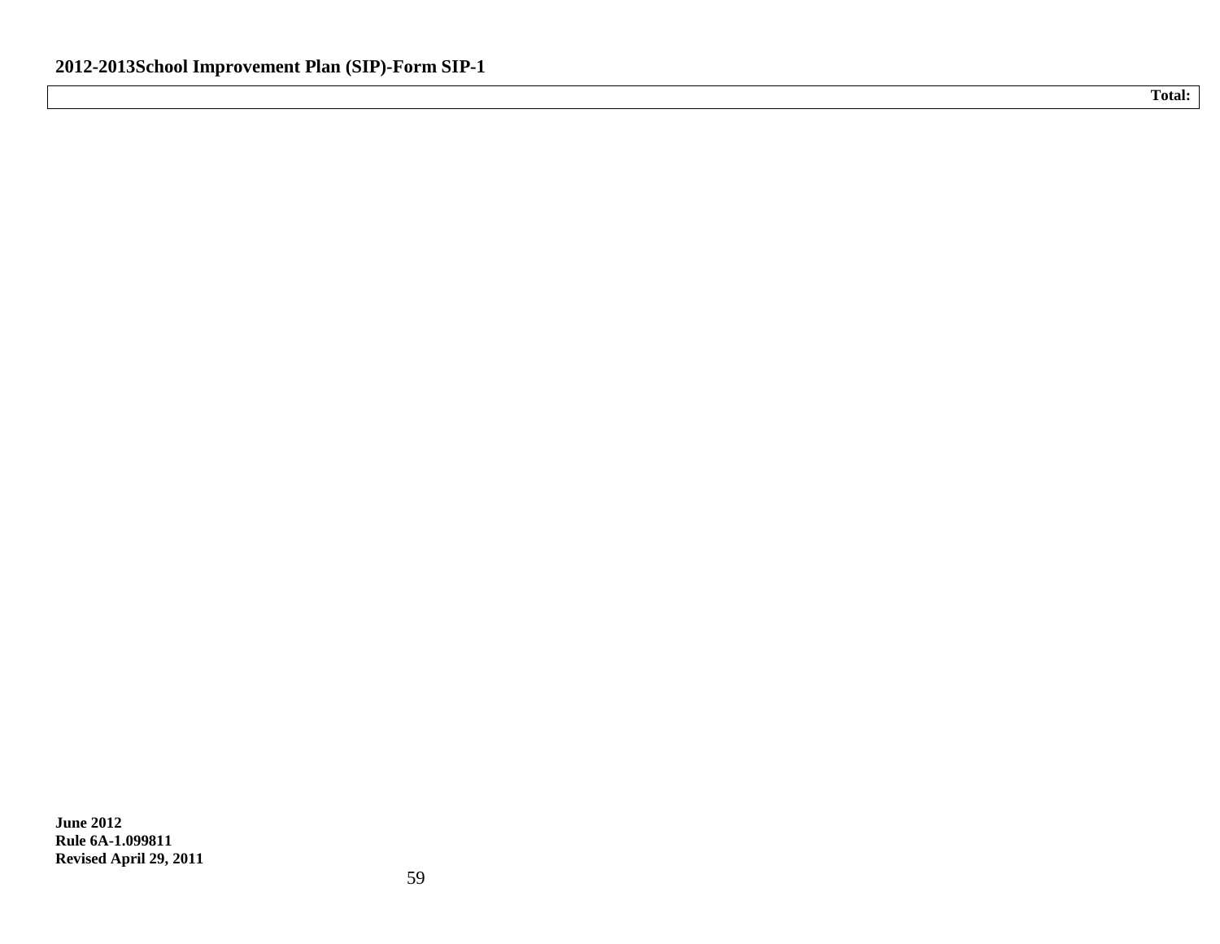| |
|---|
| **Total:** |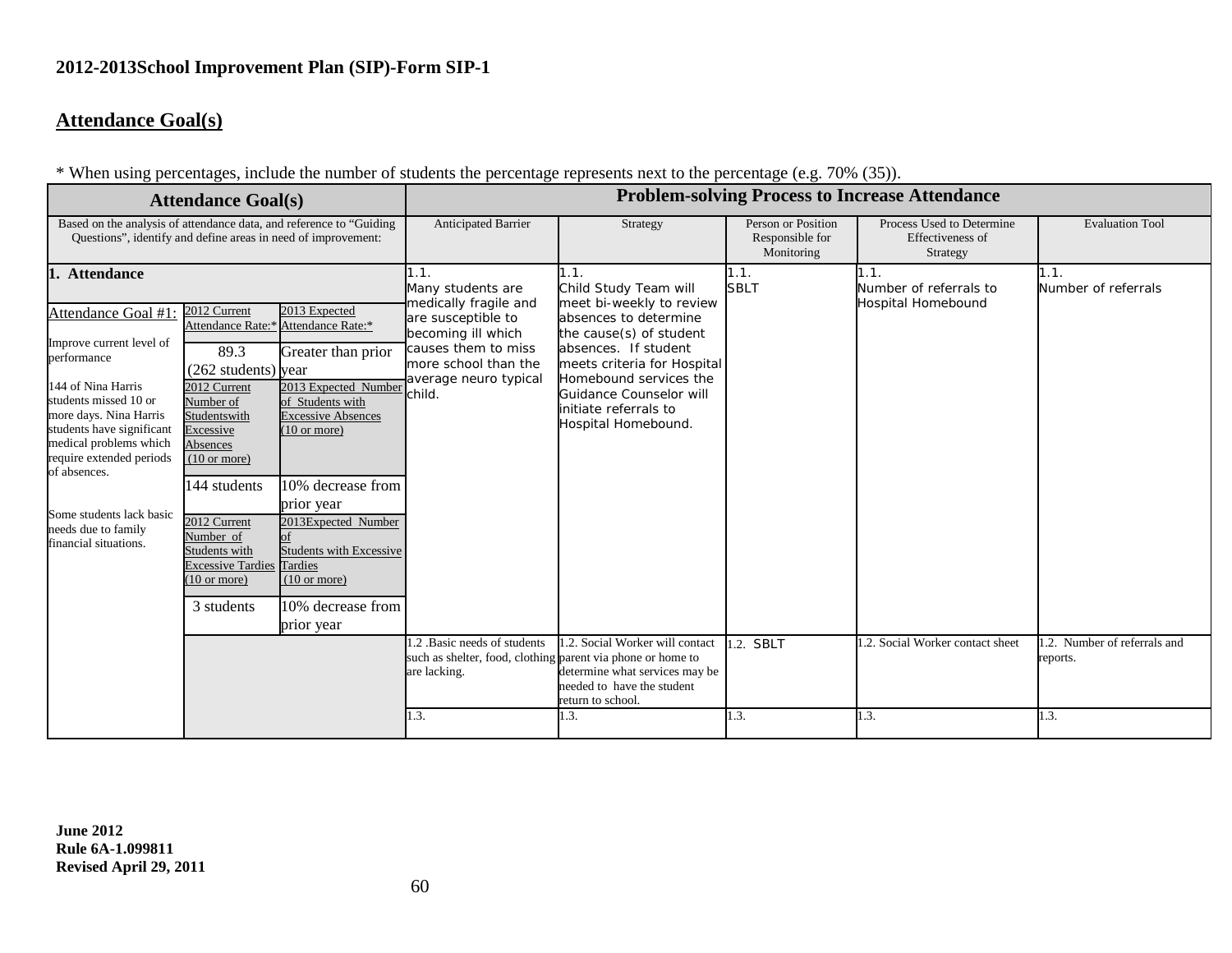**2012-2013School Improvement Plan (SIP)-Form SIP-1**

## Attendance Goal(s)

\* When using percentages, include the number of students the percentage represents next to the percentage (e.g. 70% (35)).

| Attendance Goal(s) | | | Problem-solving Process to Increase Attendance | | | | |
|---|---|---|---|---|---|---|---|
| Based on the analysis of attendance data, and reference to "Guiding Questions", identify and define areas in need of improvement: | | | Anticipated Barrier | Strategy | Person or Position Responsible for Monitoring | Process Used to Determine Effectiveness of Strategy | Evaluation Tool |
| **1. Attendance** | | | 1.1. Many students are medically fragile and are susceptible to becoming ill which causes them to miss more school than the average neuro typical child. | 1.1. Child Study Team will meet bi-weekly to review absences to determine the cause(s) of student absences. If student meets criteria for Hospital Homebound services the Guidance Counselor will initiate referrals to Hospital Homebound. | 1.1. SBLT | 1.1. Number of referrals to Hospital Homebound | 1.1. Number of referrals |
| Attendance Goal #1: Improve current level of performance<br><br>144 of Nina Harris students missed 10 or more days. Nina Harris students have significant medical problems which require extended periods of absences.<br><br>Some students lack basic needs due to family financial situations. | 2012 Current Attendance Rate:* | 2013 Expected Attendance Rate:* | | | | | |
| | 89.3 (262 students) | Greater than prior year | | | | | |
| | 2012 Current Number of Studentswith Excessive Absences (10 or more) | 2013 Expected Number of Students with Excessive Absences (10 or more) | | | | | |
| | 144 students | 10% decrease from prior year | | | | | |
| | 2012 Current Number of Students with Excessive Tardies (10 or more) | 2013Expected Number of Students with Excessive Tardies (10 or more) | | | | | |
| | 3 students | 10% decrease from prior year | | | | | |
| | | | 1.2 .Basic needs of students such as shelter, food, clothing are lacking. | 1.2. Social Worker will contact parent via phone or home to determine what services may be needed to have the student return to school. | 1.2. SBLT | 1.2. Social Worker contact sheet | 1.2. Number of referrals and reports. |
| | | | 1.3. | 1.3. | 1.3. | 1.3. | 1.3. |

**June 2012**
**Rule 6A-1.099811**
**Revised April 29, 2011**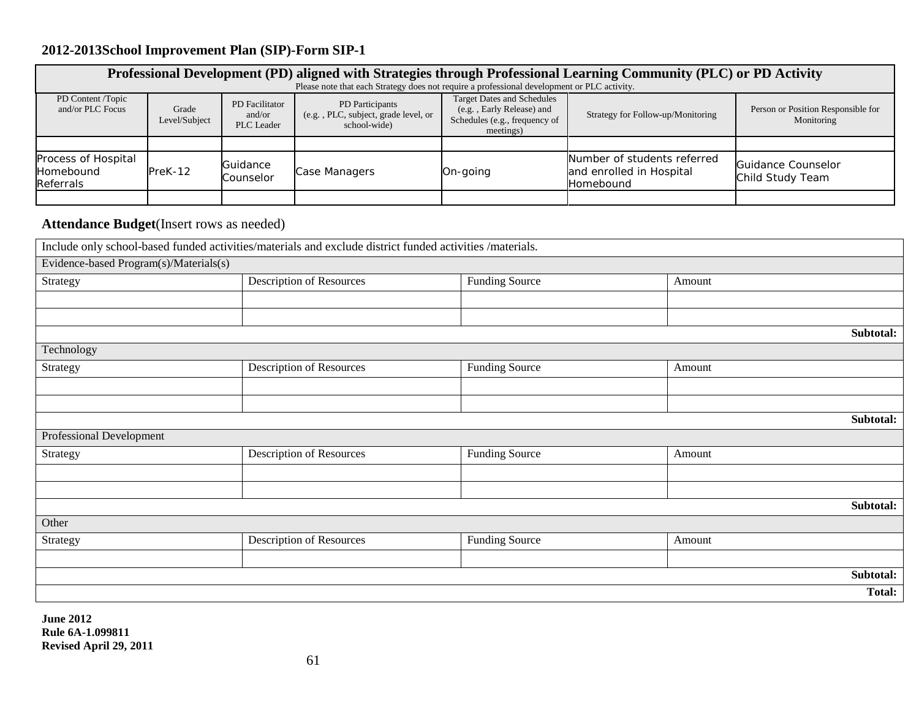## 2012-2013School Improvement Plan (SIP)-Form SIP-1

| Professional Development (PD) aligned with Strategies through Professional Learning Community (PLC) or PD Activity<br>Please note that each Strategy does not require a professional development or PLC activity. | | | | | | |
|---|---|---|---|---|---|---|
| PD Content /Topic and/or PLC Focus | Grade Level/Subject | PD Facilitator and/or PLC Leader | PD Participants (e.g. , PLC, subject, grade level, or school-wide) | Target Dates and Schedules (e.g. , Early Release) and Schedules (e.g., frequency of meetings) | Strategy for Follow-up/Monitoring | Person or Position Responsible for Monitoring |
| | | | | | | |
| Process of Hospital Homebound Referrals | PreK-12 | Guidance Counselor | Case Managers | On-going | Number of students referred and enrolled in Hospital Homebound | Guidance Counselor Child Study Team |
| | | | | | | |

### **Attendance Budget**(Insert rows as needed)

| Include only school-based funded activities/materials and exclude district funded activities /materials. | | | |
|---|---|---|---|
| Evidence-based Program(s)/Materials(s) | | | |
| Strategy | Description of Resources | Funding Source | Amount |
| | | | |
| | | | |
| | | | **Subtotal:** |
| Technology | | | |
| Strategy | Description of Resources | Funding Source | Amount |
| | | | |
| | | | |
| | | | **Subtotal:** |
| Professional Development | | | |
| Strategy | Description of Resources | Funding Source | Amount |
| | | | |
| | | | |
| | | | **Subtotal:** |
| Other | | | |
| Strategy | Description of Resources | Funding Source | Amount |
| | | | |
| | | | **Subtotal:** |
| | | | **Total:** |

**June 2012**
**Rule 6A-1.099811**
**Revised April 29, 2011**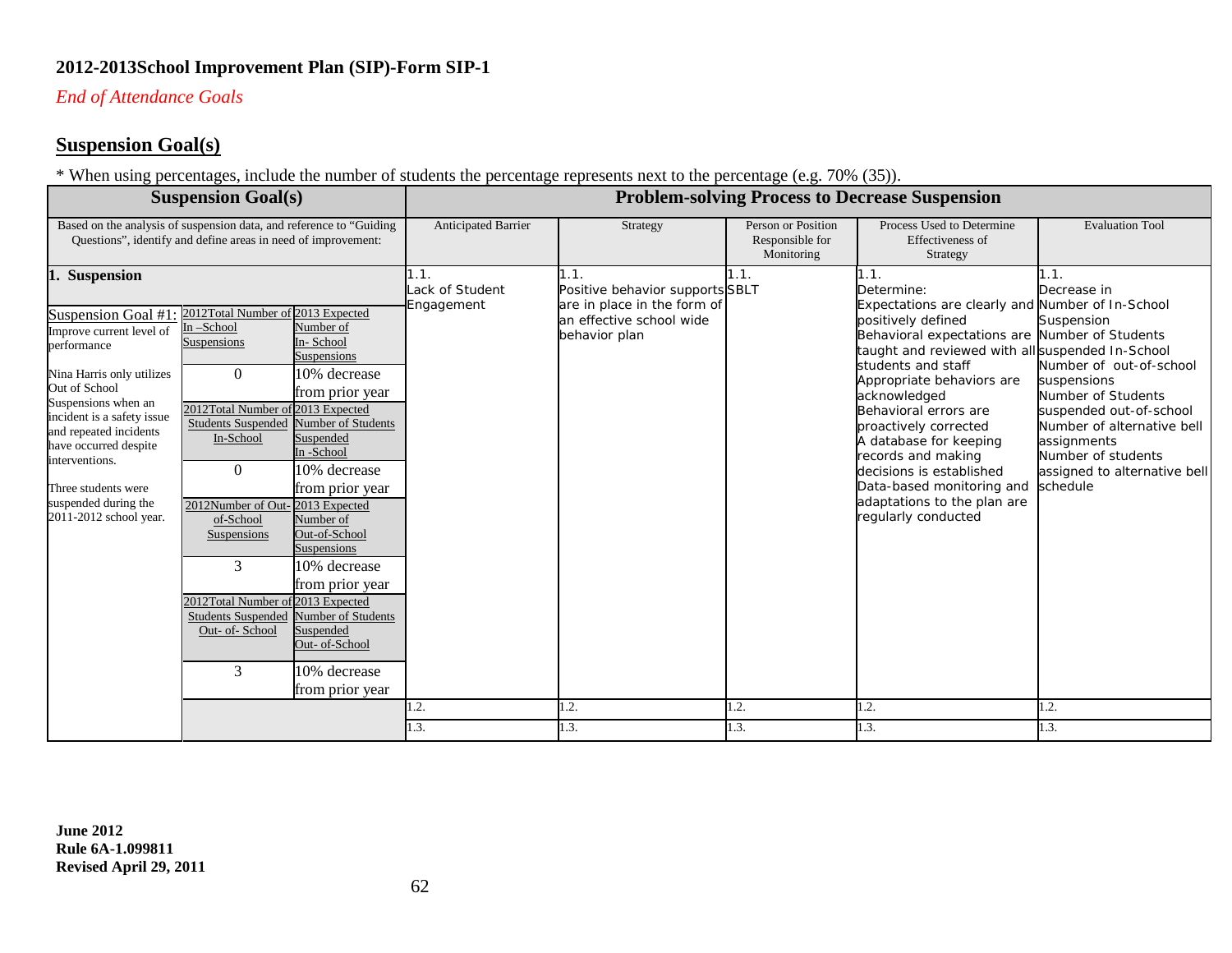## 2012-2013School Improvement Plan (SIP)-Form SIP-1

*End of Attendance Goals*

## Suspension Goal(s)

* When using percentages, include the number of students the percentage represents next to the percentage (e.g. 70% (35)).

| Suspension Goal(s) | | | Problem-solving Process to Decrease Suspension | | | | |
|---|---|---|---|---|---|---|---|
| Based on the analysis of suspension data, and reference to "Guiding Questions", identify and define areas in need of improvement: | | | Anticipated Barrier | Strategy | Person or Position Responsible for Monitoring | Process Used to Determine Effectiveness of Strategy | Evaluation Tool |
| **1. Suspension**<br><br>Suspension Goal #1:<br>Improve current level of performance<br><br>Nina Harris only utilizes Out of School Suspensions when an incident is a safety issue and repeated incidents have occurred despite interventions.<br><br>Three students were suspended during the 2011-2012 school year. | 2012Total Number of In –School Suspensions<br>0<br>2012Total Number of Students Suspended In-School<br>0<br>2012Number of Out-of-School Suspensions<br>3<br>2012Total Number of Students Suspended Out- of- School<br>3 | 2013 Expected Number of In- School Suspensions<br>10% decrease from prior year<br>2013 Expected Number of Students Suspended In -School<br>10% decrease from prior year<br>2013 Expected Number of Out-of-School Suspensions<br>10% decrease from prior year<br>2013 Expected Number of Students Suspended Out- of-School<br>10% decrease from prior year | 1.1.<br>Lack of Student Engagement | 1.1.<br>Positive behavior supports are in place in the form of an effective school wide behavior plan | 1.1.<br>SBLT | 1.1.<br>Determine:<br>Expectations are clearly and positively defined<br>Behavioral expectations are taught and reviewed with all students and staff<br>Appropriate behaviors are acknowledged<br>Behavioral errors are proactively corrected<br>A database for keeping records and making decisions is established<br>Data-based monitoring and adaptations to the plan are regularly conducted | 1.1.<br>Decrease in<br>Number of In-School Suspension<br>Number of Students suspended In-School<br>Number of out-of-school suspensions<br>Number of Students suspended out-of-school<br>Number of alternative bell assignments<br>Number of students assigned to alternative bell schedule |
| | | | 1.2. | 1.2. | 1.2. | 1.2. | 1.2. |
| | | | 1.3. | 1.3. | 1.3. | 1.3. | 1.3. |

**June 2012**
**Rule 6A-1.099811**
**Revised April 29, 2011**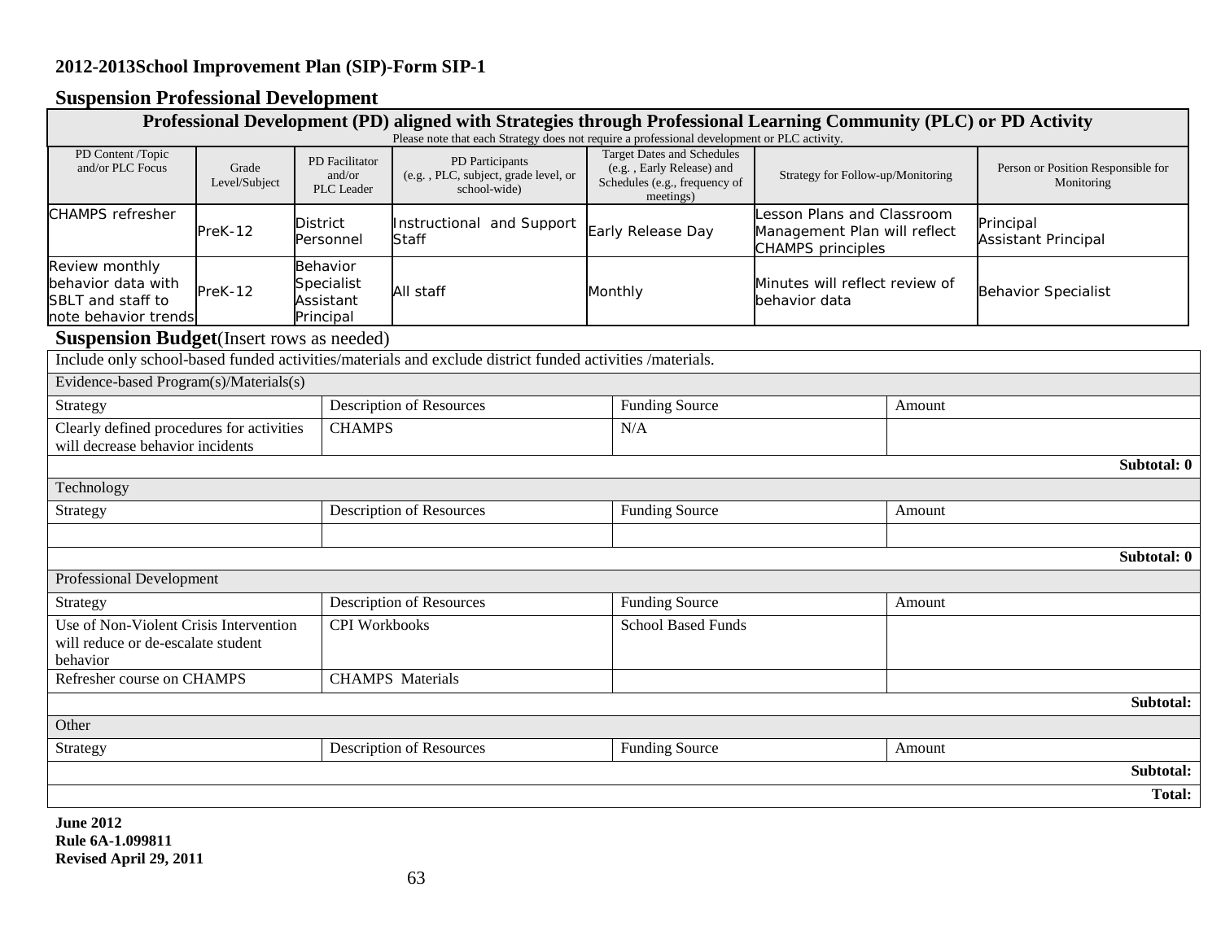## 2012-2013School Improvement Plan (SIP)-Form SIP-1

## Suspension Professional Development

| Professional Development (PD) aligned with Strategies through Professional Learning Community (PLC) or PD Activity<br>Please note that each Strategy does not require a professional development or PLC activity. | | | | | | |
|---|---|---|---|---|---|---|
| PD Content /Topic and/or PLC Focus | Grade Level/Subject | PD Facilitator and/or PLC Leader | PD Participants (e.g. , PLC, subject, grade level, or school-wide) | Target Dates and Schedules (e.g. , Early Release) and Schedules (e.g., frequency of meetings) | Strategy for Follow-up/Monitoring | Person or Position Responsible for Monitoring |
| CHAMPS refresher | PreK-12 | District Personnel | Instructional and Support Staff | Early Release Day | Lesson Plans and Classroom Management Plan will reflect CHAMPS principles | Principal Assistant Principal |
| Review monthly behavior data with SBLT and staff to note behavior trends | PreK-12 | Behavior Specialist Assistant Principal | All staff | Monthly | Minutes will reflect review of behavior data | Behavior Specialist |

## Suspension Budget(Insert rows as needed)

| Include only school-based funded activities/materials and exclude district funded activities /materials. | | | |
|---|---|---|---|
| Evidence-based Program(s)/Materials(s) | | | |
| Strategy | Description of Resources | Funding Source | Amount |
| Clearly defined procedures for activities will decrease behavior incidents | CHAMPS | N/A | |
| | | | **Subtotal: 0** |
| Technology | | | |
| Strategy | Description of Resources | Funding Source | Amount |
| | | | |
| | | | **Subtotal: 0** |
| Professional Development | | | |
| Strategy | Description of Resources | Funding Source | Amount |
| Use of Non-Violent Crisis Intervention will reduce or de-escalate student behavior | CPI Workbooks | School Based Funds | |
| Refresher course on CHAMPS | CHAMPS Materials | | |
| | | | **Subtotal:** |
| Other | | | |
| Strategy | Description of Resources | Funding Source | Amount |
| | | | **Subtotal:** |
| | | | **Total:** |

**June 2012**
**Rule 6A-1.099811**
**Revised April 29, 2011**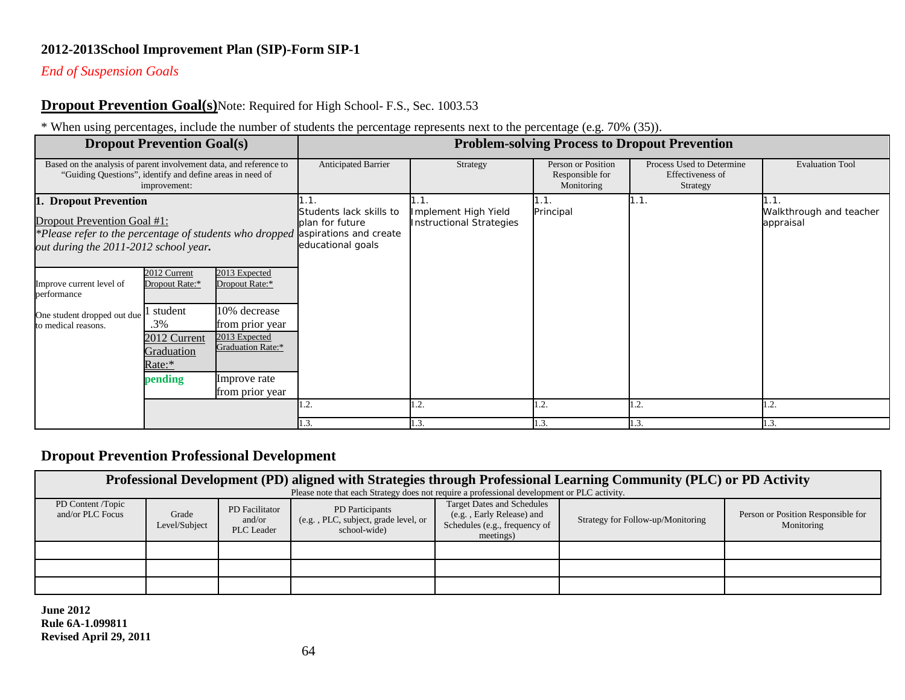**2012-2013School Improvement Plan (SIP)-Form SIP-1**

*End of Suspension Goals*

## **Dropout Prevention Goal(s)** Note: Required for High School- F.S., Sec. 1003.53

* When using percentages, include the number of students the percentage represents next to the percentage (e.g. 70% (35)).

| Dropout Prevention Goal(s) | | | Problem-solving Process to Dropout Prevention | | | | |
|---|---|---|---|---|---|---|---|
| Based on the analysis of parent involvement data, and reference to "Guiding Questions", identify and define areas in need of improvement: | | | Anticipated Barrier | Strategy | Person or Position Responsible for Monitoring | Process Used to Determine Effectiveness of Strategy | Evaluation Tool |
| **1. Dropout Prevention**<br><br>Dropout Prevention Goal #1:<br>*Please refer to the percentage of students who dropped out during the 2011-2012 school year.* | | | 1.1.<br>Students lack skills to plan for future aspirations and create educational goals | 1.1.<br>Implement High Yield Instructional Strategies | 1.1.<br>Principal | 1.1. | 1.1.<br>Walkthrough and teacher appraisal |
| Improve current level of performance | 2012 Current Dropout Rate:* | 2013 Expected Dropout Rate:* | | | | | |
| One student dropped out due to medical reasons. | 1 student .3% | 10% decrease from prior year | | | | | |
| | 2012 Current Graduation Rate:* | 2013 Expected Graduation Rate:* | | | | | |
| | **pending** | Improve rate from prior year | | | | | |
| | | | 1.2. | 1.2. | 1.2. | 1.2. | 1.2. |
| | | | 1.3. | 1.3. | 1.3. | 1.3. | 1.3. |

## Dropout Prevention Professional Development

| Professional Development (PD) aligned with Strategies through Professional Learning Community (PLC) or PD Activity<br>Please note that each Strategy does not require a professional development or PLC activity. | | | | | | |
|---|---|---|---|---|---|---|
| PD Content /Topic and/or PLC Focus | Grade Level/Subject | PD Facilitator and/or PLC Leader | PD Participants (e.g. , PLC, subject, grade level, or school-wide) | Target Dates and Schedules (e.g. , Early Release) and Schedules (e.g., frequency of meetings) | Strategy for Follow-up/Monitoring | Person or Position Responsible for Monitoring |
| | | | | | | |
| | | | | | | |
| | | | | | | |

**June 2012**
**Rule 6A-1.099811**
**Revised April 29, 2011**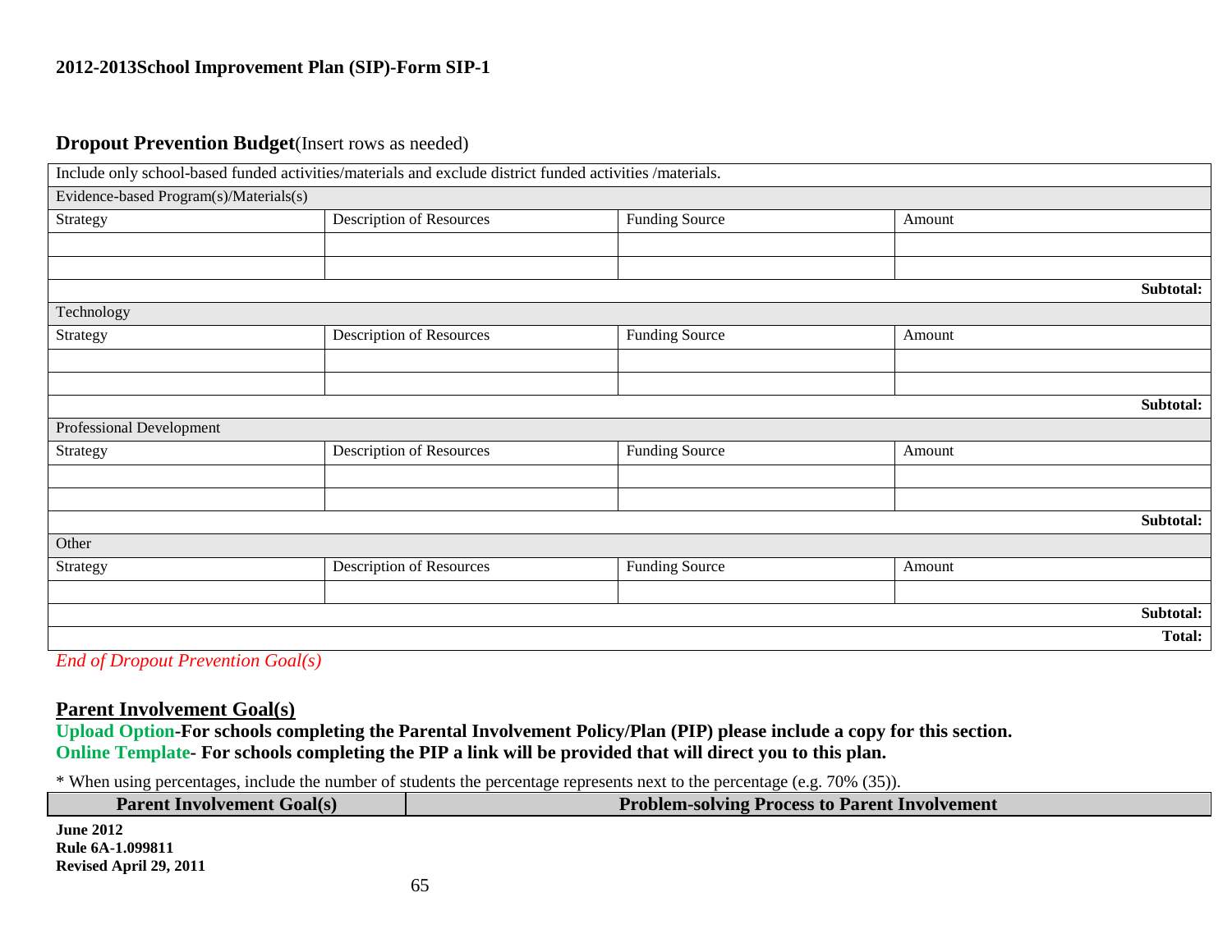## Dropout Prevention Budget (Insert rows as needed)

| | | | |
|---|---|---|---|
| Include only school-based funded activities/materials and exclude district funded activities /materials. | | | |
| Evidence-based Program(s)/Materials(s) | | | |
| Strategy | Description of Resources | Funding Source | Amount |
| | | | |
| | | | |
| | | | **Subtotal:** |
| Technology | | | |
| Strategy | Description of Resources | Funding Source | Amount |
| | | | |
| | | | |
| | | | **Subtotal:** |
| Professional Development | | | |
| Strategy | Description of Resources | Funding Source | Amount |
| | | | |
| | | | |
| | | | **Subtotal:** |
| Other | | | |
| Strategy | Description of Resources | Funding Source | Amount |
| | | | |
| | | | **Subtotal:** |
| | | | **Total:** |

*End of Dropout Prevention Goal(s)*

## Parent Involvement Goal(s)

**Upload Option-For schools completing the Parental Involvement Policy/Plan (PIP) please include a copy for this section.**
**Online Template- For schools completing the PIP a link will be provided that will direct you to this plan.**

* When using percentages, include the number of students the percentage represents next to the percentage (e.g. 70% (35)).

| Parent Involvement Goal(s) | Problem-solving Process to Parent Involvement |
|---|---|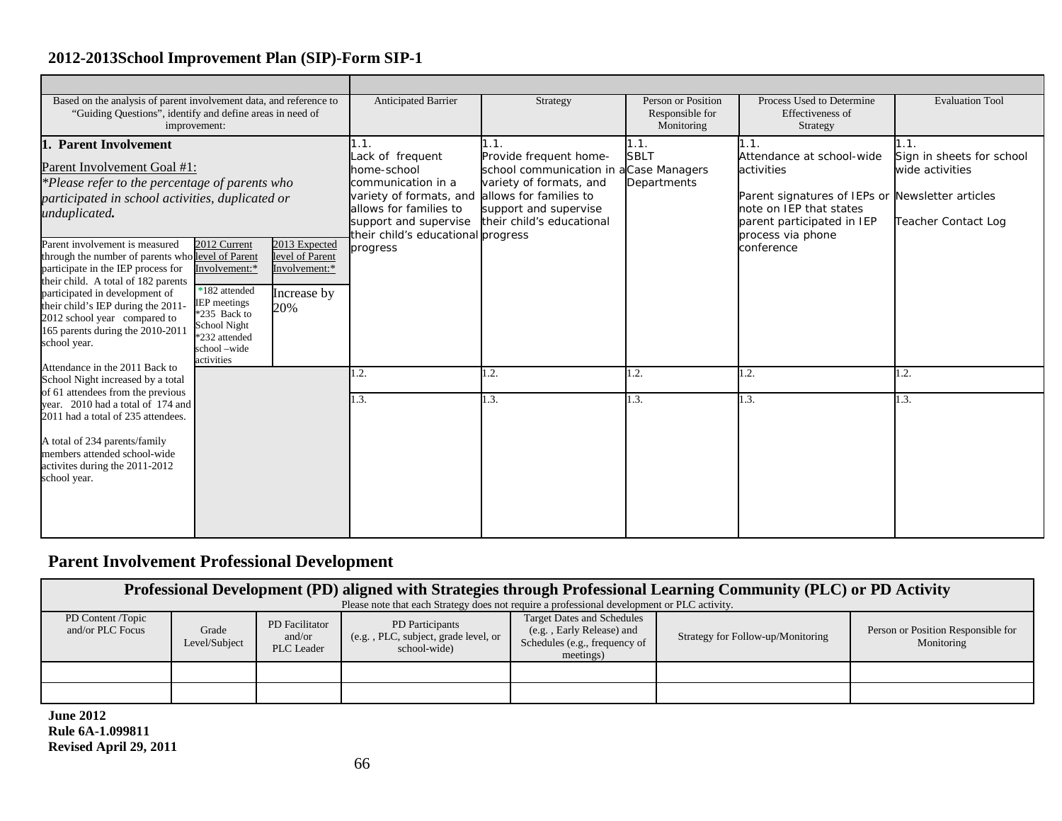## 2012-2013School Improvement Plan (SIP)-Form SIP-1

| Based on the analysis of parent involvement data, and reference to "Guiding Questions", identify and define areas in need of improvement: | | | Anticipated Barrier | Strategy | Person or Position Responsible for Monitoring | Process Used to Determine Effectiveness of Strategy | Evaluation Tool |
|---|---|---|---|---|---|---|---|
| **1. Parent Involvement**<br><br>Parent Involvement Goal #1:<br>*\*Please refer to the percentage of parents who participated in school activities, duplicated or unduplicated.* | | | 1.1.<br>Lack of frequent home-school communication in a variety of formats, and allows for families to support and supervise their child's educational progress | 1.1.<br>Provide frequent home-school communication in a variety of formats, and allows for families to support and supervise their child's educational progress | 1.1.<br>SBLT<br>Case Managers<br>Departments | 1.1.<br>Attendance at school-wide activities<br><br>Parent signatures of IEPs or note on IEP that states parent participated in IEP process via phone conference | 1.1.<br>Sign in sheets for school wide activities<br><br>Newsletter articles<br><br>Teacher Contact Log |
| Parent involvement is measured through the number of parents who participate in the IEP process for their child. A total of 182 parents participated in development of their child's IEP during the 2011-2012 school year compared to 165 parents during the 2010-2011 school year.<br><br>Attendance in the 2011 Back to School Night increased by a total of 61 attendees from the previous year. 2010 had a total of 174 and 2011 had a total of 235 attendees.<br><br>A total of 234 parents/family members attended school-wide activites during the 2011-2012 school year. | 2012 Current level of Parent Involvement:\*<br><br>\*182 attended IEP meetings<br>\*235 Back to School Night<br>\*232 attended school –wide activities | 2013 Expected level of Parent Involvement:\*<br><br>Increase by 20% | | | | | |
| | | | 1.2. | 1.2. | 1.2. | 1.2. | 1.2. |
| | | | 1.3. | 1.3. | 1.3. | 1.3. | 1.3. |

## Parent Involvement Professional Development

**Professional Development (PD) aligned with Strategies through Professional Learning Community (PLC) or PD Activity**

Please note that each Strategy does not require a professional development or PLC activity.

| PD Content /Topic and/or PLC Focus | Grade Level/Subject | PD Facilitator and/or PLC Leader | PD Participants (e.g. , PLC, subject, grade level, or school-wide) | Target Dates and Schedules (e.g. , Early Release) and Schedules (e.g., frequency of meetings) | Strategy for Follow-up/Monitoring | Person or Position Responsible for Monitoring |
|---|---|---|---|---|---|---|
| | | | | | | |
| | | | | | | |

**June 2012**
**Rule 6A-1.099811**
**Revised April 29, 2011**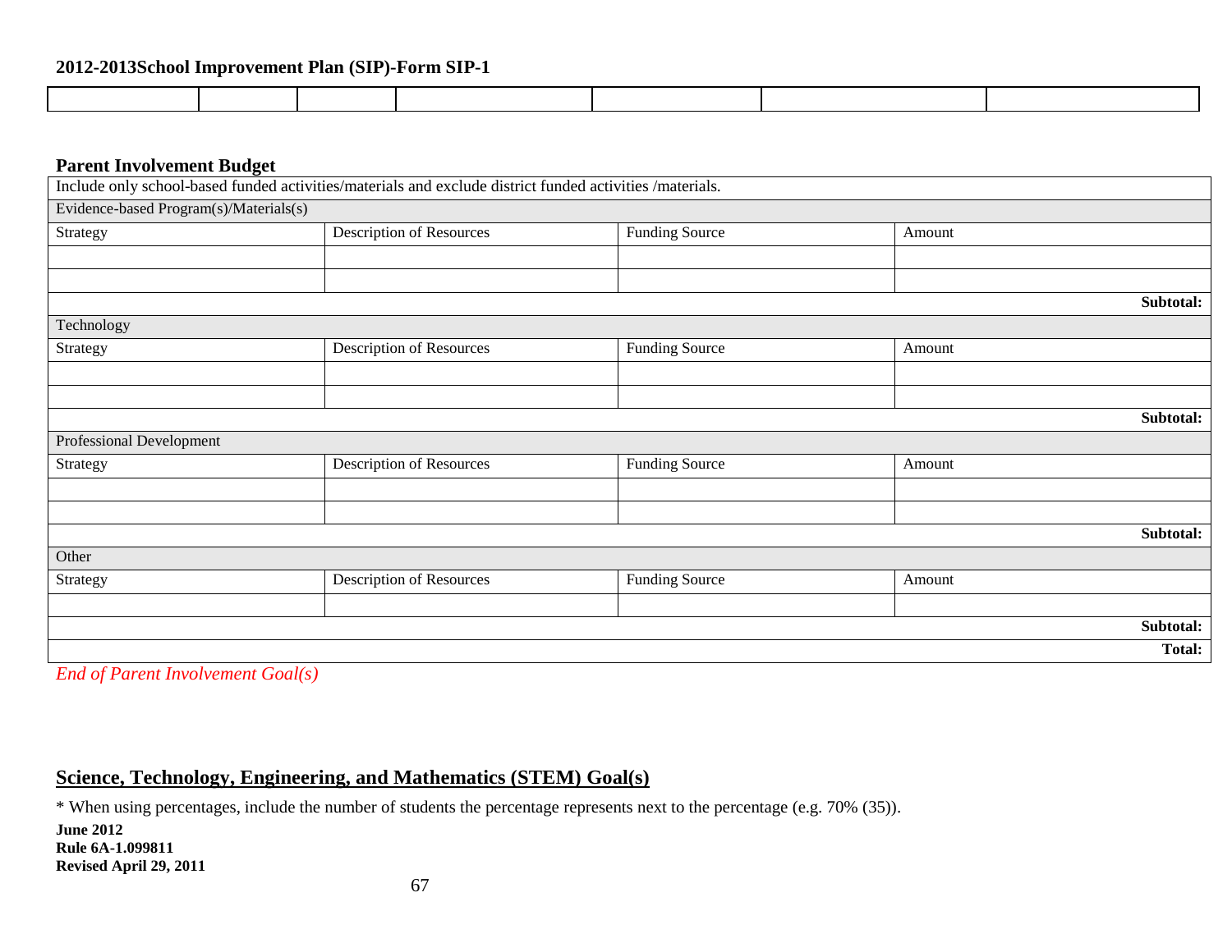## 2012-2013School Improvement Plan (SIP)-Form SIP-1

| | | | | | | |
|---|---|---|---|---|---|---|

### Parent Involvement Budget

| Include only school-based funded activities/materials and exclude district funded activities /materials. | | | |
|---|---|---|---|
| Evidence-based Program(s)/Materials(s) | | | |
| Strategy | Description of Resources | Funding Source | Amount |
| | | | |
| | | | |
| | | | **Subtotal:** |
| Technology | | | |
| Strategy | Description of Resources | Funding Source | Amount |
| | | | |
| | | | |
| | | | **Subtotal:** |
| Professional Development | | | |
| Strategy | Description of Resources | Funding Source | Amount |
| | | | |
| | | | |
| | | | **Subtotal:** |
| Other | | | |
| Strategy | Description of Resources | Funding Source | Amount |
| | | | |
| | | | **Subtotal:** |
| | | | **Total:** |

*End of Parent Involvement Goal(s)*

## Science, Technology, Engineering, and Mathematics (STEM) Goal(s)

* When using percentages, include the number of students the percentage represents next to the percentage (e.g. 70% (35)).

**June 2012**
**Rule 6A-1.099811**
**Revised April 29, 2011**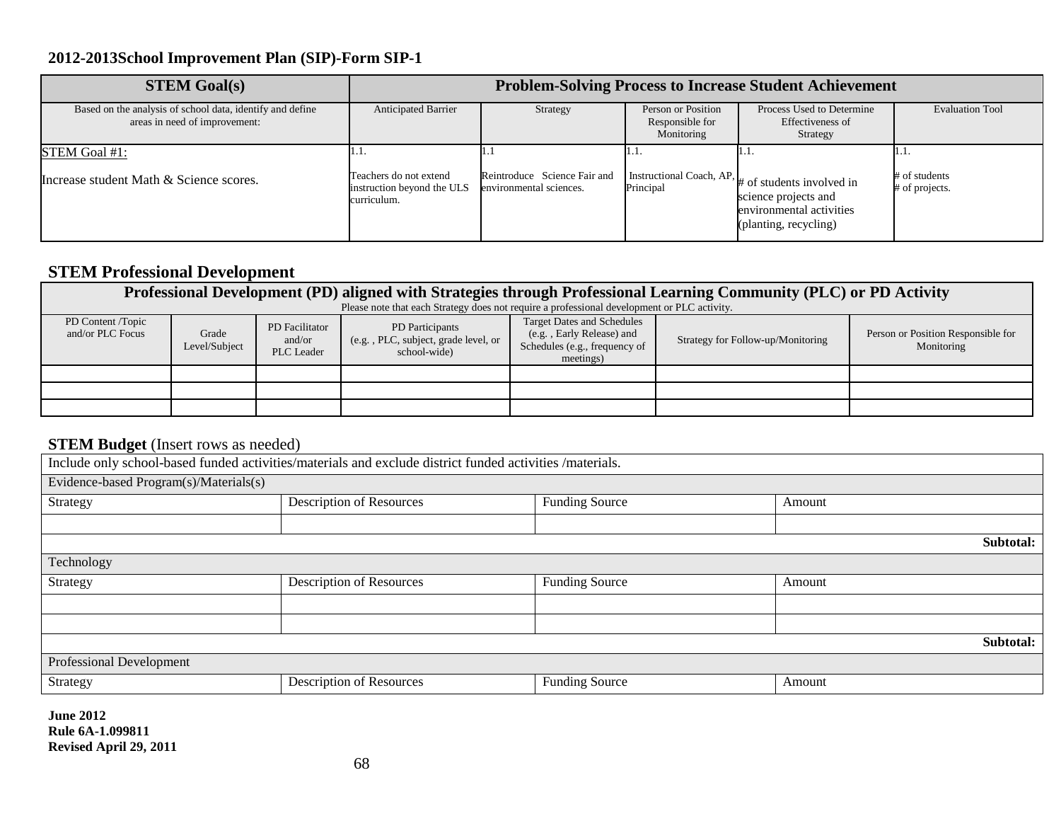## 2012-2013School Improvement Plan (SIP)-Form SIP-1

| STEM Goal(s) | Problem-Solving Process to Increase Student Achievement | | | | |
|---|---|---|---|---|---|
| Based on the analysis of school data, identify and define areas in need of improvement: | Anticipated Barrier | Strategy | Person or Position Responsible for Monitoring | Process Used to Determine Effectiveness of Strategy | Evaluation Tool |
| STEM Goal #1:<br><br>Increase student Math & Science scores. | 1.1.<br><br>Teachers do not extend instruction beyond the ULS curriculum. | 1.1<br><br>Reintroduce Science Fair and environmental sciences. | 1.1.<br><br>Instructional Coach, AP, Principal | 1.1.<br><br># of students involved in science projects and environmental activities (planting, recycling) | 1.1.<br><br># of students<br># of projects. |

## STEM Professional Development

| Professional Development (PD) aligned with Strategies through Professional Learning Community (PLC) or PD Activity<br>Please note that each Strategy does not require a professional development or PLC activity. | | | | | | |
|---|---|---|---|---|---|---|
| PD Content /Topic and/or PLC Focus | Grade Level/Subject | PD Facilitator and/or PLC Leader | PD Participants (e.g. , PLC, subject, grade level, or school-wide) | Target Dates and Schedules (e.g. , Early Release) and Schedules (e.g., frequency of meetings) | Strategy for Follow-up/Monitoring | Person or Position Responsible for Monitoring |
| | | | | | | |
| | | | | | | |
| | | | | | | |

## STEM Budget (Insert rows as needed)

| Include only school-based funded activities/materials and exclude district funded activities /materials. | | | |
|---|---|---|---|
| Evidence-based Program(s)/Materials(s) | | | |
| Strategy | Description of Resources | Funding Source | Amount |
| | | | |
| | | | **Subtotal:** |
| Technology | | | |
| Strategy | Description of Resources | Funding Source | Amount |
| | | | |
| | | | |
| | | | **Subtotal:** |
| Professional Development | | | |
| Strategy | Description of Resources | Funding Source | Amount |

**June 2012**
**Rule 6A-1.099811**
**Revised April 29, 2011**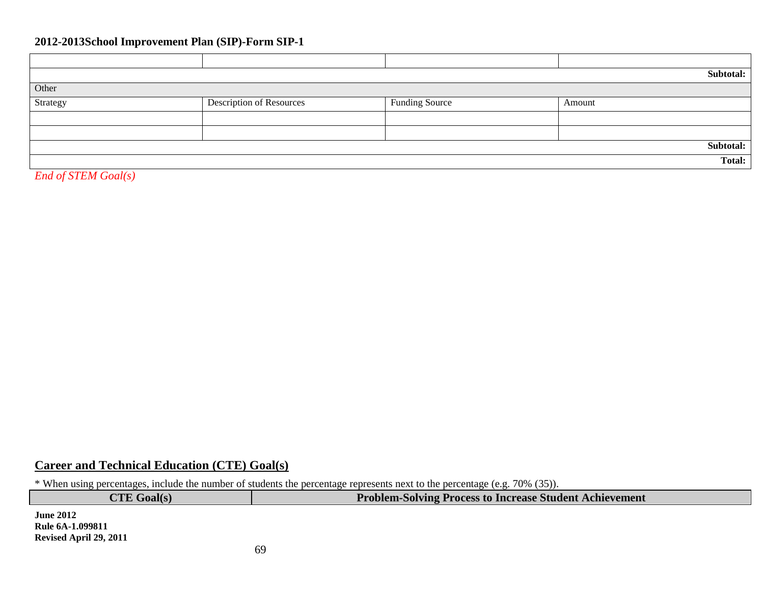| | | | |
|---|---|---|---|
| | | | |
| | | | **Subtotal:** |
| Other | | | |
| Strategy | Description of Resources | Funding Source | Amount |
| | | | |
| | | | |
| | | | **Subtotal:** |
| | | | **Total:** |

*End of STEM Goal(s)*

## Career and Technical Education (CTE) Goal(s)

* When using percentages, include the number of students the percentage represents next to the percentage (e.g. 70% (35)).

| CTE Goal(s) | Problem-Solving Process to Increase Student Achievement |
|---|---|

**June 2012**
**Rule 6A-1.099811**
**Revised April 29, 2011**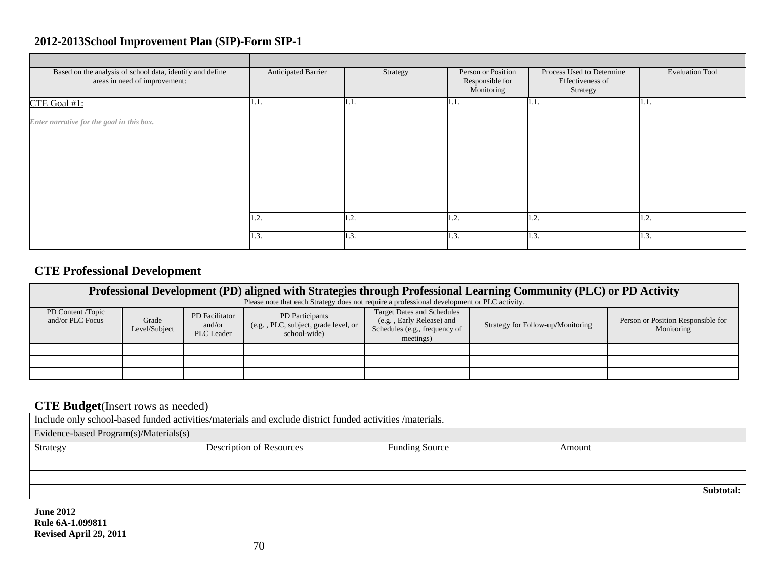**2012-2013School Improvement Plan (SIP)-Form SIP-1**

| | | | | | |
|---|---|---|---|---|---|
| Based on the analysis of school data, identify and define areas in need of improvement: | Anticipated Barrier | Strategy | Person or Position Responsible for Monitoring | Process Used to Determine Effectiveness of Strategy | Evaluation Tool |
| CTE Goal #1:<br><br>*Enter narrative for the goal in this box.* | 1.1. | 1.1. | 1.1. | 1.1. | 1.1. |
| | 1.2. | 1.2. | 1.2. | 1.2. | 1.2. |
| | 1.3. | 1.3. | 1.3. | 1.3. | 1.3. |

## CTE Professional Development

| Professional Development (PD) aligned with Strategies through Professional Learning Community (PLC) or PD Activity<br>Please note that each Strategy does not require a professional development or PLC activity. | | | | | | |
|---|---|---|---|---|---|---|
| PD Content /Topic and/or PLC Focus | Grade Level/Subject | PD Facilitator and/or PLC Leader | PD Participants (e.g. , PLC, subject, grade level, or school-wide) | Target Dates and Schedules (e.g. , Early Release) and Schedules (e.g., frequency of meetings) | Strategy for Follow-up/Monitoring | Person or Position Responsible for Monitoring |
| | | | | | | |
| | | | | | | |
| | | | | | | |

## CTE Budget(Insert rows as needed)

| Include only school-based funded activities/materials and exclude district funded activities /materials. | | | |
|---|---|---|---|
| Evidence-based Program(s)/Materials(s) | | | |
| Strategy | Description of Resources | Funding Source | Amount |
| | | | |
| | | | |
| | | | **Subtotal:** |

**June 2012**
**Rule 6A-1.099811**
**Revised April 29, 2011**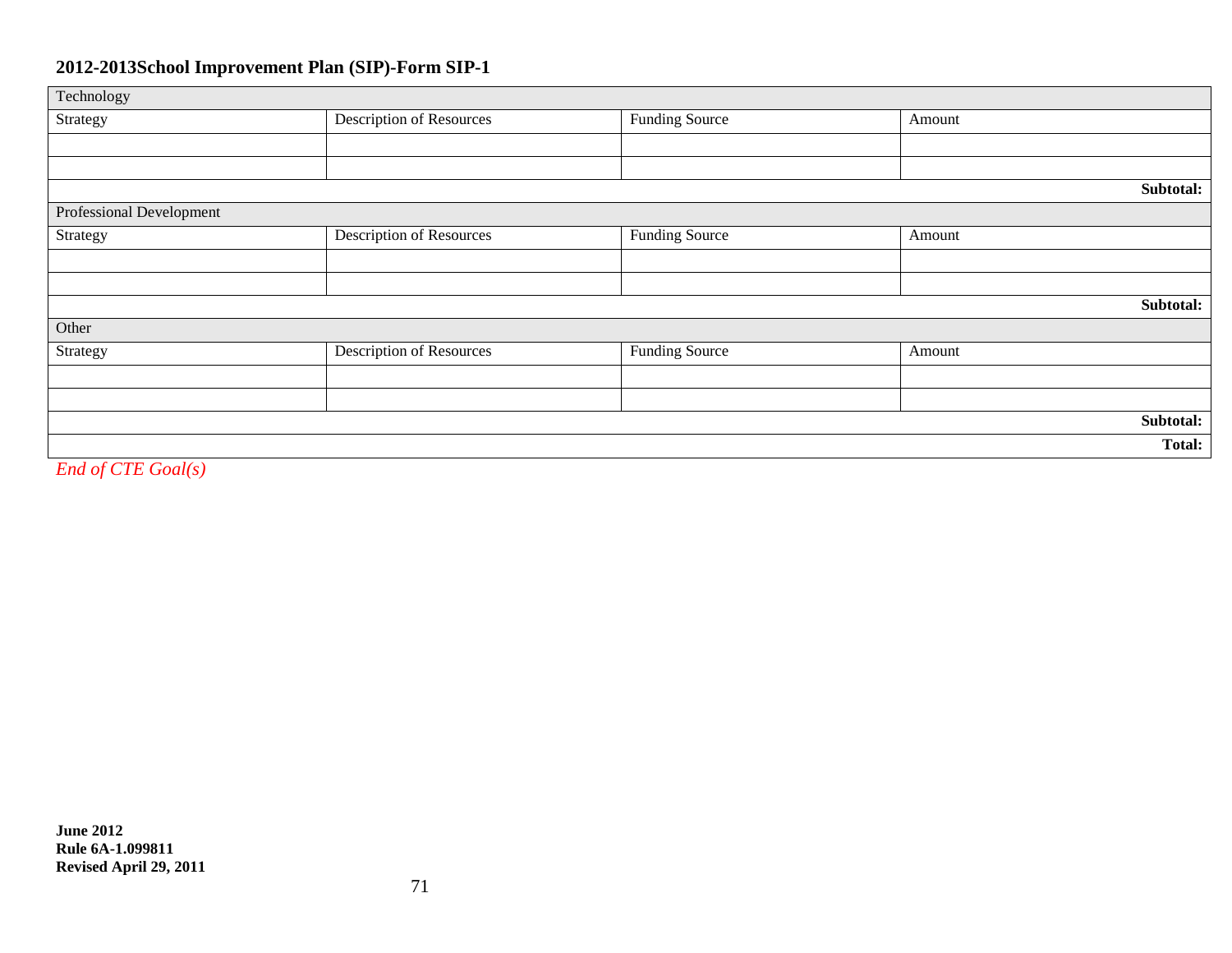**2012-2013School Improvement Plan (SIP)-Form SIP-1**

| Technology | | | |
|---|---|---|---|
| Strategy | Description of Resources | Funding Source | Amount |
| | | | |
| | | | |
| | | | **Subtotal:** |
| Professional Development | | | |
| Strategy | Description of Resources | Funding Source | Amount |
| | | | |
| | | | |
| | | | **Subtotal:** |
| Other | | | |
| Strategy | Description of Resources | Funding Source | Amount |
| | | | |
| | | | |
| | | | **Subtotal:** |
| | | | **Total:** |

*End of CTE Goal(s)*

**June 2012**
**Rule 6A-1.099811**
**Revised April 29, 2011**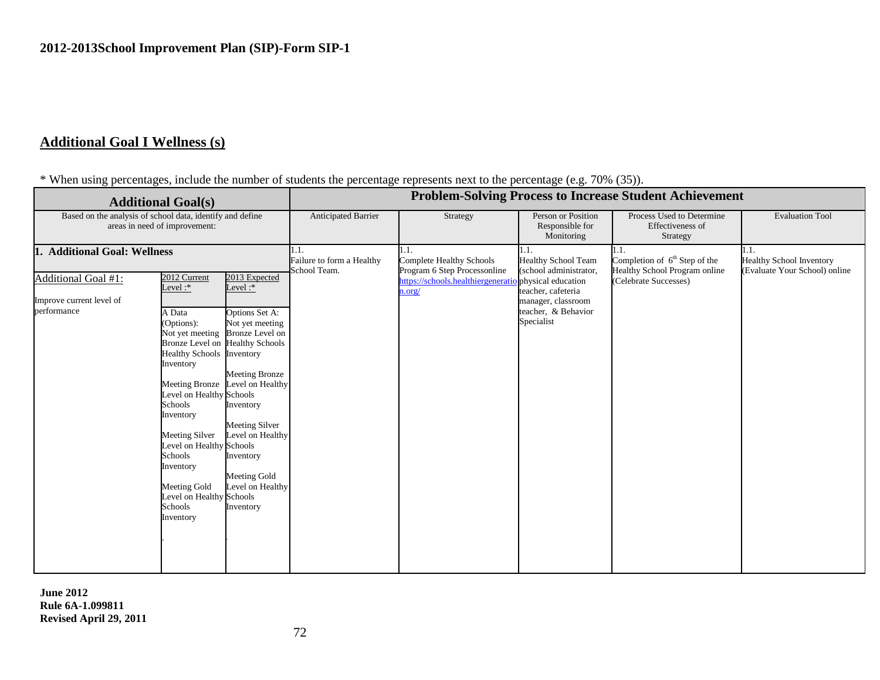## 2012-2013School Improvement Plan (SIP)-Form SIP-1

## Additional Goal I Wellness (s)

* When using percentages, include the number of students the percentage represents next to the percentage (e.g. 70% (35)).

| Additional Goal(s) | | | Problem-Solving Process to Increase Student Achievement | | | | |
|---|---|---|---|---|---|---|---|
| Based on the analysis of school data, identify and define areas in need of improvement: | | | Anticipated Barrier | Strategy | Person or Position Responsible for Monitoring | Process Used to Determine Effectiveness of Strategy | Evaluation Tool |
| **1. Additional Goal: Wellness** | | | 1.1. Failure to form a Healthy School Team. | 1.1. Complete Healthy Schools Program 6 Step Processonline https://schools.healthiergeneration.org/ | 1.1. Healthy School Team (school administrator, physical education teacher, cafeteria manager, classroom teacher, & Behavior Specialist | 1.1. Completion of 6th Step of the Healthy School Program online (Celebrate Successes) | 1.1. Healthy School Inventory (Evaluate Your School) online |
| Additional Goal #1: Improve current level of performance | 2012 Current Level :* A Data (Options): Not yet meeting Bronze Level on Healthy Schools Inventory Meeting Bronze Level on Healthy Schools Inventory Meeting Silver Level on Healthy Schools Inventory Meeting Gold Level on Healthy Schools Inventory . | 2013 Expected Level :* Options Set A: Not yet meeting Bronze Level on Healthy Schools Inventory Meeting Bronze Level on Healthy Schools Inventory Meeting Silver Level on Healthy Schools Inventory Meeting Gold Level on Healthy Schools Inventory . | | | | | |

**June 2012**
**Rule 6A-1.099811**
**Revised April 29, 2011**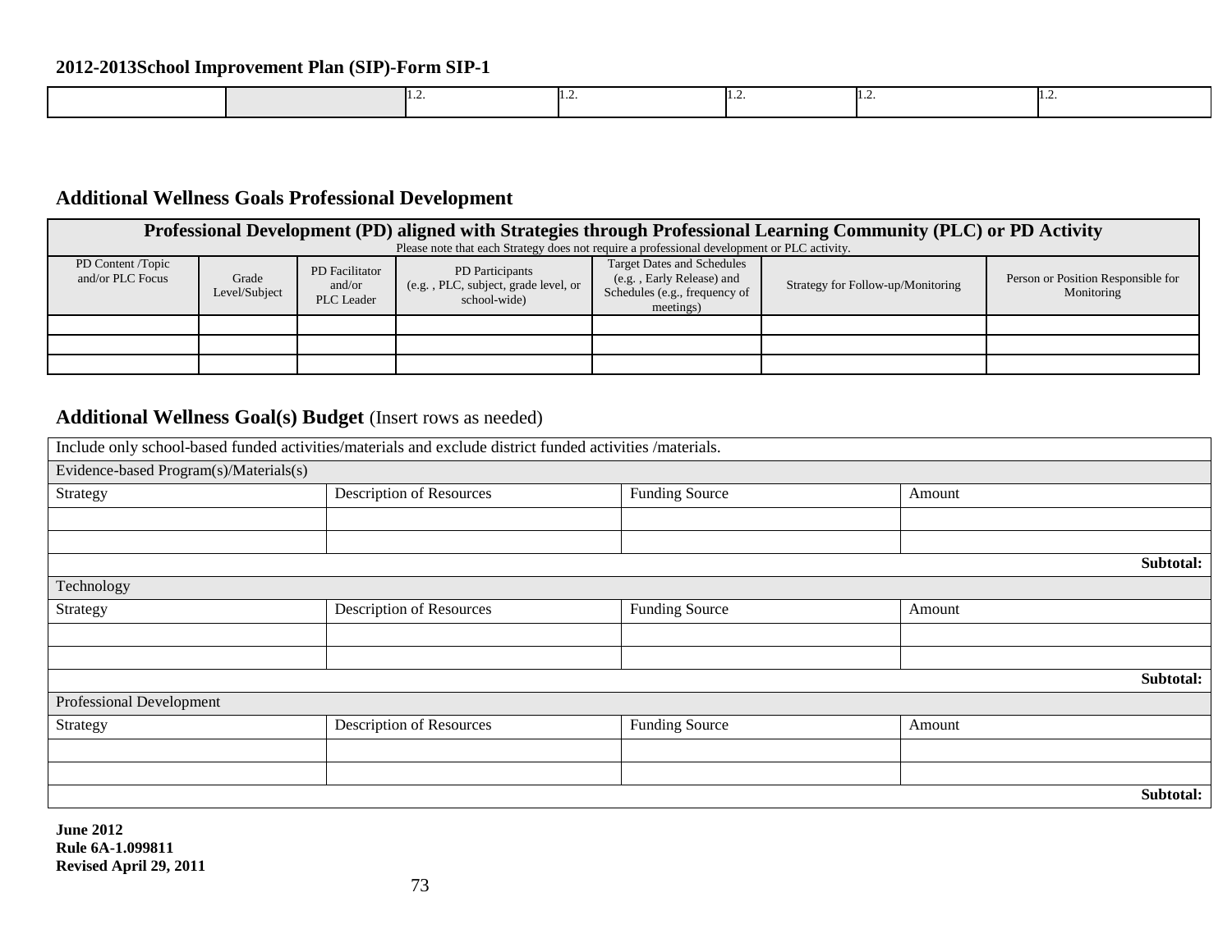| | | | | | | |
|---|---|---|---|---|---|---|
| | | 1.2. | 1.2. | 1.2. | 1.2. | 1.2. |

## Additional Wellness Goals Professional Development

| **Professional Development (PD) aligned with Strategies through Professional Learning Community (PLC) or PD Activity** Please note that each Strategy does not require a professional development or PLC activity. | | | | | | |
|---|---|---|---|---|---|---|
| PD Content /Topic and/or PLC Focus | Grade Level/Subject | PD Facilitator and/or PLC Leader | PD Participants (e.g. , PLC, subject, grade level, or school-wide) | Target Dates and Schedules (e.g. , Early Release) and Schedules (e.g., frequency of meetings) | Strategy for Follow-up/Monitoring | Person or Position Responsible for Monitoring |
| | | | | | | |
| | | | | | | |
| | | | | | | |

## Additional Wellness Goal(s) Budget (Insert rows as needed)

| Include only school-based funded activities/materials and exclude district funded activities /materials. | | | |
|---|---|---|---|
| Evidence-based Program(s)/Materials(s) | | | |
| Strategy | Description of Resources | Funding Source | Amount |
| | | | |
| | | | |
| | | | **Subtotal:** |
| Technology | | | |
| Strategy | Description of Resources | Funding Source | Amount |
| | | | |
| | | | |
| | | | **Subtotal:** |
| Professional Development | | | |
| Strategy | Description of Resources | Funding Source | Amount |
| | | | |
| | | | |
| | | | **Subtotal:** |

**June 2012**
**Rule 6A-1.099811**
**Revised April 29, 2011**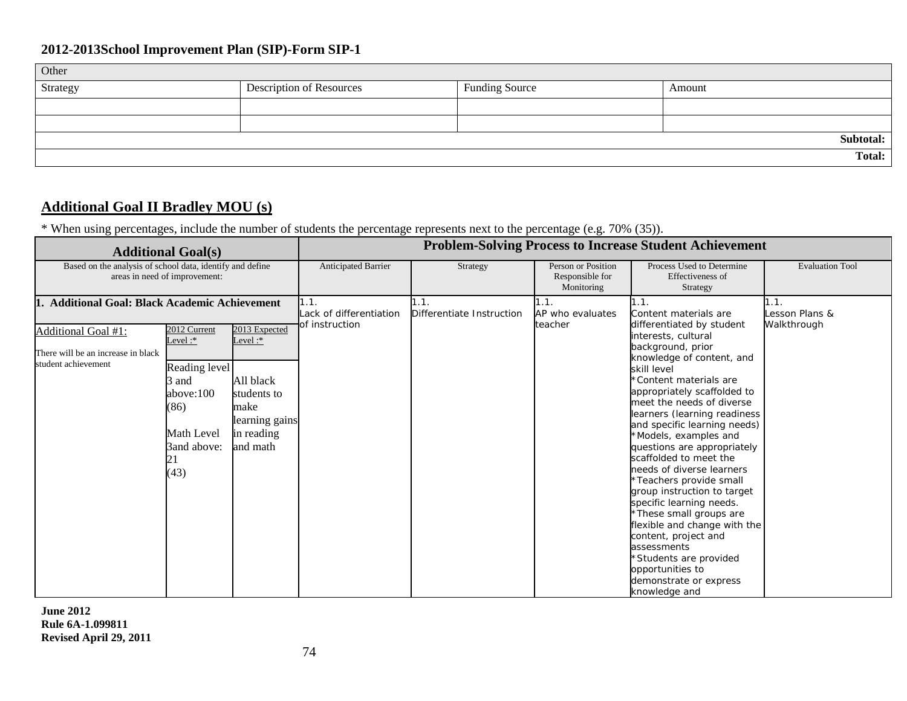## 2012-2013School Improvement Plan (SIP)-Form SIP-1

| Other | | | |
|---|---|---|---|
| Strategy | Description of Resources | Funding Source | Amount |
| | | | |
| | | | |
| | | | **Subtotal:** |
| | | | **Total:** |

## Additional Goal II Bradley MOU (s)

* When using percentages, include the number of students the percentage represents next to the percentage (e.g. 70% (35)).

| **Additional Goal(s)** | | | **Problem-Solving Process to Increase Student Achievement** | | | | |
|---|---|---|---|---|---|---|---|
| Based on the analysis of school data, identify and define areas in need of improvement: | | | Anticipated Barrier | Strategy | Person or Position Responsible for Monitoring | Process Used to Determine Effectiveness of Strategy | Evaluation Tool |
| **1. Additional Goal: Black Academic Achievement** | | | 1.1. Lack of differentiation of instruction | 1.1. Differentiate Instruction | 1.1. AP who evaluates teacher | 1.1. Content materials are differentiated by student interests, cultural background, prior knowledge of content, and skill level *Content materials are appropriately scaffolded to meet the needs of diverse learners (learning readiness and specific learning needs) *Models, examples and questions are appropriately scaffolded to meet the needs of diverse learners *Teachers provide small group instruction to target specific learning needs. *These small groups are flexible and change with the content, project and assessments *Students are provided opportunities to demonstrate or express knowledge and | 1.1. Lesson Plans & Walkthrough |
| Additional Goal #1: There will be an increase in black student achievement | 2012 Current Level :* | 2013 Expected Level :* | | | | | |
| | Reading level 3 and above:100 (86) Math Level 3and above: 21 (43) | All black students to make learning gains in reading and math | | | | | |

**June 2012**
**Rule 6A-1.099811**
**Revised April 29, 2011**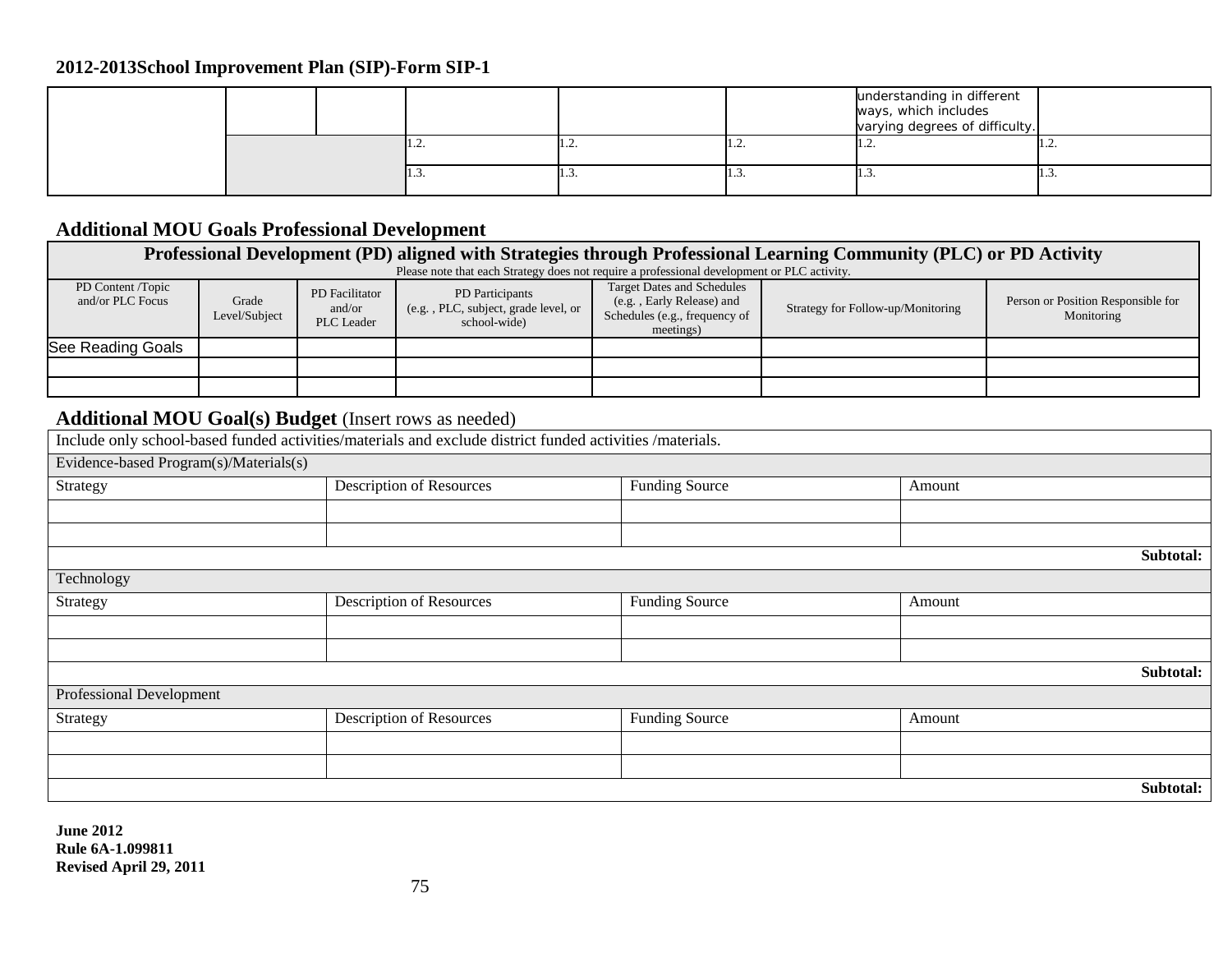**2012-2013School Improvement Plan (SIP)-Form SIP-1**

| | | | | | | | |
|---|---|---|---|---|---|---|---|
| | | | | | | understanding in different ways, which includes varying degrees of difficulty. | |
| | | | 1.2. | 1.2. | 1.2. | 1.2. | 1.2. |
| | | | 1.3. | 1.3. | 1.3. | 1.3. | 1.3. |

## Additional MOU Goals Professional Development

| Professional Development (PD) aligned with Strategies through Professional Learning Community (PLC) or PD Activity<br>Please note that each Strategy does not require a professional development or PLC activity. | | | | | | |
|---|---|---|---|---|---|---|
| PD Content /Topic and/or PLC Focus | Grade Level/Subject | PD Facilitator and/or PLC Leader | PD Participants (e.g. , PLC, subject, grade level, or school-wide) | Target Dates and Schedules (e.g. , Early Release) and Schedules (e.g., frequency of meetings) | Strategy for Follow-up/Monitoring | Person or Position Responsible for Monitoring |
| See Reading Goals | | | | | | |
| | | | | | | |
| | | | | | | |

## Additional MOU Goal(s) Budget (Insert rows as needed)

| Include only school-based funded activities/materials and exclude district funded activities /materials. | | | |
|---|---|---|---|
| Evidence-based Program(s)/Materials(s) | | | |
| Strategy | Description of Resources | Funding Source | Amount |
| | | | |
| | | | |
| | | | **Subtotal:** |
| Technology | | | |
| Strategy | Description of Resources | Funding Source | Amount |
| | | | |
| | | | |
| | | | **Subtotal:** |
| Professional Development | | | |
| Strategy | Description of Resources | Funding Source | Amount |
| | | | |
| | | | |
| | | | **Subtotal:** |

**June 2012**
**Rule 6A-1.099811**
**Revised April 29, 2011**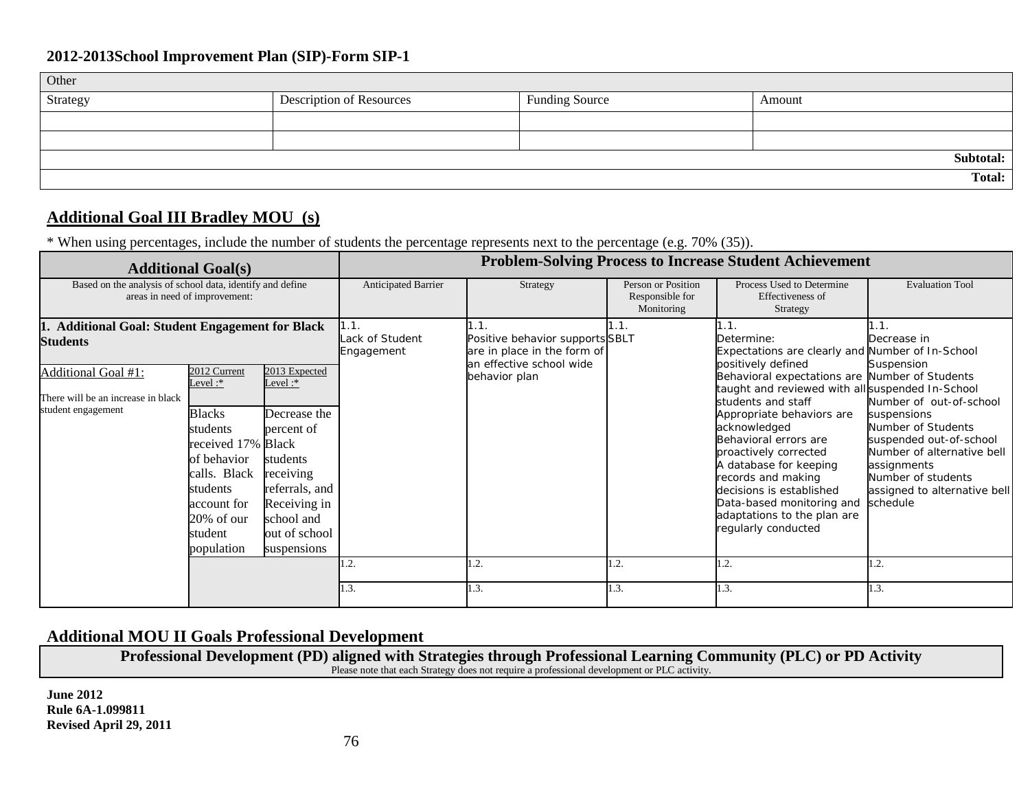**2012-2013School Improvement Plan (SIP)-Form SIP-1**

| Other | | | |
|---|---|---|---|
| Strategy | Description of Resources | Funding Source | Amount |
| | | | |
| | | | |
| | | | **Subtotal:** |
| | | | **Total:** |

## Additional Goal III Bradley MOU (s)

* When using percentages, include the number of students the percentage represents next to the percentage (e.g. 70% (35)).

| **Additional Goal(s)** | | | **Problem-Solving Process to Increase Student Achievement** | | | | |
|---|---|---|---|---|---|---|---|
| Based on the analysis of school data, identify and define areas in need of improvement: | | | Anticipated Barrier | Strategy | Person or Position Responsible for Monitoring | Process Used to Determine Effectiveness of Strategy | Evaluation Tool |
| **1. Additional Goal: Student Engagement for Black Students** | | | 1.1. Lack of Student Engagement | 1.1. Positive behavior supports are in place in the form of an effective school wide behavior plan | 1.1. SBLT | 1.1. Determine: Expectations are clearly and positively defined Behavioral expectations are taught and reviewed with all students and staff Appropriate behaviors are acknowledged Behavioral errors are proactively corrected A database for keeping records and making decisions is established Data-based monitoring and adaptations to the plan are regularly conducted | 1.1. Decrease in Number of In-School Suspension Number of Students suspended In-School Number of out-of-school suspensions Number of Students suspended out-of-school Number of alternative bell assignments Number of students assigned to alternative bell schedule |
| Additional Goal #1: There will be an increase in black student engagement | 2012 Current Level :* | 2013 Expected Level :* | | | | | |
| | Blacks students received 17% of behavior calls. Black students account for 20% of our student population | Decrease the percent of Black students receiving referrals, and Receiving in school and out of school suspensions | | | | | |
| | | | 1.2. | 1.2. | 1.2. | 1.2. | 1.2. |
| | | | 1.3. | 1.3. | 1.3. | 1.3. | 1.3. |

## Additional MOU II Goals Professional Development

**Professional Development (PD) aligned with Strategies through Professional Learning Community (PLC) or PD Activity**

Please note that each Strategy does not require a professional development or PLC activity.

**June 2012**
**Rule 6A-1.099811**
**Revised April 29, 2011**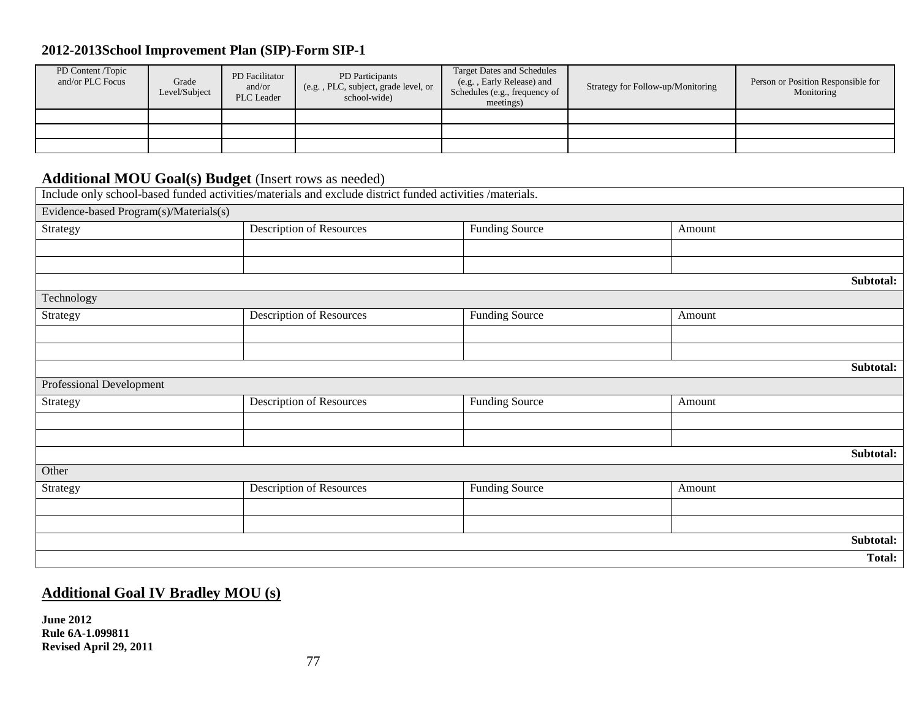**2012-2013School Improvement Plan (SIP)-Form SIP-1**

| PD Content /Topic and/or PLC Focus | Grade Level/Subject | PD Facilitator and/or PLC Leader | PD Participants (e.g. , PLC, subject, grade level, or school-wide) | Target Dates and Schedules (e.g. , Early Release) and Schedules (e.g., frequency of meetings) | Strategy for Follow-up/Monitoring | Person or Position Responsible for Monitoring |
|---|---|---|---|---|---|---|
| | | | | | | |
| | | | | | | |
| | | | | | | |

## Additional MOU Goal(s) Budget (Insert rows as needed)

| | | | |
|---|---|---|---|
| Include only school-based funded activities/materials and exclude district funded activities /materials. | | | |
| Evidence-based Program(s)/Materials(s) | | | |
| Strategy | Description of Resources | Funding Source | Amount |
| | | | |
| | | | |
| | | | **Subtotal:** |
| Technology | | | |
| Strategy | Description of Resources | Funding Source | Amount |
| | | | |
| | | | |
| | | | **Subtotal:** |
| Professional Development | | | |
| Strategy | Description of Resources | Funding Source | Amount |
| | | | |
| | | | |
| | | | **Subtotal:** |
| Other | | | |
| Strategy | Description of Resources | Funding Source | Amount |
| | | | |
| | | | |
| | | | **Subtotal:** |
| | | | **Total:** |

## Additional Goal IV Bradley MOU (s)

**June 2012**
**Rule 6A-1.099811**
**Revised April 29, 2011**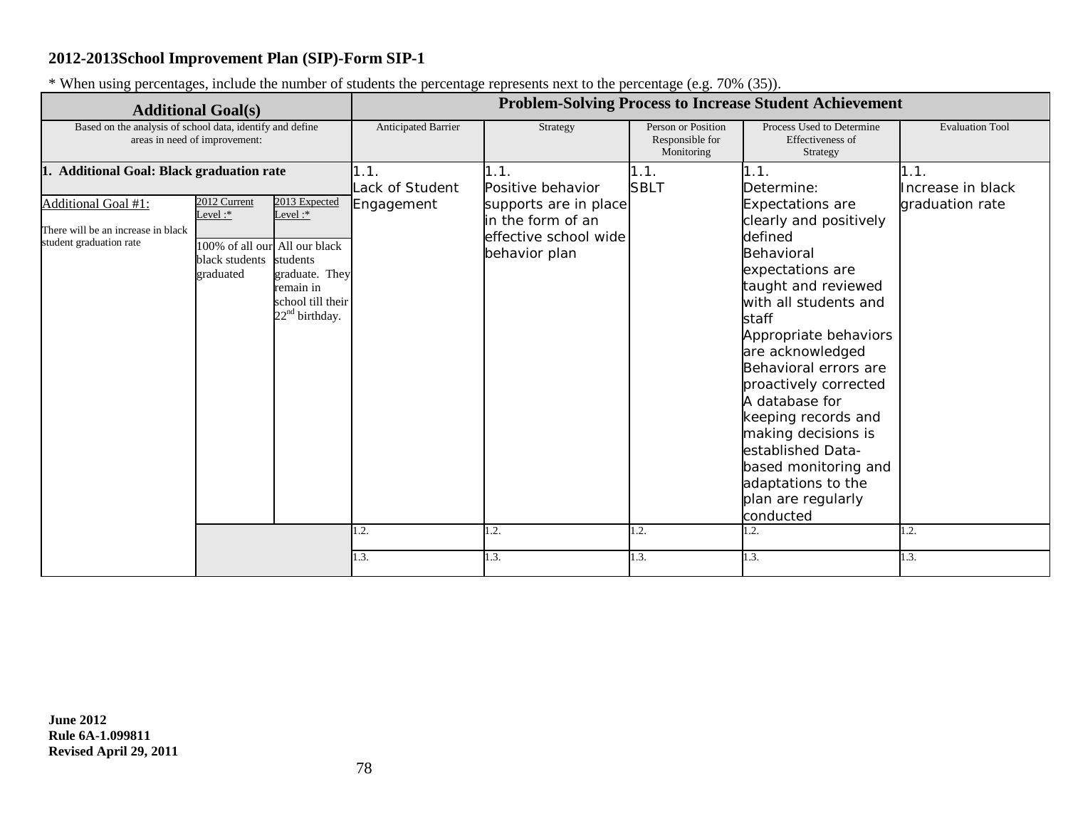**2012-2013School Improvement Plan (SIP)-Form SIP-1**

* When using percentages, include the number of students the percentage represents next to the percentage (e.g. 70% (35)).

| Additional Goal(s) | | | Problem-Solving Process to Increase Student Achievement | | | | |
|---|---|---|---|---|---|---|---|
| Based on the analysis of school data, identify and define areas in need of improvement: | | | Anticipated Barrier | Strategy | Person or Position Responsible for Monitoring | Process Used to Determine Effectiveness of Strategy | Evaluation Tool |
| **1. Additional Goal: Black graduation rate** | | | 1.1. Lack of Student Engagement | 1.1. Positive behavior supports are in place in the form of an effective school wide behavior plan | 1.1. SBLT | 1.1. Determine: Expectations are clearly and positively defined Behavioral expectations are taught and reviewed with all students and staff Appropriate behaviors are acknowledged Behavioral errors are proactively corrected A database for keeping records and making decisions is established Data-based monitoring and adaptations to the plan are regularly conducted | 1.1. Increase in black graduation rate |
| Additional Goal #1: There will be an increase in black student graduation rate | 2012 Current Level :* 100% of all our black students graduated | 2013 Expected Level :* All our black students graduate. They remain in school till their 22nd birthday. | | | | | |
| | | | 1.2. | 1.2. | 1.2. | 1.2. | 1.2. |
| | | | 1.3. | 1.3. | 1.3. | 1.3. | 1.3. |

**June 2012**
**Rule 6A-1.099811**
**Revised April 29, 2011**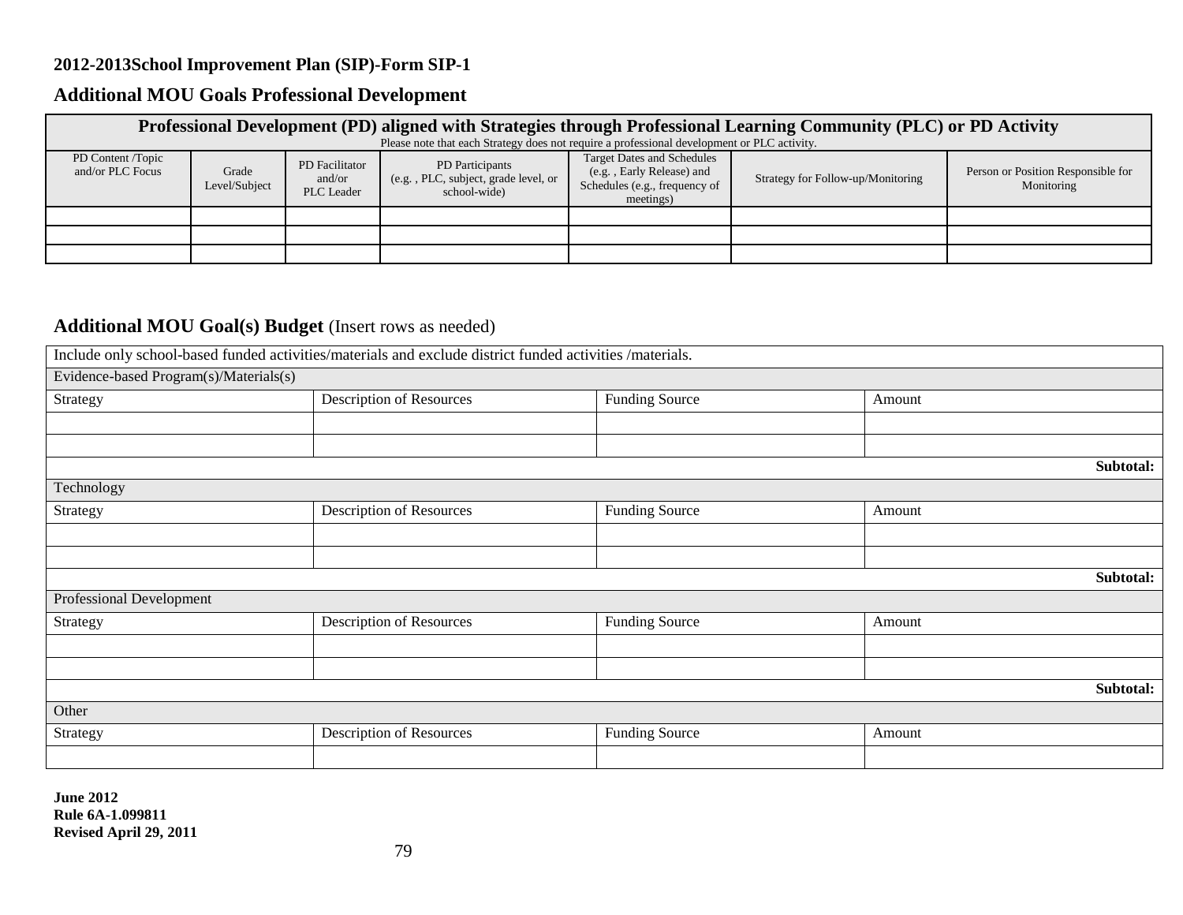**2012-2013School Improvement Plan (SIP)-Form SIP-1**

## Additional MOU Goals Professional Development

| Professional Development (PD) aligned with Strategies through Professional Learning Community (PLC) or PD Activity<br>Please note that each Strategy does not require a professional development or PLC activity. | | | | | | |
|---|---|---|---|---|---|---|
| PD Content /Topic and/or PLC Focus | Grade Level/Subject | PD Facilitator and/or PLC Leader | PD Participants (e.g. , PLC, subject, grade level, or school-wide) | Target Dates and Schedules (e.g. , Early Release) and Schedules (e.g., frequency of meetings) | Strategy for Follow-up/Monitoring | Person or Position Responsible for Monitoring |
| | | | | | | |
| | | | | | | |
| | | | | | | |

## Additional MOU Goal(s) Budget (Insert rows as needed)

| Include only school-based funded activities/materials and exclude district funded activities /materials. | | | |
|---|---|---|---|
| Evidence-based Program(s)/Materials(s) | | | |
| Strategy | Description of Resources | Funding Source | Amount |
| | | | |
| | | | |
| | | | **Subtotal:** |
| Technology | | | |
| Strategy | Description of Resources | Funding Source | Amount |
| | | | |
| | | | |
| | | | **Subtotal:** |
| Professional Development | | | |
| Strategy | Description of Resources | Funding Source | Amount |
| | | | |
| | | | |
| | | | **Subtotal:** |
| Other | | | |
| Strategy | Description of Resources | Funding Source | Amount |
| | | | |

**June 2012**
**Rule 6A-1.099811**
**Revised April 29, 2011**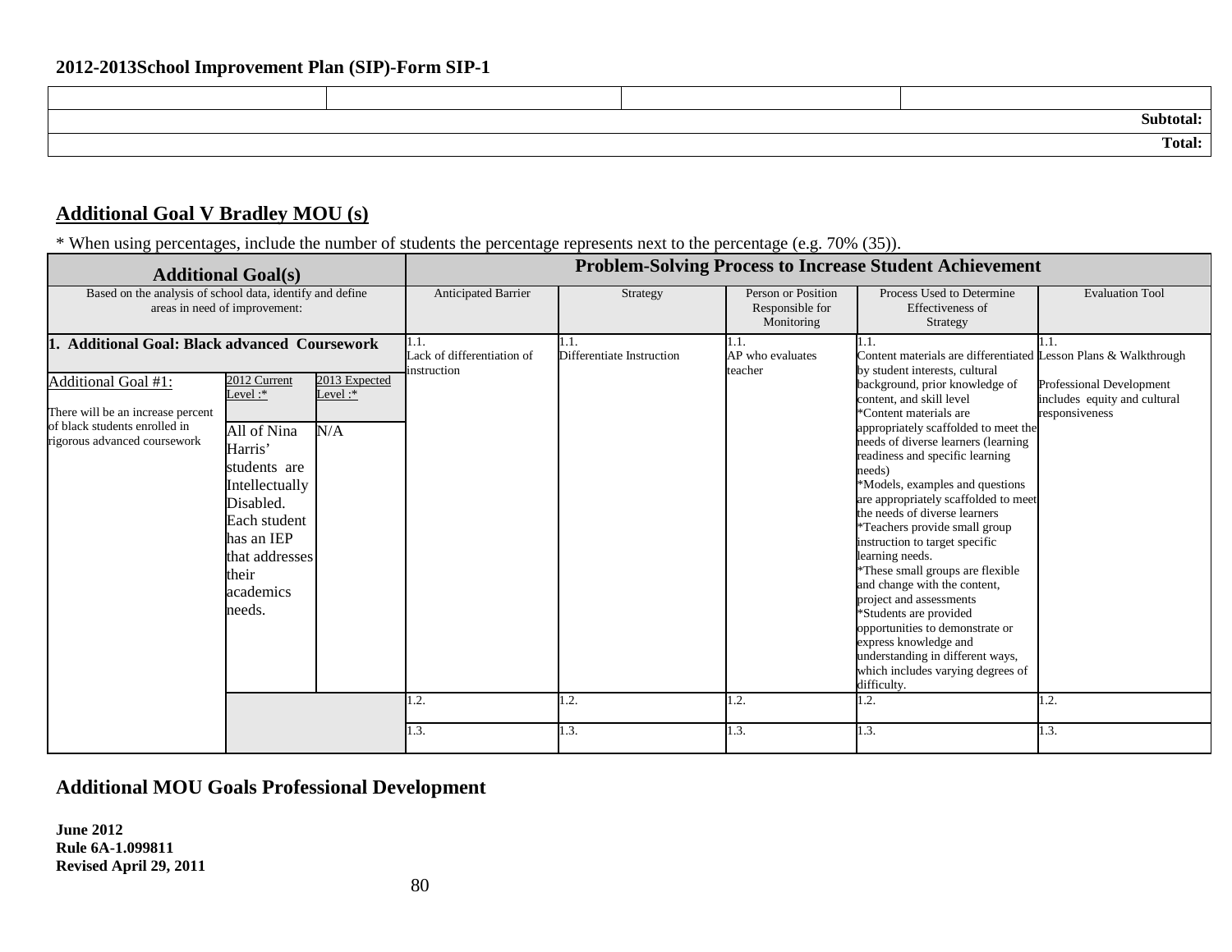**2012-2013School Improvement Plan (SIP)-Form SIP-1**

| | | | |
|---|---|---|---|
| | | | |
| | | | **Subtotal:** |
| | | | **Total:** |

## Additional Goal V Bradley MOU (s)

* When using percentages, include the number of students the percentage represents next to the percentage (e.g. 70% (35)).

| Additional Goal(s) | | | Problem-Solving Process to Increase Student Achievement | | | | |
|---|---|---|---|---|---|---|---|
| Based on the analysis of school data, identify and define areas in need of improvement: | | | Anticipated Barrier | Strategy | Person or Position Responsible for Monitoring | Process Used to Determine Effectiveness of Strategy | Evaluation Tool |
| **1. Additional Goal: Black advanced Coursework** | | | 1.1. Lack of differentiation of instruction | 1.1. Differentiate Instruction | 1.1. AP who evaluates teacher | 1.1. Content materials are differentiated by student interests, cultural background, prior knowledge of content, and skill level *Content materials are appropriately scaffolded to meet the needs of diverse learners (learning readiness and specific learning needs) *Models, examples and questions are appropriately scaffolded to meet the needs of diverse learners *Teachers provide small group instruction to target specific learning needs. *These small groups are flexible and change with the content, project and assessments *Students are provided opportunities to demonstrate or express knowledge and understanding in different ways, which includes varying degrees of difficulty. | 1.1. Lesson Plans & Walkthrough<br><br>Professional Development includes equity and cultural responsiveness |
| Additional Goal #1:<br><br>There will be an increase percent of black students enrolled in rigorous advanced coursework | 2012 Current Level :* | 2013 Expected Level :* | | | | | |
| | All of Nina Harris' students are Intellectually Disabled. Each student has an IEP that addresses their academics needs. | N/A | | | | | |
| | | | 1.2. | 1.2. | 1.2. | 1.2. | 1.2. |
| | | | 1.3. | 1.3. | 1.3. | 1.3. | 1.3. |

## Additional MOU Goals Professional Development

**June 2012**
**Rule 6A-1.099811**
**Revised April 29, 2011**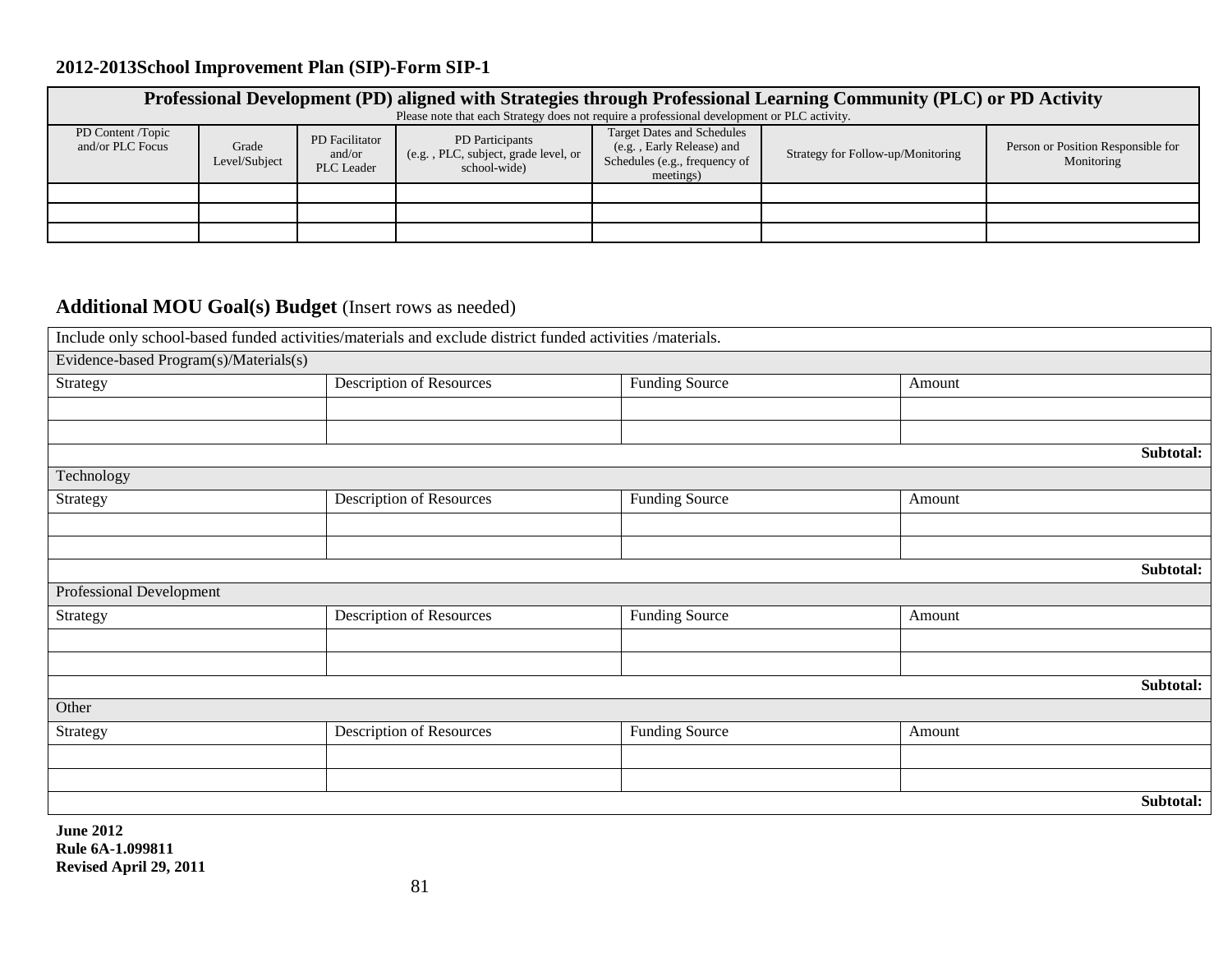**2012-2013School Improvement Plan (SIP)-Form SIP-1**

| Professional Development (PD) aligned with Strategies through Professional Learning Community (PLC) or PD Activity<br>Please note that each Strategy does not require a professional development or PLC activity. | | | | | | |
|---|---|---|---|---|---|---|
| PD Content /Topic and/or PLC Focus | Grade Level/Subject | PD Facilitator and/or PLC Leader | PD Participants (e.g. , PLC, subject, grade level, or school-wide) | Target Dates and Schedules (e.g. , Early Release) and Schedules (e.g., frequency of meetings) | Strategy for Follow-up/Monitoring | Person or Position Responsible for Monitoring |
| | | | | | | |
| | | | | | | |
| | | | | | | |

## Additional MOU Goal(s) Budget (Insert rows as needed)

| Include only school-based funded activities/materials and exclude district funded activities /materials. | | | |
|---|---|---|---|
| Evidence-based Program(s)/Materials(s) | | | |
| Strategy | Description of Resources | Funding Source | Amount |
| | | | |
| | | | |
| | | | **Subtotal:** |
| Technology | | | |
| Strategy | Description of Resources | Funding Source | Amount |
| | | | |
| | | | |
| | | | **Subtotal:** |
| Professional Development | | | |
| Strategy | Description of Resources | Funding Source | Amount |
| | | | |
| | | | |
| | | | **Subtotal:** |
| Other | | | |
| Strategy | Description of Resources | Funding Source | Amount |
| | | | |
| | | | |
| | | | **Subtotal:** |

**June 2012**
**Rule 6A-1.099811**
**Revised April 29, 2011**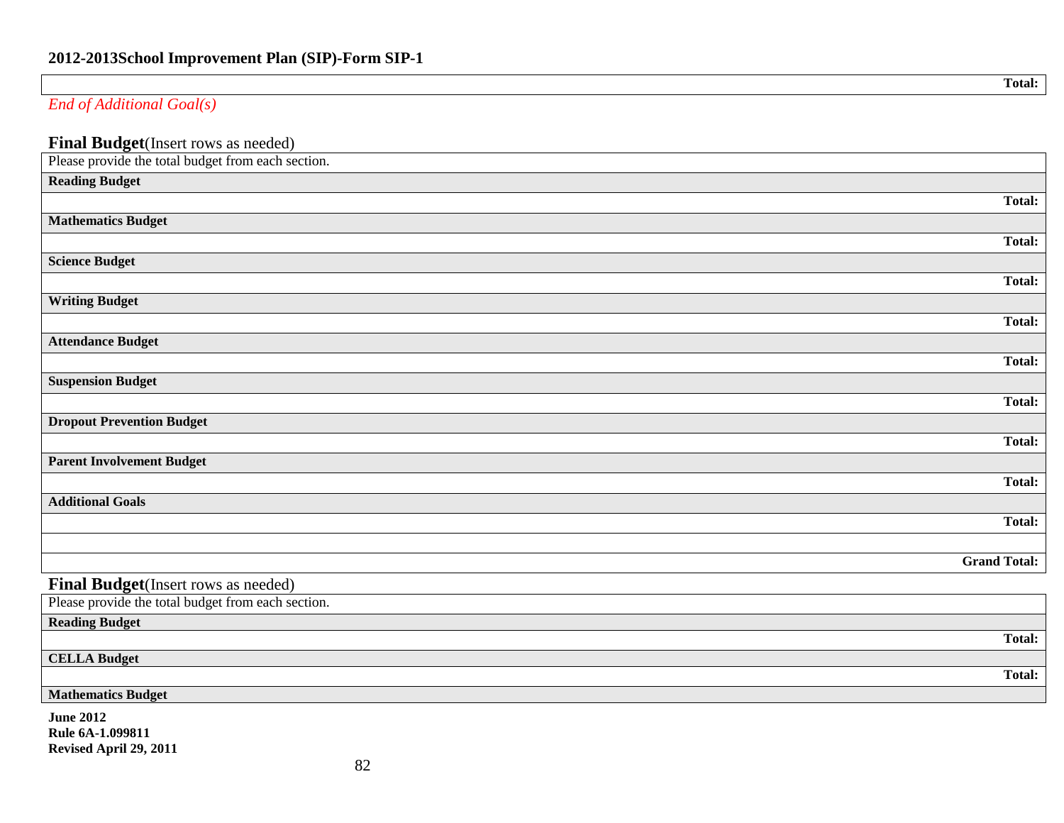| |
|---|
| **Total:** |

*End of Additional Goal(s)*

**Final Budget**(Insert rows as needed)

| Please provide the total budget from each section. |
|---|
| **Reading Budget** |
| **Total:** |
| **Mathematics Budget** |
| **Total:** |
| **Science Budget** |
| **Total:** |
| **Writing Budget** |
| **Total:** |
| **Attendance Budget** |
| **Total:** |
| **Suspension Budget** |
| **Total:** |
| **Dropout Prevention Budget** |
| **Total:** |
| **Parent Involvement Budget** |
| **Total:** |
| **Additional Goals** |
| **Total:** |
| |
| **Grand Total:** |

**Final Budget**(Insert rows as needed)

| Please provide the total budget from each section. |
|---|
| **Reading Budget** |
| **Total:** |
| **CELLA Budget** |
| **Total:** |
| **Mathematics Budget** |

**June 2012**
**Rule 6A-1.099811**
**Revised April 29, 2011**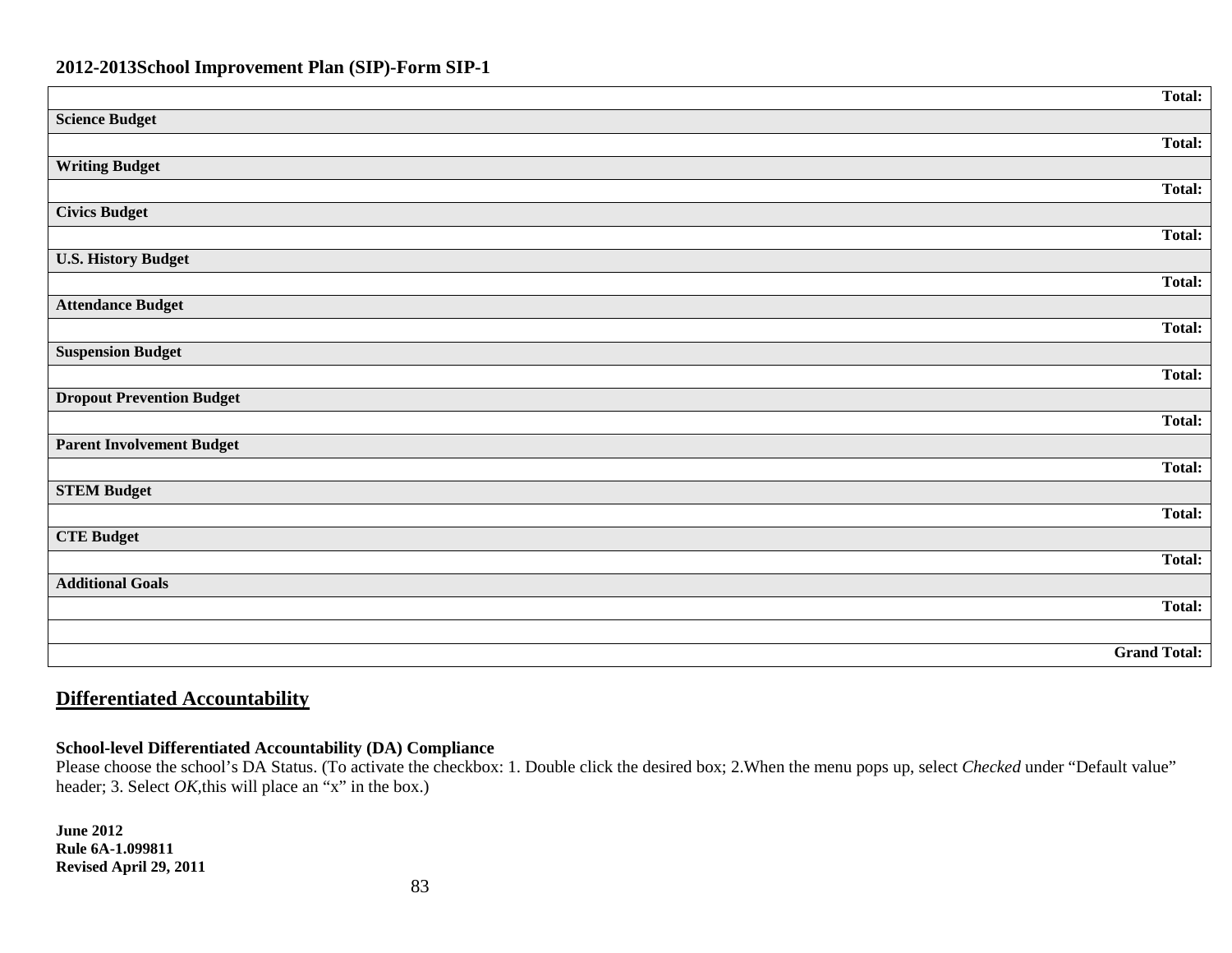| |
|---|
| **Total:** |
| **Science Budget** |
| **Total:** |
| **Writing Budget** |
| **Total:** |
| **Civics Budget** |
| **Total:** |
| **U.S. History Budget** |
| **Total:** |
| **Attendance Budget** |
| **Total:** |
| **Suspension Budget** |
| **Total:** |
| **Dropout Prevention Budget** |
| **Total:** |
| **Parent Involvement Budget** |
| **Total:** |
| **STEM Budget** |
| **Total:** |
| **CTE Budget** |
| **Total:** |
| **Additional Goals** |
| **Total:** |
| |
| **Grand Total:** |

## Differentiated Accountability

**School-level Differentiated Accountability (DA) Compliance**

Please choose the school's DA Status. (To activate the checkbox: 1. Double click the desired box; 2.When the menu pops up, select *Checked* under "Default value" header; 3. Select *OK*,this will place an "x" in the box.)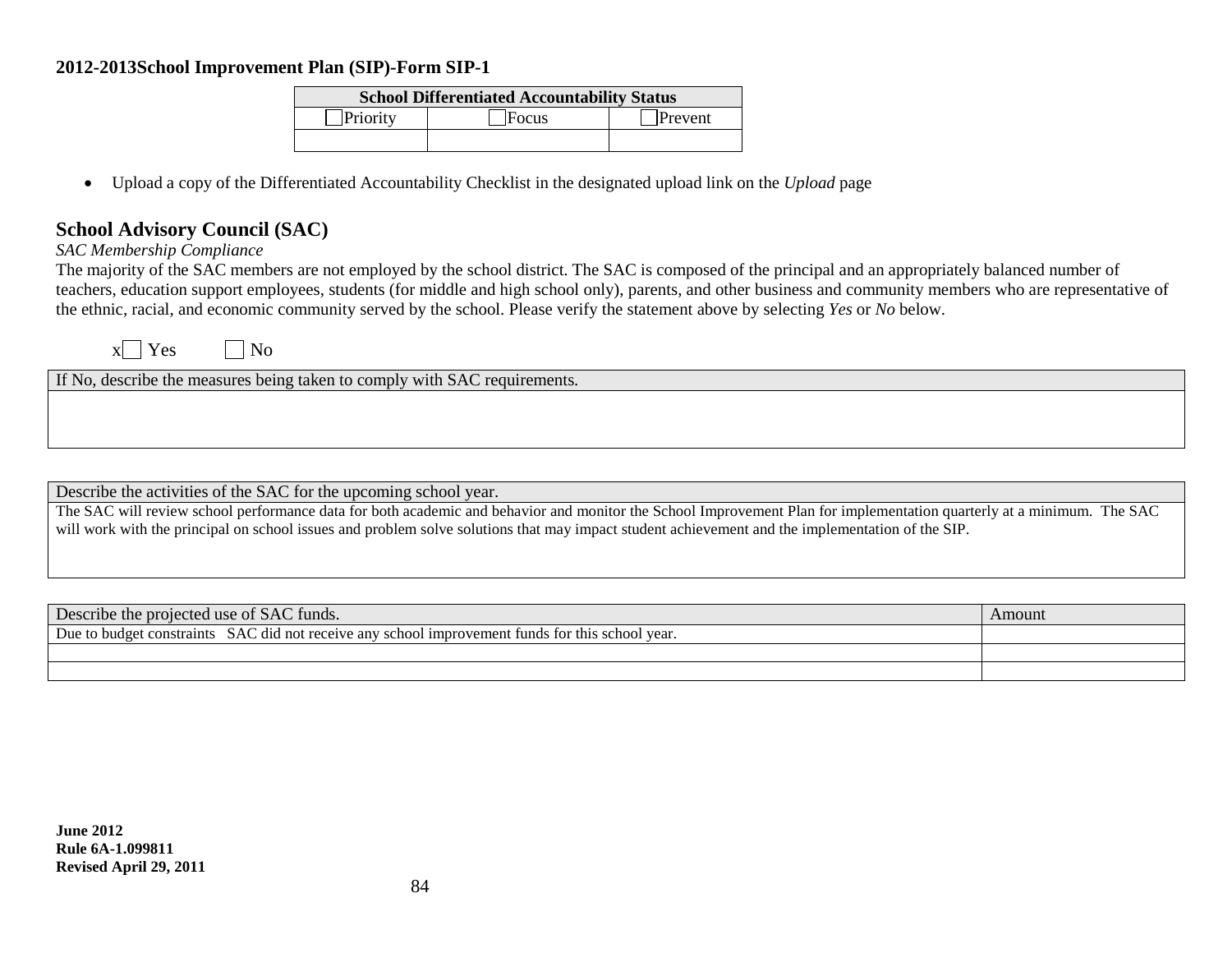**2012-2013School Improvement Plan (SIP)-Form SIP-1**

| School Differentiated Accountability Status | | |
|---|---|---|
| ☐Priority | ☐Focus | ☐Prevent |
| | | |

- Upload a copy of the Differentiated Accountability Checklist in the designated upload link on the *Upload* page

## School Advisory Council (SAC)

*SAC Membership Compliance*

The majority of the SAC members are not employed by the school district. The SAC is composed of the principal and an appropriately balanced number of teachers, education support employees, students (for middle and high school only), parents, and other business and community members who are representative of the ethnic, racial, and economic community served by the school. Please verify the statement above by selecting *Yes* or *No* below.

x☐ Yes ☐ No

| If No, describe the measures being taken to comply with SAC requirements. |
|---|
| |

| Describe the activities of the SAC for the upcoming school year. |
|---|
| The SAC will review school performance data for both academic and behavior and monitor the School Improvement Plan for implementation quarterly at a minimum. The SAC will work with the principal on school issues and problem solve solutions that may impact student achievement and the implementation of the SIP. |

| Describe the projected use of SAC funds. | Amount |
|---|---|
| Due to budget constraints SAC did not receive any school improvement funds for this school year. | |
| | |
| | |

**June 2012**
**Rule 6A-1.099811**
**Revised April 29, 2011**